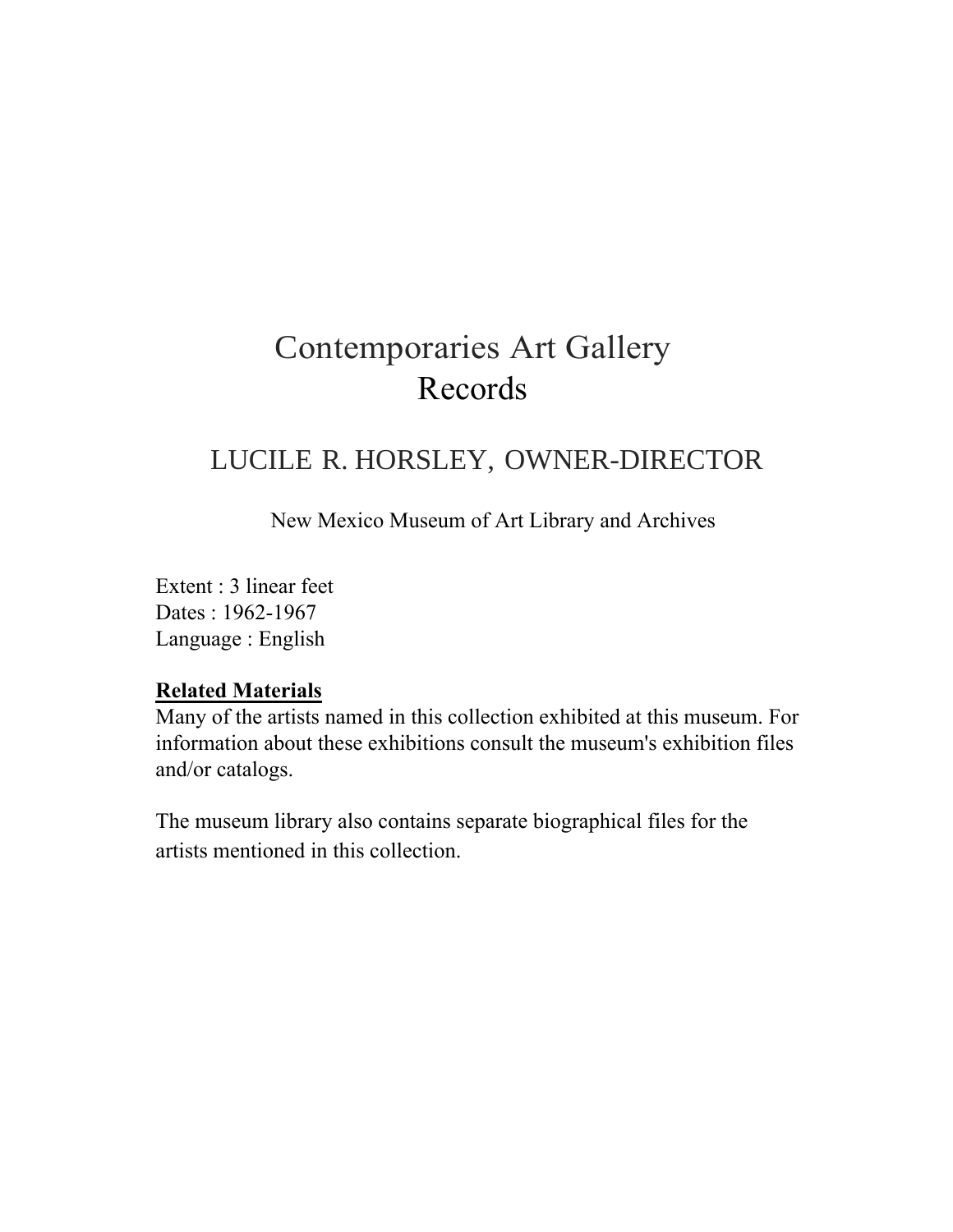# Contemporaries Art Gallery Records

## LUCILE R. HORSLEY, OWNER-DIRECTOR

New Mexico Museum of Art Library and Archives

Extent : 3 linear feet
Dates : 1962-1967
Language : English

**Related Materials**

Many of the artists named in this collection exhibited at this museum. For information about these exhibitions consult the museum's exhibition files and/or catalogs.

The museum library also contains separate biographical files for the artists mentioned in this collection.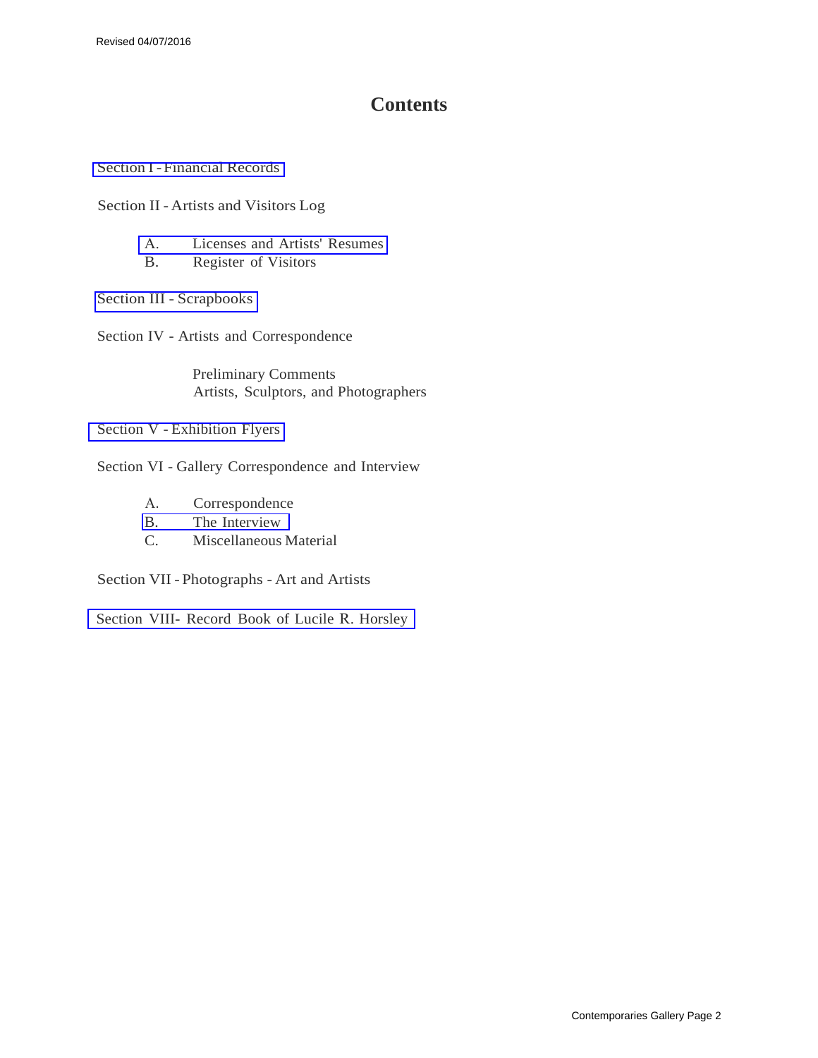Revised 04/07/2016

# Contents

Section I - Financial Records

Section II - Artists and Visitors Log

- A. Licenses and Artists' Resumes
- B. Register of Visitors

Section III - Scrapbooks

Section IV - Artists and Correspondence

Preliminary Comments
Artists, Sculptors, and Photographers

Section V - Exhibition Flyers

Section VI - Gallery Correspondence and Interview

- A. Correspondence
- B. The Interview
- C. Miscellaneous Material

Section VII - Photographs - Art and Artists

Section VIII- Record Book of Lucile R. Horsley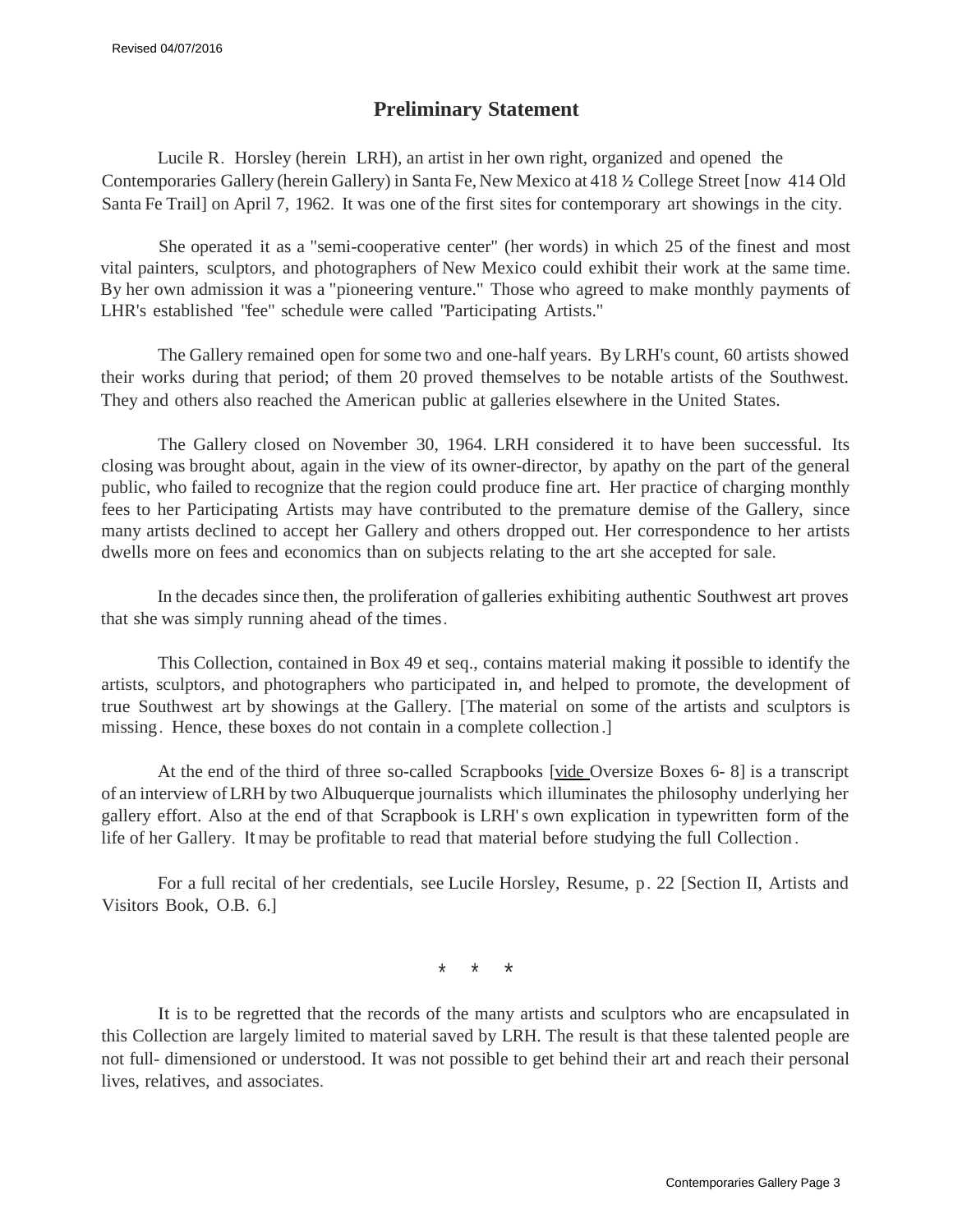## Preliminary Statement

Lucile R. Horsley (herein LRH), an artist in her own right, organized and opened the Contemporaries Gallery (herein Gallery) in Santa Fe, New Mexico at 418 ½ College Street [now 414 Old Santa Fe Trail] on April 7, 1962. It was one of the first sites for contemporary art showings in the city.

She operated it as a "semi-cooperative center" (her words) in which 25 of the finest and most vital painters, sculptors, and photographers of New Mexico could exhibit their work at the same time. By her own admission it was a "pioneering venture." Those who agreed to make monthly payments of LHR's established "fee" schedule were called "Participating Artists."

The Gallery remained open for some two and one-half years. By LRH's count, 60 artists showed their works during that period; of them 20 proved themselves to be notable artists of the Southwest. They and others also reached the American public at galleries elsewhere in the United States.

The Gallery closed on November 30, 1964. LRH considered it to have been successful. Its closing was brought about, again in the view of its owner-director, by apathy on the part of the general public, who failed to recognize that the region could produce fine art. Her practice of charging monthly fees to her Participating Artists may have contributed to the premature demise of the Gallery, since many artists declined to accept her Gallery and others dropped out. Her correspondence to her artists dwells more on fees and economics than on subjects relating to the art she accepted for sale.

In the decades since then, the proliferation of galleries exhibiting authentic Southwest art proves that she was simply running ahead of the times.

This Collection, contained in Box 49 et seq., contains material making it possible to identify the artists, sculptors, and photographers who participated in, and helped to promote, the development of true Southwest art by showings at the Gallery. [The material on some of the artists and sculptors is missing. Hence, these boxes do not contain in a complete collection.]

At the end of the third of three so-called Scrapbooks [vide Oversize Boxes 6- 8] is a transcript of an interview of LRH by two Albuquerque journalists which illuminates the philosophy underlying her gallery effort. Also at the end of that Scrapbook is LRH's own explication in typewritten form of the life of her Gallery. It may be profitable to read that material before studying the full Collection.

For a full recital of her credentials, see Lucile Horsley, Resume, p. 22 [Section II, Artists and Visitors Book, O.B. 6.]

\* \* \*

It is to be regretted that the records of the many artists and sculptors who are encapsulated in this Collection are largely limited to material saved by LRH. The result is that these talented people are not full- dimensioned or understood. It was not possible to get behind their art and reach their personal lives, relatives, and associates.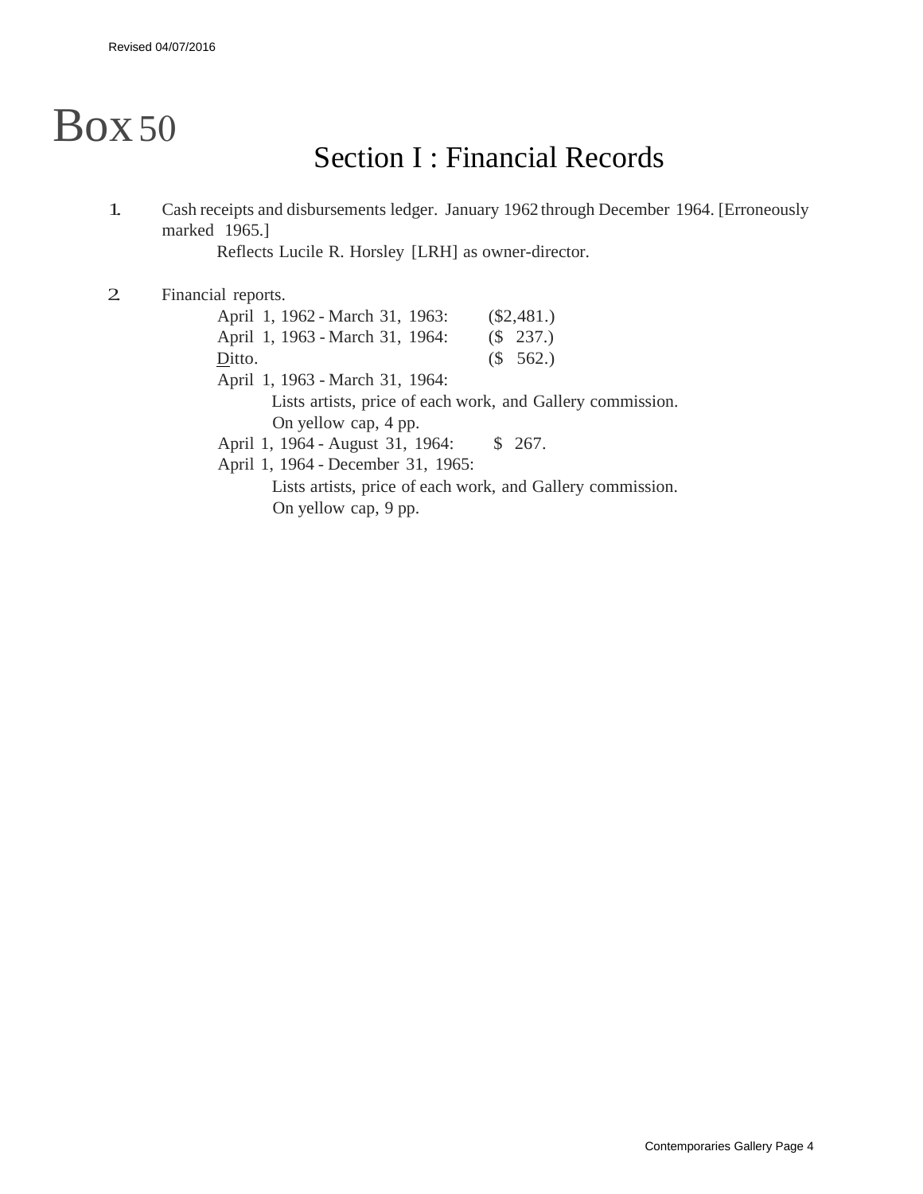# Box 50

## Section I : Financial Records

1. Cash receipts and disbursements ledger. January 1962 through December 1964. [Erroneously marked 1965.]
   
   Reflects Lucile R. Horsley [LRH] as owner-director.

2. Financial reports.
   
   April 1, 1962 - March 31, 1963: ($2,481.)
   
   April 1, 1963 - March 31, 1964: ($ 237.)
   
   Ditto. ($ 562.)
   
   April 1, 1963 - March 31, 1964:
   
   Lists artists, price of each work, and Gallery commission. On yellow cap, 4 pp.
   
   April 1, 1964 - August 31, 1964: $ 267.
   
   April 1, 1964 - December 31, 1965:
   
   Lists artists, price of each work, and Gallery commission. On yellow cap, 9 pp.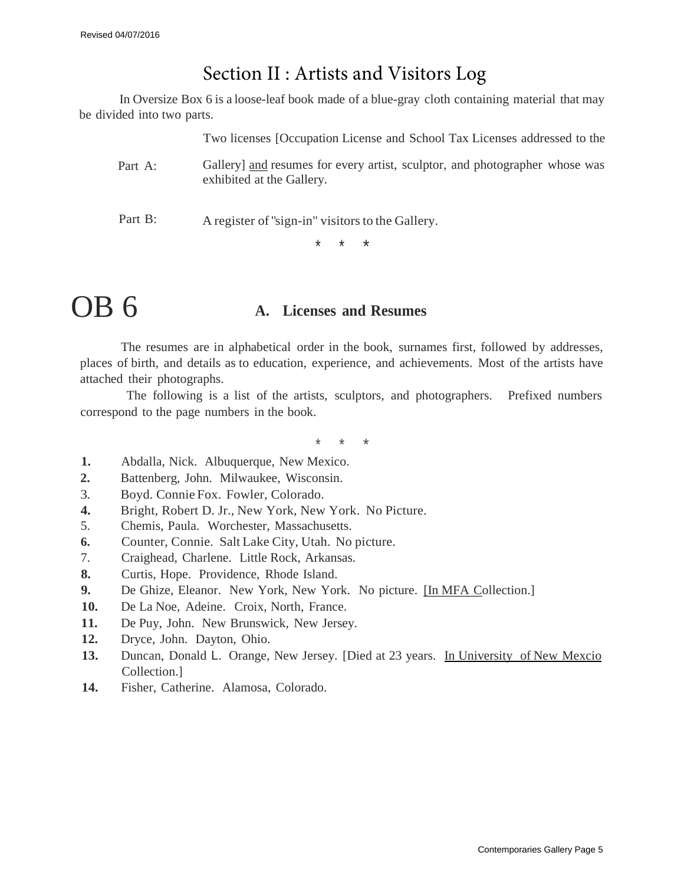# Section II : Artists and Visitors Log

In Oversize Box 6 is a loose-leaf book made of a blue-gray cloth containing material that may be divided into two parts.

Part A: Two licenses [Occupation License and School Tax Licenses addressed to the Gallery] and resumes for every artist, sculptor, and photographer whose was exhibited at the Gallery.

Part B: A register of "sign-in" visitors to the Gallery.

\* \* \*

# OB 6

## A. Licenses and Resumes

The resumes are in alphabetical order in the book, surnames first, followed by addresses, places of birth, and details as to education, experience, and achievements. Most of the artists have attached their photographs.

The following is a list of the artists, sculptors, and photographers. Prefixed numbers correspond to the page numbers in the book.

\* \* \*

**1.** Abdalla, Nick. Albuquerque, New Mexico.
**2.** Battenberg, John. Milwaukee, Wisconsin.
3. Boyd. Connie Fox. Fowler, Colorado.
**4.** Bright, Robert D. Jr., New York, New York. No Picture.
5. Chemis, Paula. Worchester, Massachusetts.
**6.** Counter, Connie. Salt Lake City, Utah. No picture.
7. Craighead, Charlene. Little Rock, Arkansas.
**8.** Curtis, Hope. Providence, Rhode Island.
**9.** De Ghize, Eleanor. New York, New York. No picture. [In MFA Collection.]
**10.** De La Noe, Adeine. Croix, North, France.
**11.** De Puy, John. New Brunswick, New Jersey.
**12.** Dryce, John. Dayton, Ohio.
**13.** Duncan, Donald L. Orange, New Jersey. [Died at 23 years. In University of New Mexcio Collection.]
**14.** Fisher, Catherine. Alamosa, Colorado.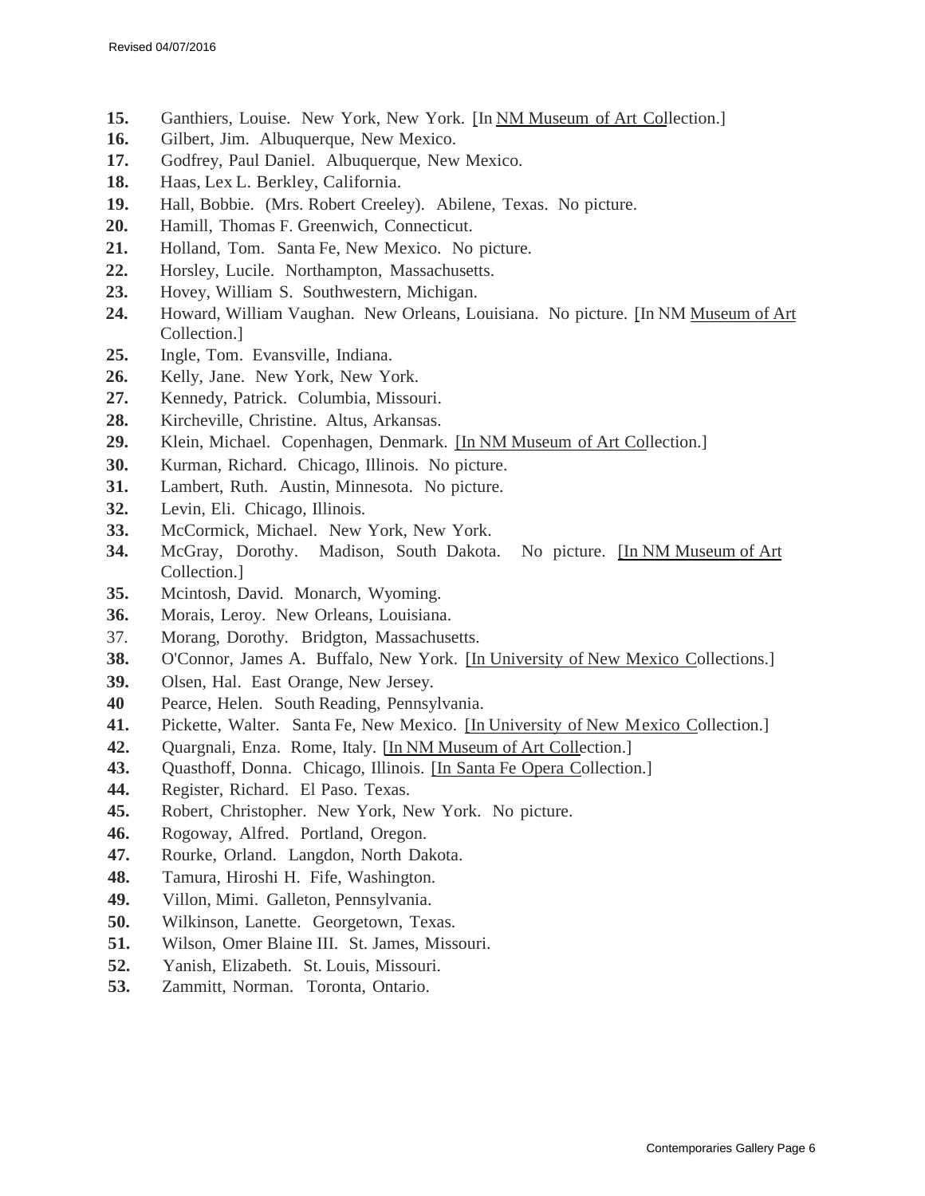15. Ganthiers, Louise. New York, New York. [In NM Museum of Art Collection.]
16. Gilbert, Jim. Albuquerque, New Mexico.
17. Godfrey, Paul Daniel. Albuquerque, New Mexico.
18. Haas, Lex L. Berkley, California.
19. Hall, Bobbie. (Mrs. Robert Creeley). Abilene, Texas. No picture.
20. Hamill, Thomas F. Greenwich, Connecticut.
21. Holland, Tom. Santa Fe, New Mexico. No picture.
22. Horsley, Lucile. Northampton, Massachusetts.
23. Hovey, William S. Southwestern, Michigan.
24. Howard, William Vaughan. New Orleans, Louisiana. No picture. [In NM Museum of Art Collection.]
25. Ingle, Tom. Evansville, Indiana.
26. Kelly, Jane. New York, New York.
27. Kennedy, Patrick. Columbia, Missouri.
28. Kircheville, Christine. Altus, Arkansas.
29. Klein, Michael. Copenhagen, Denmark. [In NM Museum of Art Collection.]
30. Kurman, Richard. Chicago, Illinois. No picture.
31. Lambert, Ruth. Austin, Minnesota. No picture.
32. Levin, Eli. Chicago, Illinois.
33. McCormick, Michael. New York, New York.
34. McGray, Dorothy. Madison, South Dakota. No picture. [In NM Museum of Art Collection.]
35. Mcintosh, David. Monarch, Wyoming.
36. Morais, Leroy. New Orleans, Louisiana.
37. Morang, Dorothy. Bridgton, Massachusetts.
38. O'Connor, James A. Buffalo, New York. [In University of New Mexico Collections.]
39. Olsen, Hal. East Orange, New Jersey.
40. Pearce, Helen. South Reading, Pennsylvania.
41. Pickette, Walter. Santa Fe, New Mexico. [In University of New Mexico Collection.]
42. Quargnali, Enza. Rome, Italy. [In NM Museum of Art Collection.]
43. Quasthoff, Donna. Chicago, Illinois. [In Santa Fe Opera Collection.]
44. Register, Richard. El Paso. Texas.
45. Robert, Christopher. New York, New York. No picture.
46. Rogoway, Alfred. Portland, Oregon.
47. Rourke, Orland. Langdon, North Dakota.
48. Tamura, Hiroshi H. Fife, Washington.
49. Villon, Mimi. Galleton, Pennsylvania.
50. Wilkinson, Lanette. Georgetown, Texas.
51. Wilson, Omer Blaine III. St. James, Missouri.
52. Yanish, Elizabeth. St. Louis, Missouri.
53. Zammitt, Norman. Toronta, Ontario.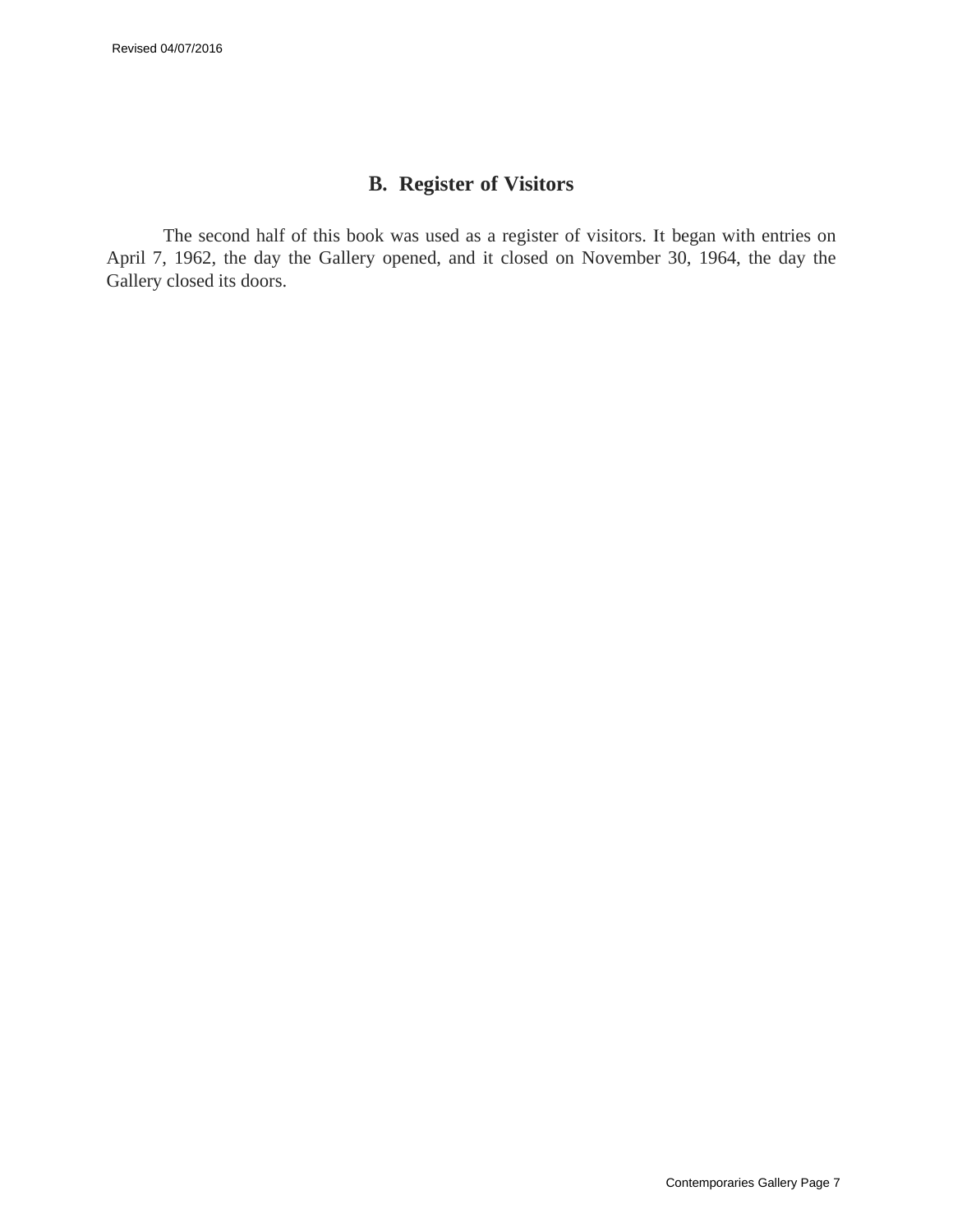## B. Register of Visitors

The second half of this book was used as a register of visitors. It began with entries on April 7, 1962, the day the Gallery opened, and it closed on November 30, 1964, the day the Gallery closed its doors.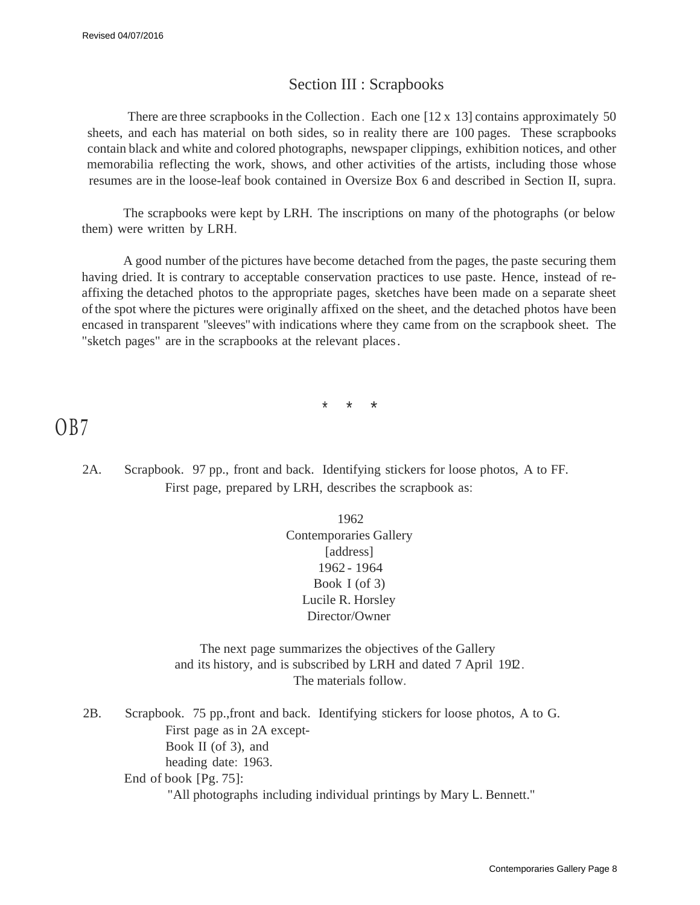## Section III : Scrapbooks

There are three scrapbooks in the Collection. Each one [12 x 13] contains approximately 50 sheets, and each has material on both sides, so in reality there are 100 pages. These scrapbooks contain black and white and colored photographs, newspaper clippings, exhibition notices, and other memorabilia reflecting the work, shows, and other activities of the artists, including those whose resumes are in the loose-leaf book contained in Oversize Box 6 and described in Section II, supra.

The scrapbooks were kept by LRH. The inscriptions on many of the photographs (or below them) were written by LRH.

A good number of the pictures have become detached from the pages, the paste securing them having dried. It is contrary to acceptable conservation practices to use paste. Hence, instead of re-affixing the detached photos to the appropriate pages, sketches have been made on a separate sheet of the spot where the pictures were originally affixed on the sheet, and the detached photos have been encased in transparent "sleeves" with indications where they came from on the scrapbook sheet. The "sketch pages" are in the scrapbooks at the relevant places.

\* \* \*

OB7

2A. Scrapbook. 97 pp., front and back. Identifying stickers for loose photos, A to FF.
First page, prepared by LRH, describes the scrapbook as:

1962
Contemporaries Gallery
[address]
1962 - 1964
Book I (of 3)
Lucile R. Horsley
Director/Owner

The next page summarizes the objectives of the Gallery
and its history, and is subscribed by LRH and dated 7 April 1912.
The materials follow.

2B. Scrapbook. 75 pp.,front and back. Identifying stickers for loose photos, A to G.
First page as in 2A except-
Book II (of 3), and
heading date: 1963.
End of book [Pg. 75]:
"All photographs including individual printings by Mary L. Bennett."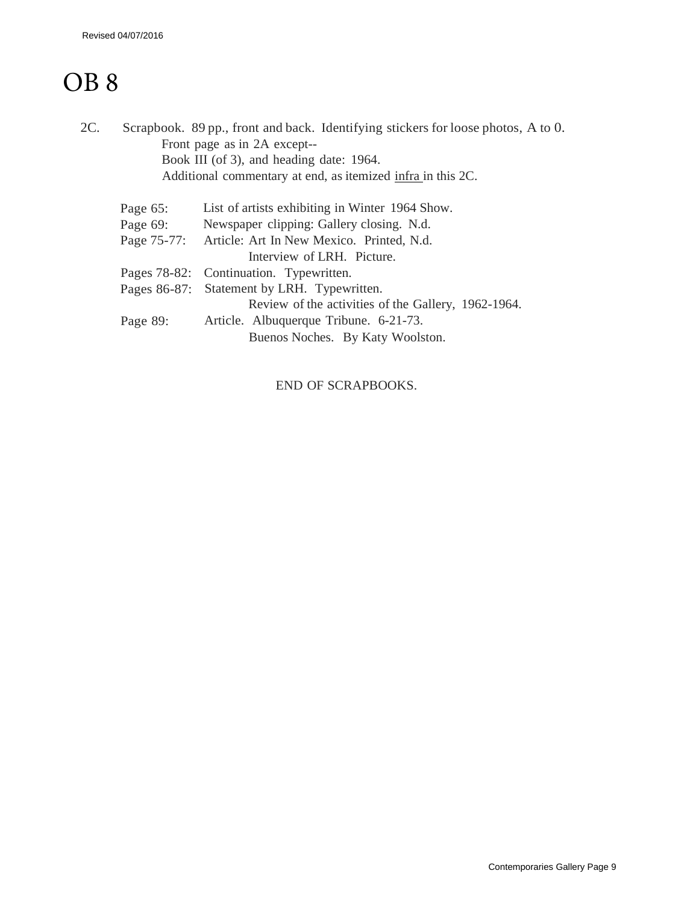# OB 8

2C. Scrapbook. 89 pp., front and back. Identifying stickers for loose photos, A to 0.
Front page as in 2A except--
Book III (of 3), and heading date: 1964.
Additional commentary at end, as itemized <u>infra</u> in this 2C.

| | |
|---|---|
| Page 65: | List of artists exhibiting in Winter 1964 Show. |
| Page 69: | Newspaper clipping: Gallery closing. N.d. |
| Page 75-77: | Article: Art In New Mexico. Printed, N.d.<br>Interview of LRH. Picture. |
| Pages 78-82: | Continuation. Typewritten. |
| Pages 86-87: | Statement by LRH. Typewritten.<br>Review of the activities of the Gallery, 1962-1964. |
| Page 89: | Article. Albuquerque Tribune. 6-21-73.<br>Buenos Noches. By Katy Woolston. |

END OF SCRAPBOOKS.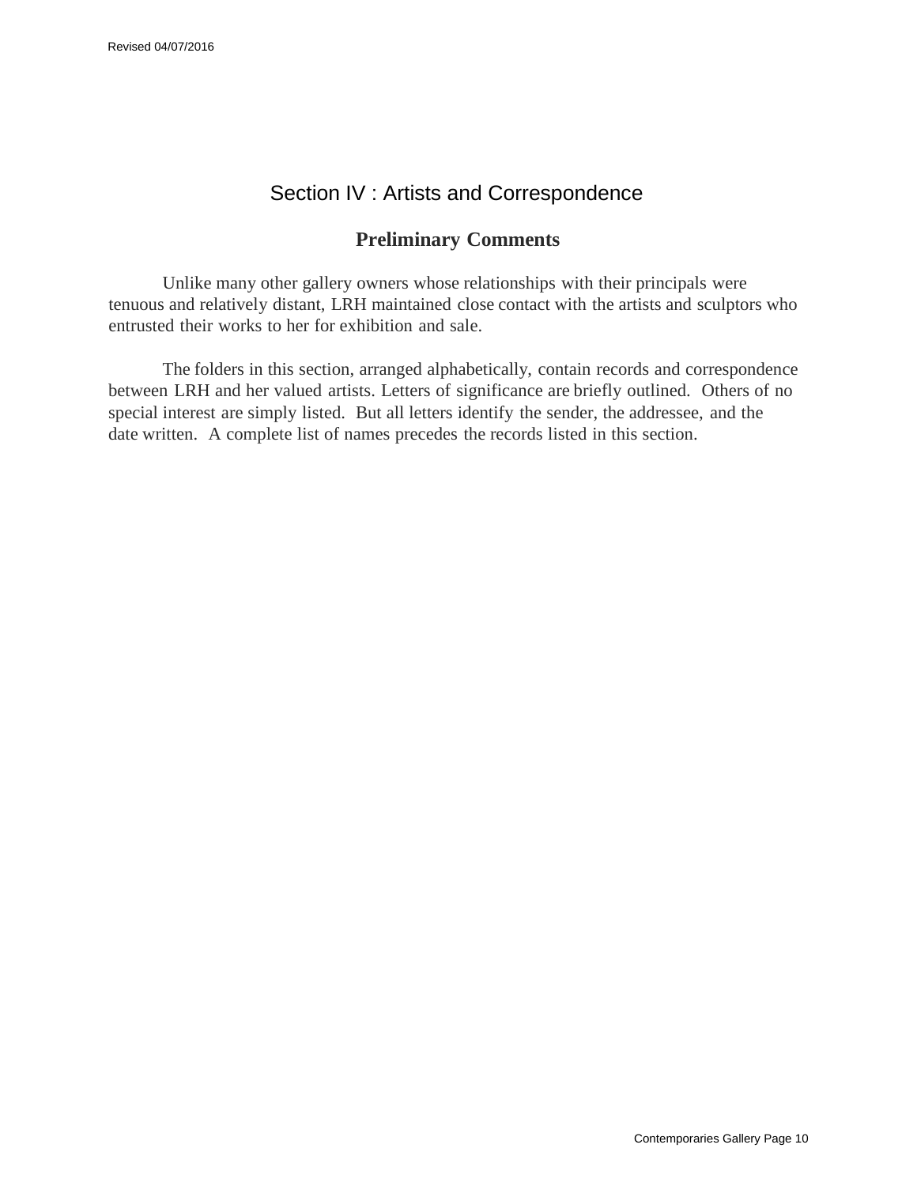# Section IV : Artists and Correspondence

## Preliminary Comments

Unlike many other gallery owners whose relationships with their principals were tenuous and relatively distant, LRH maintained close contact with the artists and sculptors who entrusted their works to her for exhibition and sale.

The folders in this section, arranged alphabetically, contain records and correspondence between LRH and her valued artists. Letters of significance are briefly outlined. Others of no special interest are simply listed. But all letters identify the sender, the addressee, and the date written. A complete list of names precedes the records listed in this section.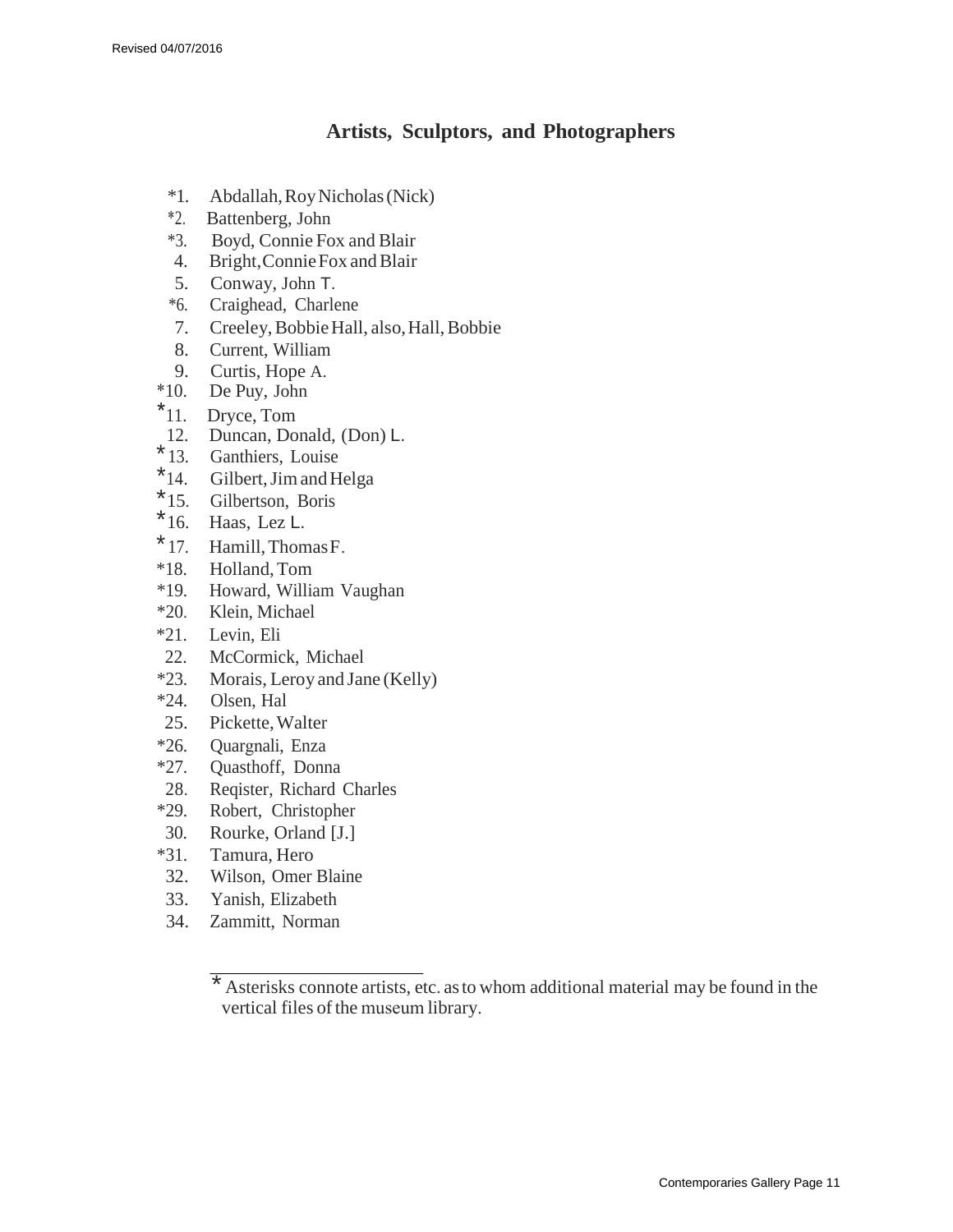## Artists, Sculptors, and Photographers

*1. Abdallah, Roy Nicholas (Nick)
*2. Battenberg, John
*3. Boyd, Connie Fox and Blair
4. Bright, Connie Fox and Blair
5. Conway, John T.
*6. Craighead, Charlene
7. Creeley, Bobbie Hall, also, Hall, Bobbie
8. Current, William
9. Curtis, Hope A.
*10. De Puy, John
*11. Dryce, Tom
12. Duncan, Donald, (Don) L.
*13. Ganthiers, Louise
*14. Gilbert, Jim and Helga
*15. Gilbertson, Boris
*16. Haas, Lez L.
*17. Hamill, Thomas F.
*18. Holland, Tom
*19. Howard, William Vaughan
*20. Klein, Michael
*21. Levin, Eli
22. McCormick, Michael
*23. Morais, Leroy and Jane (Kelly)
*24. Olsen, Hal
25. Pickette, Walter
*26. Quargnali, Enza
*27. Quasthoff, Donna
28. Reqister, Richard Charles
*29. Robert, Christopher
30. Rourke, Orland [J.]
*31. Tamura, Hero
32. Wilson, Omer Blaine
33. Yanish, Elizabeth
34. Zammitt, Norman

---

* Asterisks connote artists, etc. as to whom additional material may be found in the vertical files of the museum library.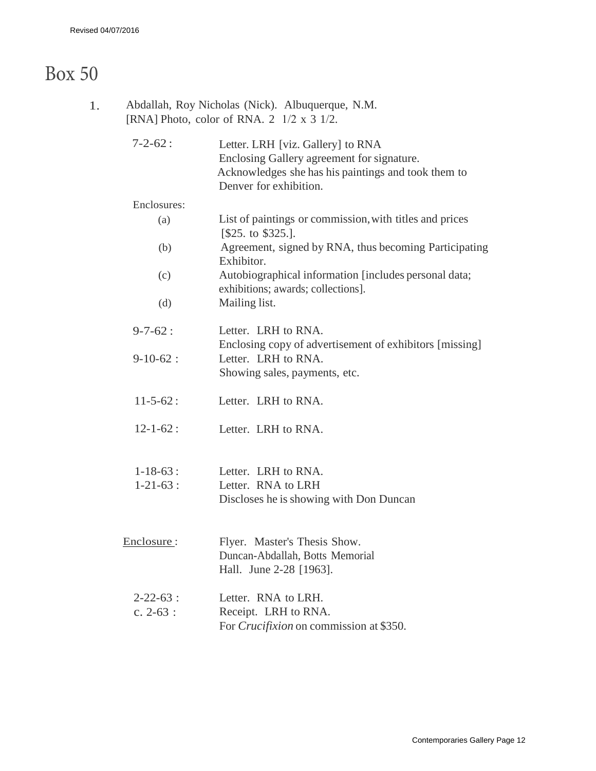# Box 50

1. Abdallah, Roy Nicholas (Nick). Albuquerque, N.M.
   [RNA] Photo, color of RNA. 2 1/2 x 3 1/2.

7-2-62 : Letter. LRH [viz. Gallery] to RNA
Enclosing Gallery agreement for signature.
Acknowledges she has his paintings and took them to Denver for exhibition.

Enclosures:

(a) List of paintings or commission, with titles and prices [$25. to $325.].

(b) Agreement, signed by RNA, thus becoming Participating Exhibitor.

(c) Autobiographical information [includes personal data; exhibitions; awards; collections].

(d) Mailing list.

9-7-62 : Letter. LRH to RNA.
Enclosing copy of advertisement of exhibitors [missing]

9-10-62 : Letter. LRH to RNA.
Showing sales, payments, etc.

11-5-62 : Letter. LRH to RNA.

12-1-62 : Letter. LRH to RNA.

1-18-63 : Letter. LRH to RNA.

1-21-63 : Letter. RNA to LRH
Discloses he is showing with Don Duncan

Enclosure : Flyer. Master's Thesis Show.
Duncan-Abdallah, Botts Memorial Hall. June 2-28 [1963].

2-22-63 : Letter. RNA to LRH.

c. 2-63 : Receipt. LRH to RNA.
For *Crucifixion* on commission at $350.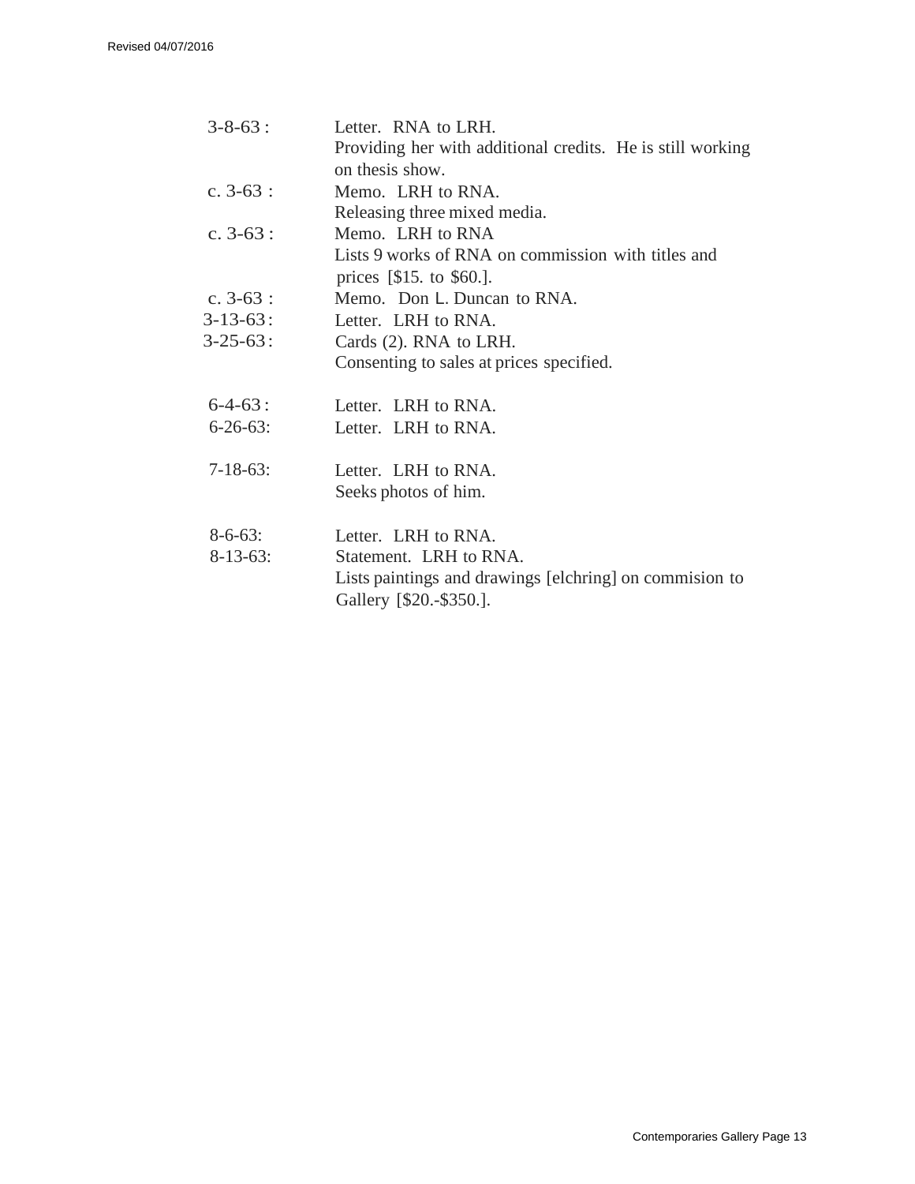3-8-63 : Letter. RNA to LRH.
Providing her with additional credits. He is still working on thesis show.

c. 3-63 : Memo. LRH to RNA.
Releasing three mixed media.

c. 3-63 : Memo. LRH to RNA
Lists 9 works of RNA on commission with titles and prices [$15. to $60.].

c. 3-63 : Memo. Don L. Duncan to RNA.

3-13-63: Letter. LRH to RNA.

3-25-63: Cards (2). RNA to LRH.
Consenting to sales at prices specified.

6-4-63: Letter. LRH to RNA.

6-26-63: Letter. LRH to RNA.

7-18-63: Letter. LRH to RNA.
Seeks photos of him.

8-6-63: Letter. LRH to RNA.

8-13-63: Statement. LRH to RNA.
Lists paintings and drawings [elchring] on commision to Gallery [$20.-$350.].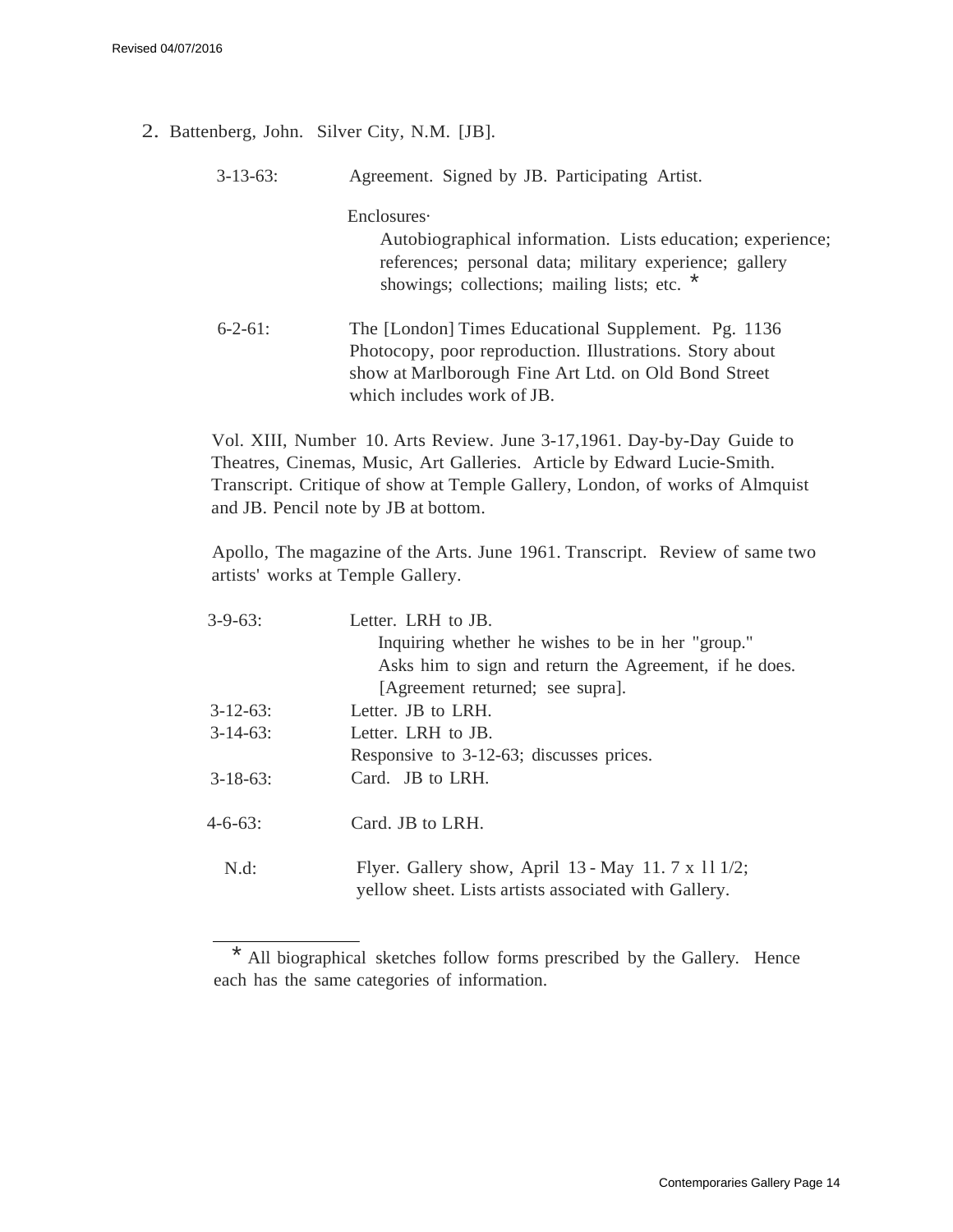2. Battenberg, John. Silver City, N.M. [JB].

3-13-63: Agreement. Signed by JB. Participating Artist.

Enclosures·

Autobiographical information. Lists education; experience; references; personal data; military experience; gallery showings; collections; mailing lists; etc. *

6-2-61: The [London] Times Educational Supplement. Pg. 1136 Photocopy, poor reproduction. Illustrations. Story about show at Marlborough Fine Art Ltd. on Old Bond Street which includes work of JB.

Vol. XIII, Number 10. Arts Review. June 3-17,1961. Day-by-Day Guide to Theatres, Cinemas, Music, Art Galleries. Article by Edward Lucie-Smith. Transcript. Critique of show at Temple Gallery, London, of works of Almquist and JB. Pencil note by JB at bottom.

Apollo, The magazine of the Arts. June 1961. Transcript. Review of same two artists' works at Temple Gallery.

3-9-63: Letter. LRH to JB.
Inquiring whether he wishes to be in her "group."
Asks him to sign and return the Agreement, if he does.
[Agreement returned; see supra].

3-12-63: Letter. JB to LRH.

3-14-63: Letter. LRH to JB.
Responsive to 3-12-63; discusses prices.

3-18-63: Card. JB to LRH.

4-6-63: Card. JB to LRH.

N.d: Flyer. Gallery show, April 13 - May 11. 7 x 11 1/2; yellow sheet. Lists artists associated with Gallery.

---

* All biographical sketches follow forms prescribed by the Gallery. Hence each has the same categories of information.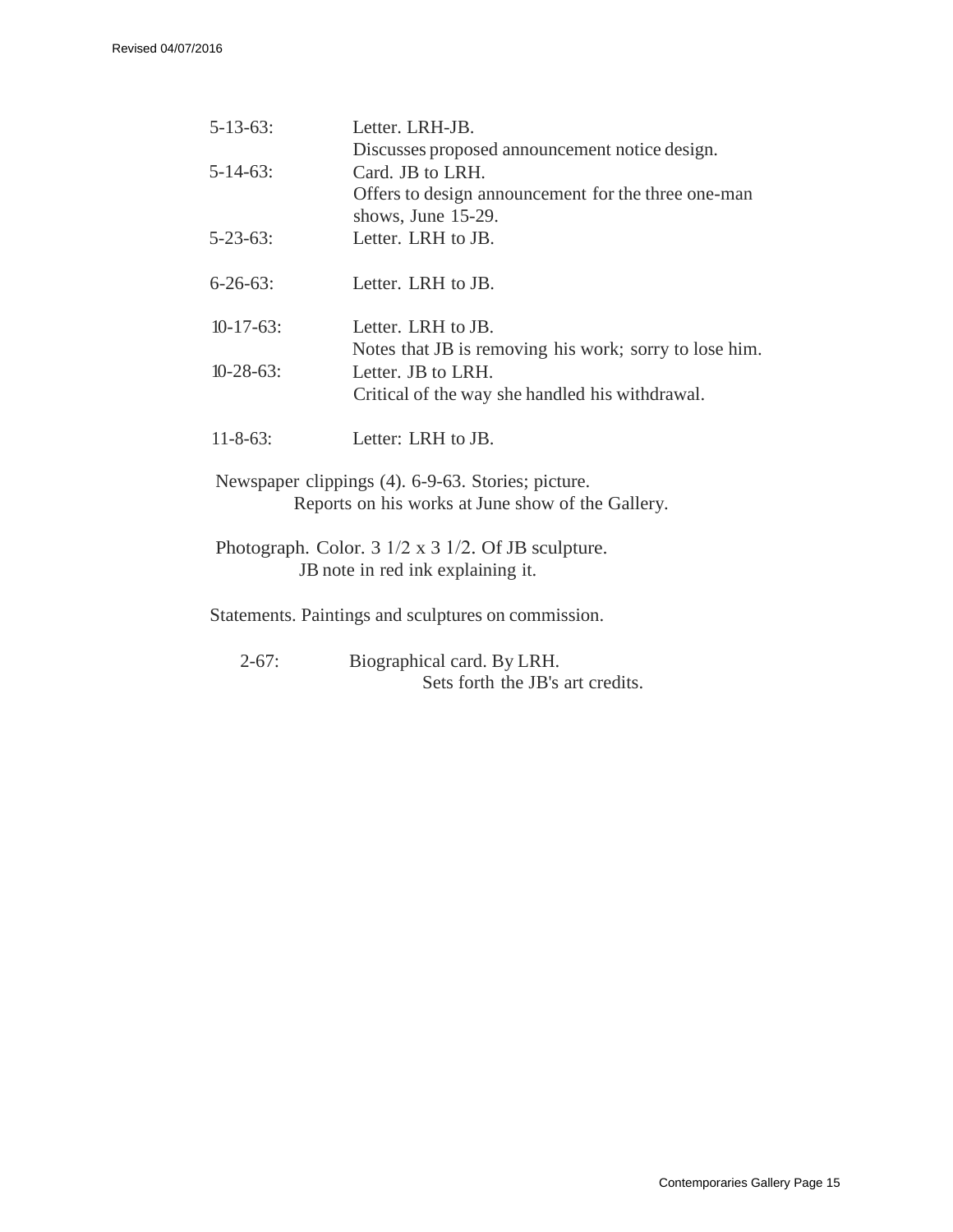5-13-63: Letter. LRH-JB.
Discusses proposed announcement notice design.

5-14-63: Card. JB to LRH.
Offers to design announcement for the three one-man shows, June 15-29.

5-23-63: Letter. LRH to JB.

6-26-63: Letter. LRH to JB.

10-17-63: Letter. LRH to JB.
Notes that JB is removing his work; sorry to lose him.

10-28-63: Letter. JB to LRH.
Critical of the way she handled his withdrawal.

11-8-63: Letter: LRH to JB.

Newspaper clippings (4). 6-9-63. Stories; picture.
Reports on his works at June show of the Gallery.

Photograph. Color. 3 1/2 x 3 1/2. Of JB sculpture.
JB note in red ink explaining it.

Statements. Paintings and sculptures on commission.

2-67: Biographical card. By LRH.
Sets forth the JB's art credits.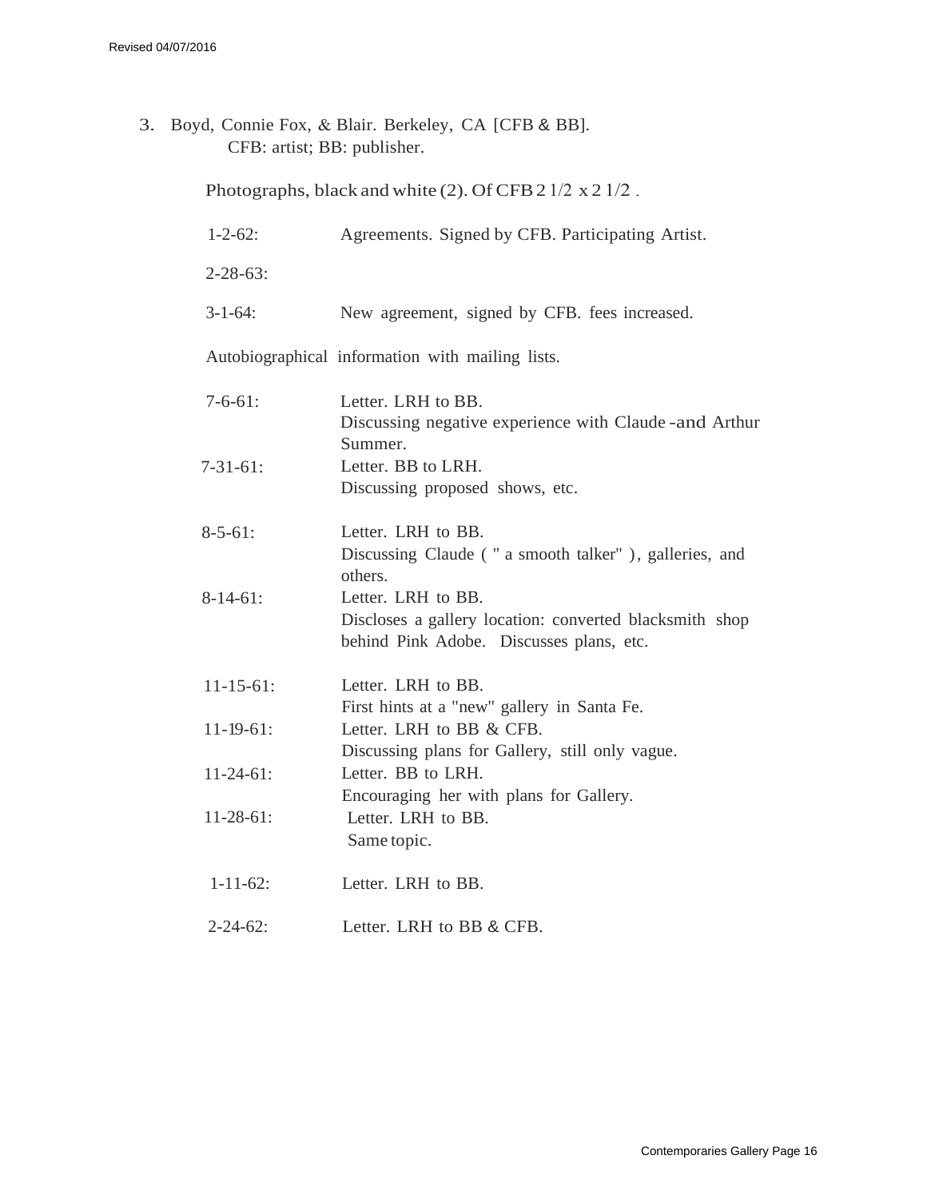3. Boyd, Connie Fox, & Blair. Berkeley, CA [CFB & BB].
   CFB: artist; BB: publisher.

   Photographs, black and white (2). Of CFB 2 1/2 x 2 1/2 .

   1-2-62: Agreements. Signed by CFB. Participating Artist.

   2-28-63:

   3-1-64: New agreement, signed by CFB. fees increased.

   Autobiographical information with mailing lists.

   7-6-61: Letter. LRH to BB.
   Discussing negative experience with Claude -and Arthur Summer.

   7-31-61: Letter. BB to LRH.
   Discussing proposed shows, etc.

   8-5-61: Letter. LRH to BB.
   Discussing Claude ( " a smooth talker" ), galleries, and others.

   8-14-61: Letter. LRH to BB.
   Discloses a gallery location: converted blacksmith shop behind Pink Adobe. Discusses plans, etc.

   11-15-61: Letter. LRH to BB.
   First hints at a "new" gallery in Santa Fe.

   11-19-61: Letter. LRH to BB & CFB.
   Discussing plans for Gallery, still only vague.

   11-24-61: Letter. BB to LRH.
   Encouraging her with plans for Gallery.

   11-28-61: Letter. LRH to BB.
   Same topic.

   1-11-62: Letter. LRH to BB.

   2-24-62: Letter. LRH to BB & CFB.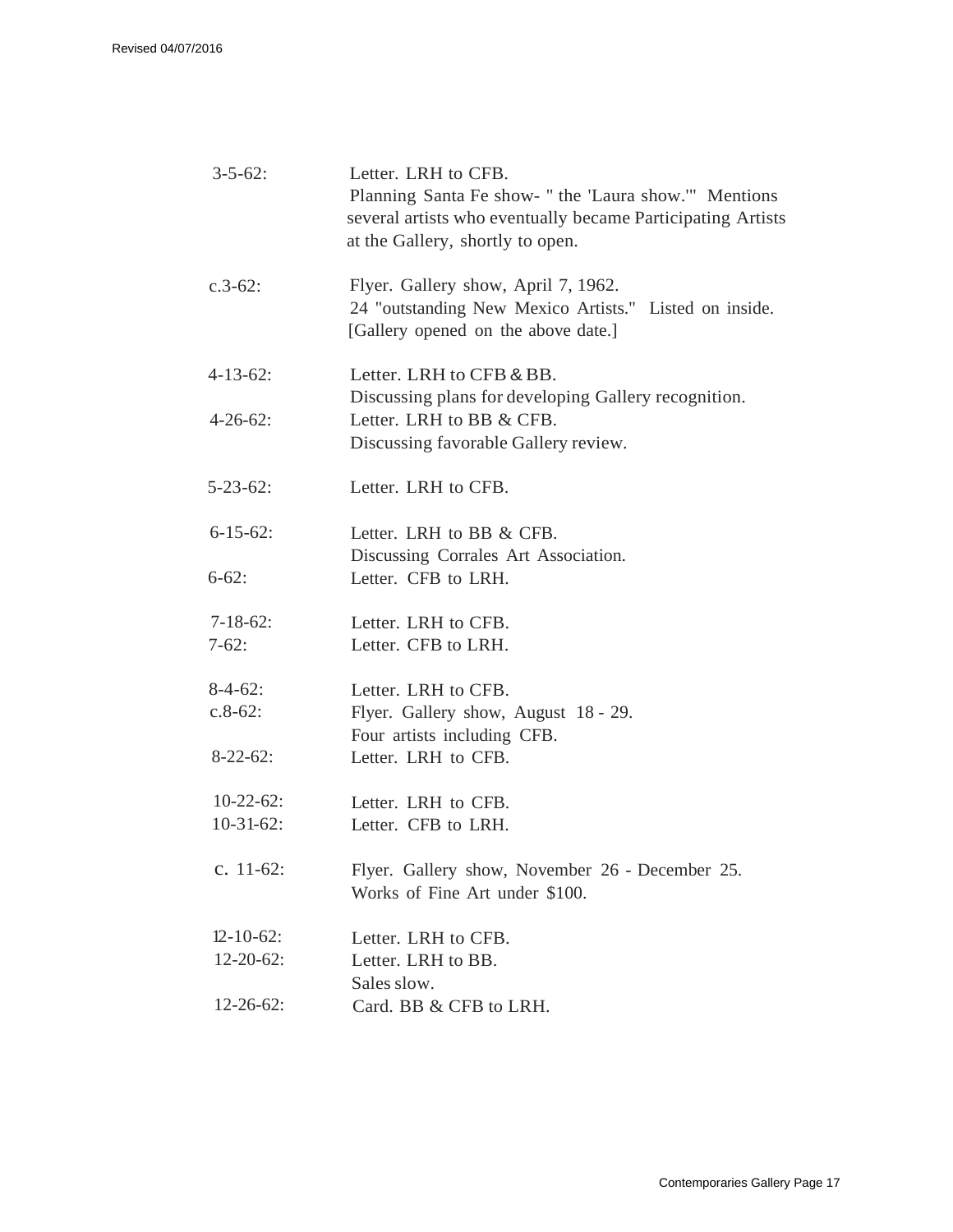3-5-62: Letter. LRH to CFB.
Planning Santa Fe show- " the 'Laura show.'" Mentions several artists who eventually became Participating Artists at the Gallery, shortly to open.

c.3-62: Flyer. Gallery show, April 7, 1962.
24 "outstanding New Mexico Artists." Listed on inside.
[Gallery opened on the above date.]

4-13-62: Letter. LRH to CFB & BB.
Discussing plans for developing Gallery recognition.

4-26-62: Letter. LRH to BB & CFB.
Discussing favorable Gallery review.

5-23-62: Letter. LRH to CFB.

6-15-62: Letter. LRH to BB & CFB.
Discussing Corrales Art Association.

6-62: Letter. CFB to LRH.

7-18-62: Letter. LRH to CFB.

7-62: Letter. CFB to LRH.

8-4-62: Letter. LRH to CFB.

c.8-62: Flyer. Gallery show, August 18 - 29.
Four artists including CFB.

8-22-62: Letter. LRH to CFB.

10-22-62: Letter. LRH to CFB.

10-31-62: Letter. CFB to LRH.

c. 11-62: Flyer. Gallery show, November 26 - December 25.
Works of Fine Art under $100.

12-10-62: Letter. LRH to CFB.

12-20-62: Letter. LRH to BB.
Sales slow.

12-26-62: Card. BB & CFB to LRH.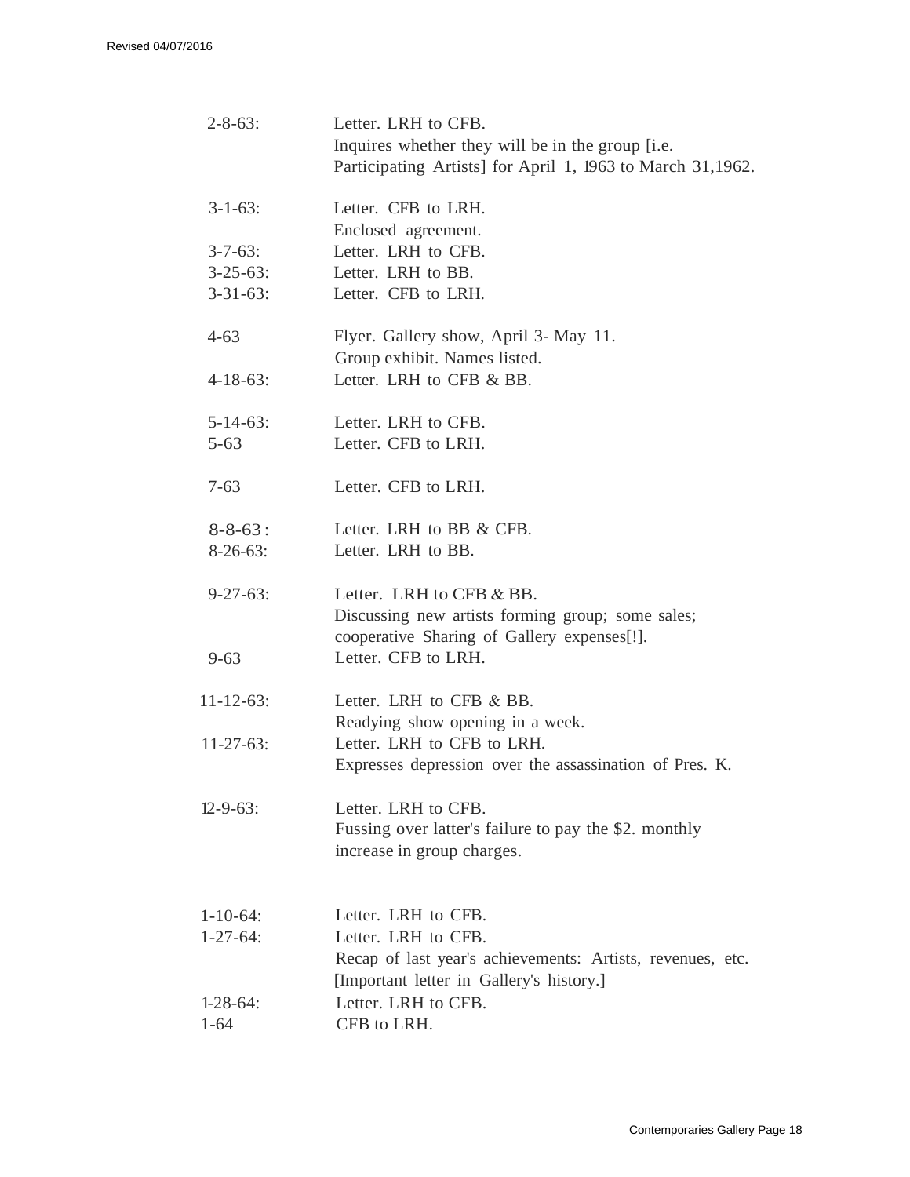| | |
|---|---|
| 2-8-63: | Letter. LRH to CFB. Inquires whether they will be in the group [i.e. Participating Artists] for April 1, 1963 to March 31,1962. |
| 3-1-63: | Letter. CFB to LRH. Enclosed agreement. |
| 3-7-63: | Letter. LRH to CFB. |
| 3-25-63: | Letter. LRH to BB. |
| 3-31-63: | Letter. CFB to LRH. |
| 4-63 | Flyer. Gallery show, April 3- May 11. Group exhibit. Names listed. |
| 4-18-63: | Letter. LRH to CFB & BB. |
| 5-14-63: | Letter. LRH to CFB. |
| 5-63 | Letter. CFB to LRH. |
| 7-63 | Letter. CFB to LRH. |
| 8-8-63 : | Letter. LRH to BB & CFB. |
| 8-26-63: | Letter. LRH to BB. |
| 9-27-63: | Letter. LRH to CFB & BB. Discussing new artists forming group; some sales; cooperative Sharing of Gallery expenses[!]. |
| 9-63 | Letter. CFB to LRH. |
| 11-12-63: | Letter. LRH to CFB & BB. Readying show opening in a week. |
| 11-27-63: | Letter. LRH to CFB to LRH. Expresses depression over the assassination of Pres. K. |
| 12-9-63: | Letter. LRH to CFB. Fussing over latter's failure to pay the $2. monthly increase in group charges. |
| 1-10-64: | Letter. LRH to CFB. |
| 1-27-64: | Letter. LRH to CFB. Recap of last year's achievements: Artists, revenues, etc. [Important letter in Gallery's history.] |
| 1-28-64: | Letter. LRH to CFB. |
| 1-64 | CFB to LRH. |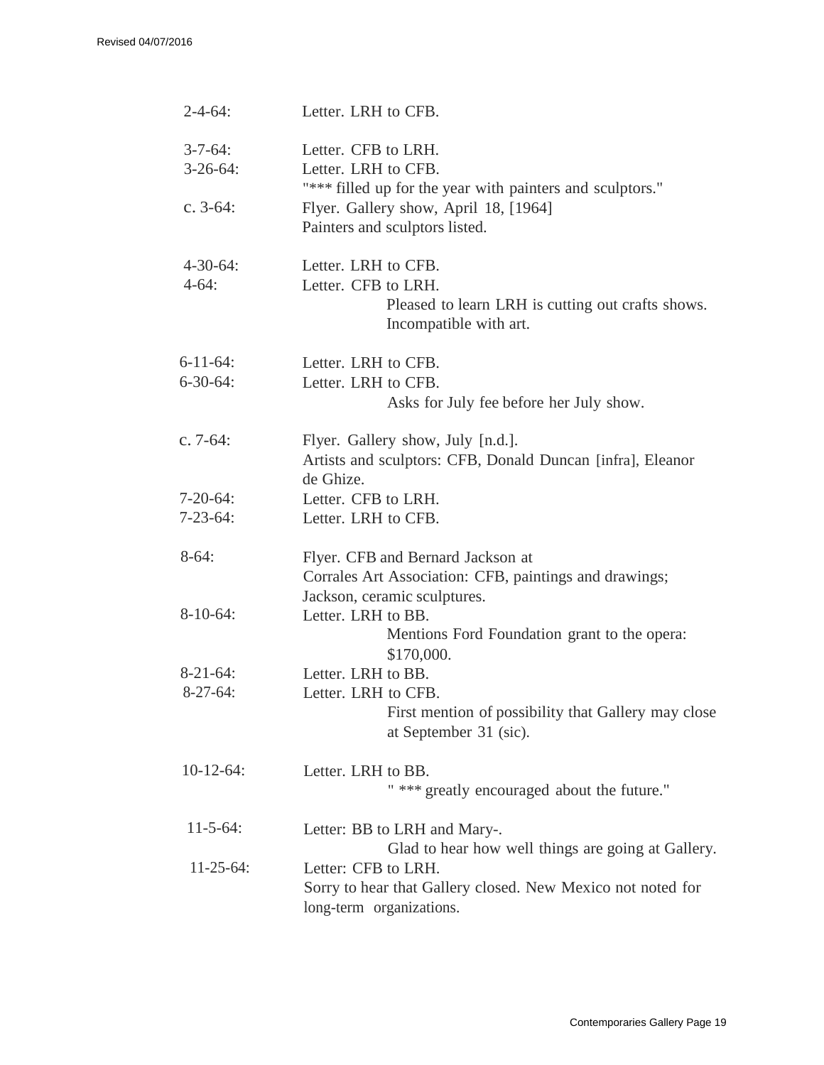2-4-64: Letter. LRH to CFB.

3-7-64: Letter. CFB to LRH.
3-26-64: Letter. LRH to CFB.
"*** filled up for the year with painters and sculptors."
c. 3-64: Flyer. Gallery show, April 18, [1964]
Painters and sculptors listed.

4-30-64: Letter. LRH to CFB.
4-64: Letter. CFB to LRH.
Pleased to learn LRH is cutting out crafts shows. Incompatible with art.

6-11-64: Letter. LRH to CFB.
6-30-64: Letter. LRH to CFB.
Asks for July fee before her July show.

c. 7-64: Flyer. Gallery show, July [n.d.].
Artists and sculptors: CFB, Donald Duncan [infra], Eleanor de Ghize.
7-20-64: Letter. CFB to LRH.
7-23-64: Letter. LRH to CFB.

8-64: Flyer. CFB and Bernard Jackson at
Corrales Art Association: CFB, paintings and drawings; Jackson, ceramic sculptures.
8-10-64: Letter. LRH to BB.
Mentions Ford Foundation grant to the opera: $170,000.
8-21-64: Letter. LRH to BB.
8-27-64: Letter. LRH to CFB.
First mention of possibility that Gallery may close at September 31 (sic).

10-12-64: Letter. LRH to BB.
" *** greatly encouraged about the future."

11-5-64: Letter: BB to LRH and Mary-.
Glad to hear how well things are going at Gallery.
11-25-64: Letter: CFB to LRH.
Sorry to hear that Gallery closed. New Mexico not noted for long-term organizations.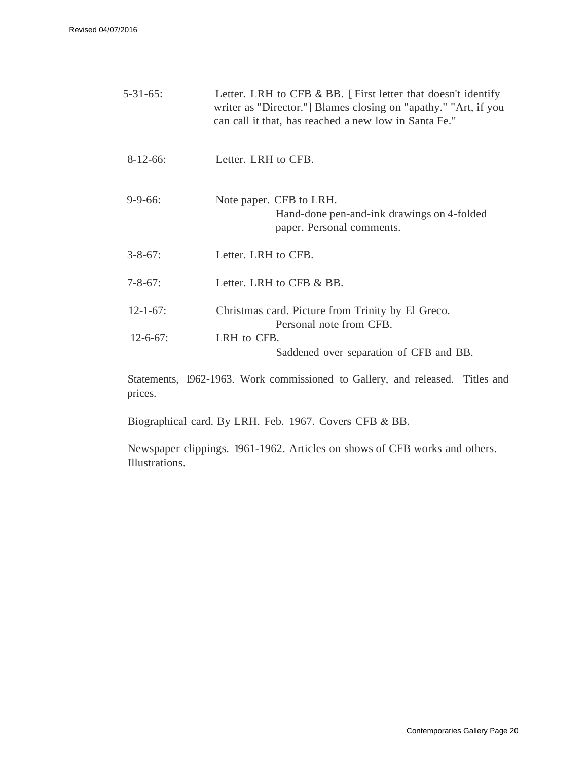5-31-65: Letter. LRH to CFB & BB. [ First letter that doesn't identify writer as "Director."] Blames closing on "apathy." "Art, if you can call it that, has reached a new low in Santa Fe."

8-12-66: Letter. LRH to CFB.

9-9-66: Note paper. CFB to LRH.
Hand-done pen-and-ink drawings on 4-folded paper. Personal comments.

3-8-67: Letter. LRH to CFB.

7-8-67: Letter. LRH to CFB & BB.

12-1-67: Christmas card. Picture from Trinity by El Greco.
Personal note from CFB.

12-6-67: LRH to CFB.
Saddened over separation of CFB and BB.

Statements, 1962-1963. Work commissioned to Gallery, and released. Titles and prices.

Biographical card. By LRH. Feb. 1967. Covers CFB & BB.

Newspaper clippings. 1961-1962. Articles on shows of CFB works and others. Illustrations.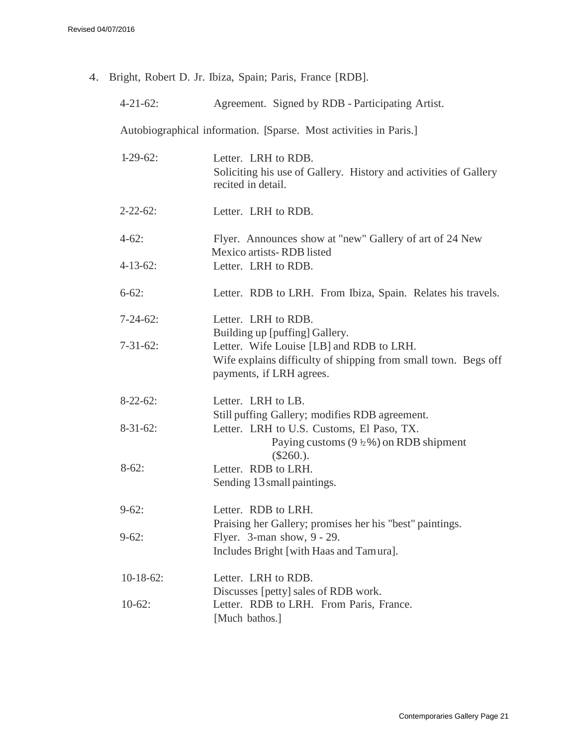4. Bright, Robert D. Jr. Ibiza, Spain; Paris, France [RDB].

| | |
|---|---|
| 4-21-62: | Agreement. Signed by RDB - Participating Artist. |

Autobiographical information. [Sparse. Most activities in Paris.]

| | |
|---|---|
| 1-29-62: | Letter. LRH to RDB. Soliciting his use of Gallery. History and activities of Gallery recited in detail. |
| 2-22-62: | Letter. LRH to RDB. |
| 4-62: | Flyer. Announces show at "new" Gallery of art of 24 New Mexico artists- RDB listed |
| 4-13-62: | Letter. LRH to RDB. |
| 6-62: | Letter. RDB to LRH. From Ibiza, Spain. Relates his travels. |
| 7-24-62: | Letter. LRH to RDB. Building up [puffing] Gallery. |
| 7-31-62: | Letter. Wife Louise [LB] and RDB to LRH. Wife explains difficulty of shipping from small town. Begs off payments, if LRH agrees. |
| 8-22-62: | Letter. LRH to LB. Still puffing Gallery; modifies RDB agreement. |
| 8-31-62: | Letter. LRH to U.S. Customs, El Paso, TX. Paying customs (9 ½%) on RDB shipment ($260.). |
| 8-62: | Letter. RDB to LRH. Sending 13 small paintings. |
| 9-62: | Letter. RDB to LRH. Praising her Gallery; promises her his "best" paintings. |
| 9-62: | Flyer. 3-man show, 9 - 29. Includes Bright [with Haas and Tamura]. |
| 10-18-62: | Letter. LRH to RDB. Discusses [petty] sales of RDB work. |
| 10-62: | Letter. RDB to LRH. From Paris, France. [Much bathos.] |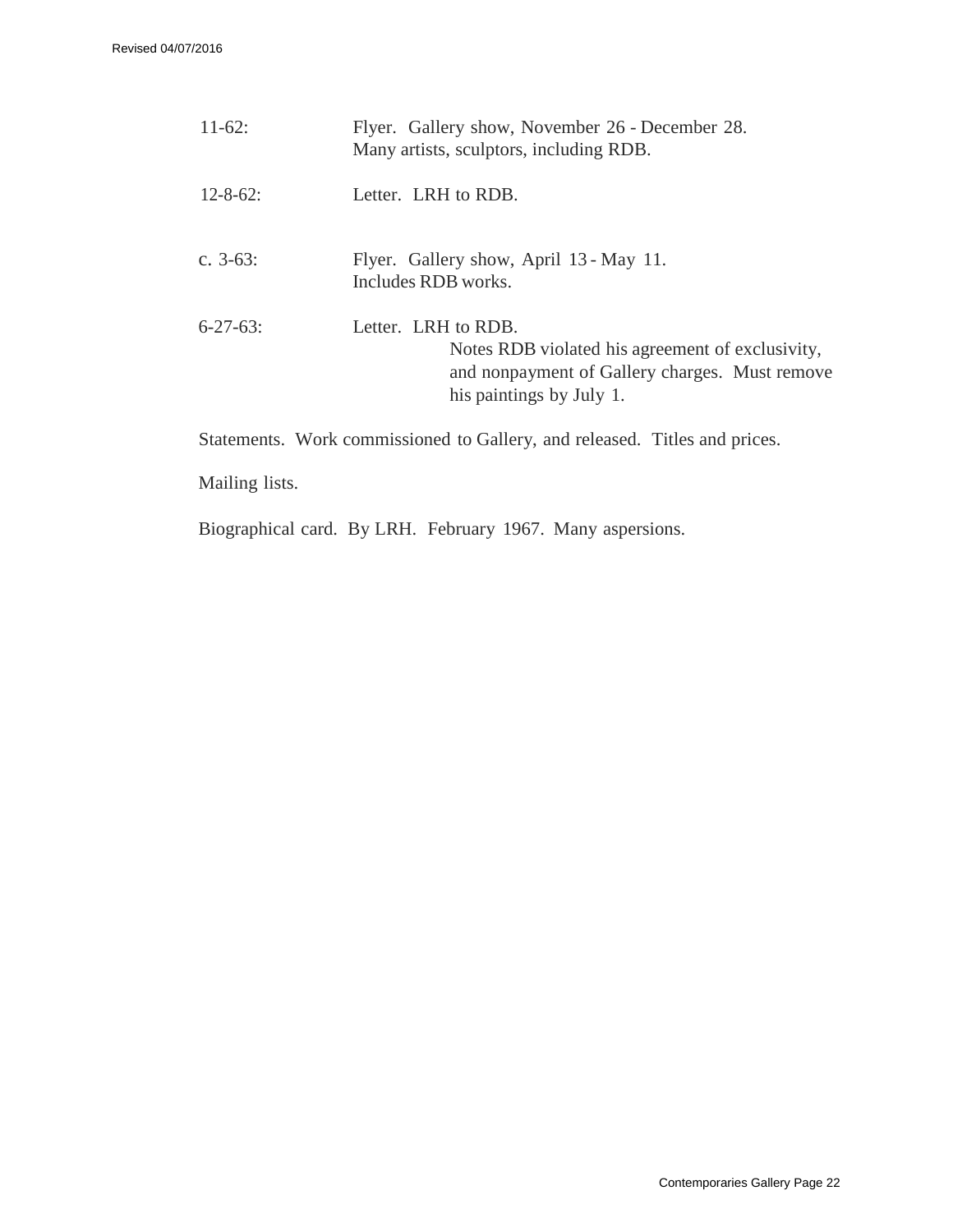| | |
|---|---|
| 11-62: | Flyer. Gallery show, November 26 - December 28. Many artists, sculptors, including RDB. |
| 12-8-62: | Letter. LRH to RDB. |
| c. 3-63: | Flyer. Gallery show, April 13 - May 11. Includes RDB works. |
| 6-27-63: | Letter. LRH to RDB. Notes RDB violated his agreement of exclusivity, and nonpayment of Gallery charges. Must remove his paintings by July 1. |

Statements. Work commissioned to Gallery, and released. Titles and prices.

Mailing lists.

Biographical card. By LRH. February 1967. Many aspersions.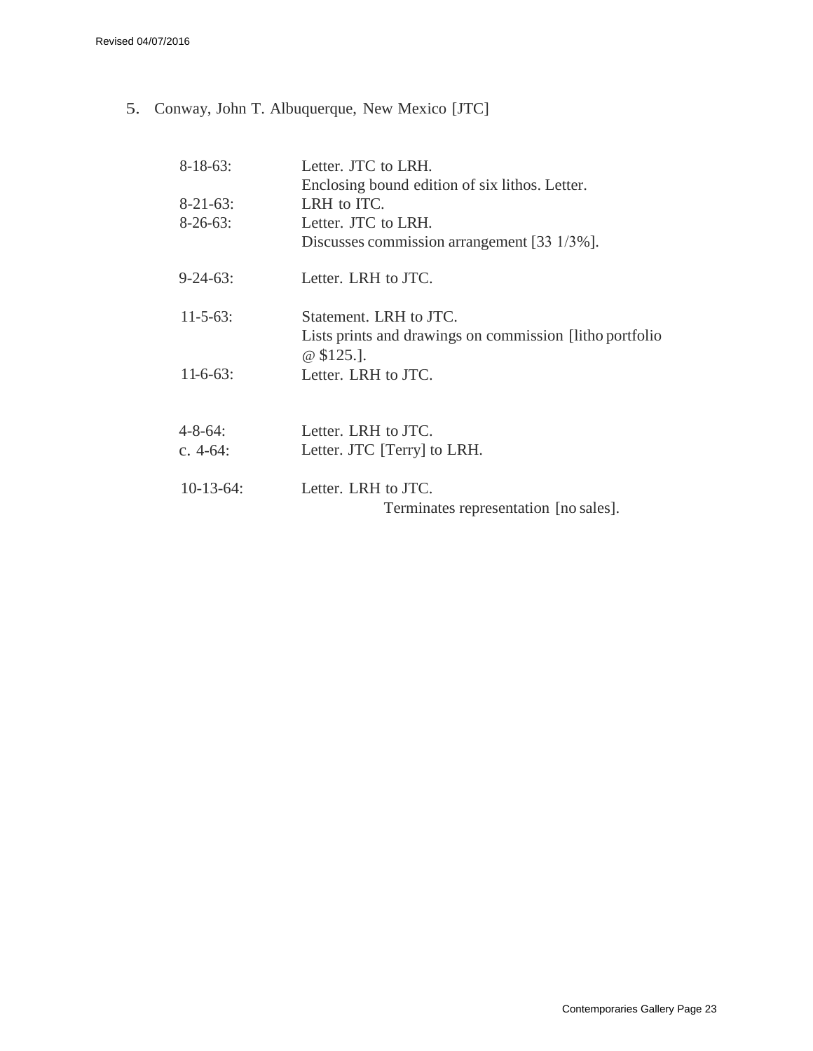5. Conway, John T. Albuquerque, New Mexico [JTC]

| | |
|---|---|
| 8-18-63: | Letter. JTC to LRH. Enclosing bound edition of six lithos. Letter. |
| 8-21-63: | LRH to ITC. |
| 8-26-63: | Letter. JTC to LRH. Discusses commission arrangement [33 1/3%]. |
| 9-24-63: | Letter. LRH to JTC. |
| 11-5-63: | Statement. LRH to JTC. Lists prints and drawings on commission [litho portfolio @ $125.]. |
| 11-6-63: | Letter. LRH to JTC. |
| 4-8-64: | Letter. LRH to JTC. |
| c. 4-64: | Letter. JTC [Terry] to LRH. |
| 10-13-64: | Letter. LRH to JTC. Terminates representation [no sales]. |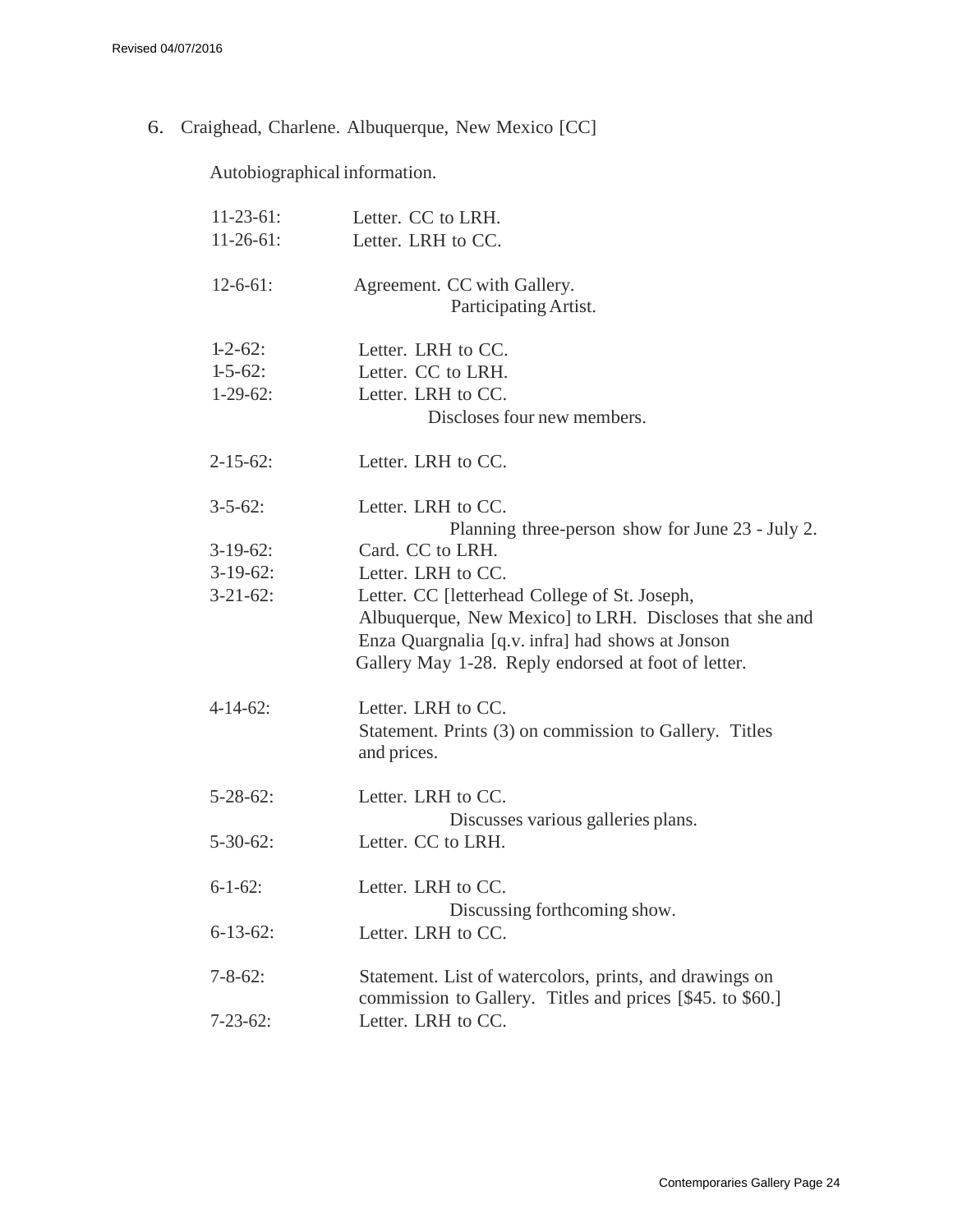6. Craighead, Charlene. Albuquerque, New Mexico [CC]

Autobiographical information.

| | |
|---|---|
| 11-23-61: | Letter. CC to LRH. |
| 11-26-61: | Letter. LRH to CC. |
| 12-6-61: | Agreement. CC with Gallery. Participating Artist. |
| 1-2-62: | Letter. LRH to CC. |
| 1-5-62: | Letter. CC to LRH. |
| 1-29-62: | Letter. LRH to CC. Discloses four new members. |
| 2-15-62: | Letter. LRH to CC. |
| 3-5-62: | Letter. LRH to CC. Planning three-person show for June 23 - July 2. |
| 3-19-62: | Card. CC to LRH. |
| 3-19-62: | Letter. LRH to CC. |
| 3-21-62: | Letter. CC [letterhead College of St. Joseph, Albuquerque, New Mexico] to LRH. Discloses that she and Enza Quargnalia [q.v. infra] had shows at Jonson Gallery May 1-28. Reply endorsed at foot of letter. |
| 4-14-62: | Letter. LRH to CC. Statement. Prints (3) on commission to Gallery. Titles and prices. |
| 5-28-62: | Letter. LRH to CC. Discusses various galleries plans. |
| 5-30-62: | Letter. CC to LRH. |
| 6-1-62: | Letter. LRH to CC. Discussing forthcoming show. |
| 6-13-62: | Letter. LRH to CC. |
| 7-8-62: | Statement. List of watercolors, prints, and drawings on commission to Gallery. Titles and prices [$45. to $60.] |
| 7-23-62: | Letter. LRH to CC. |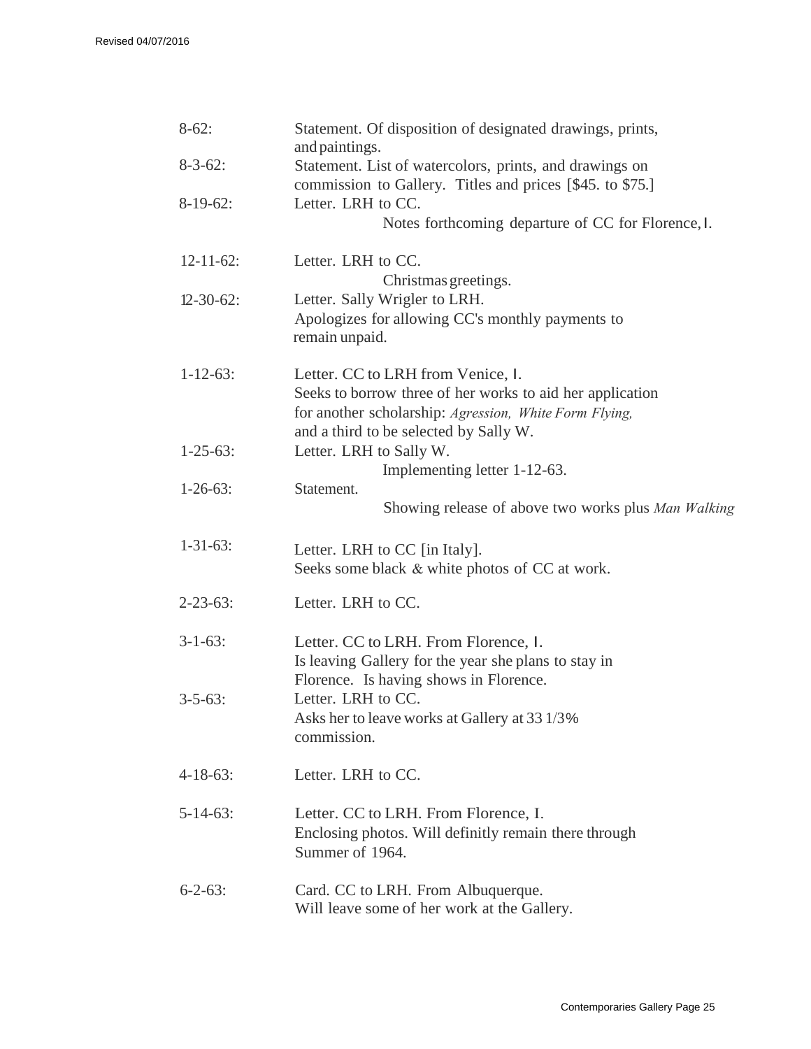8-62: Statement. Of disposition of designated drawings, prints, and paintings.

8-3-62: Statement. List of watercolors, prints, and drawings on commission to Gallery. Titles and prices [$45. to $75.]

8-19-62: Letter. LRH to CC.
Notes forthcoming departure of CC for Florence, I.

12-11-62: Letter. LRH to CC.
Christmas greetings.

12-30-62: Letter. Sally Wrigler to LRH.
Apologizes for allowing CC's monthly payments to remain unpaid.

1-12-63: Letter. CC to LRH from Venice, I.
Seeks to borrow three of her works to aid her application for another scholarship: *Agression, White Form Flying,* and a third to be selected by Sally W.

1-25-63: Letter. LRH to Sally W.
Implementing letter 1-12-63.

1-26-63: Statement.
Showing release of above two works plus *Man Walking*

1-31-63: Letter. LRH to CC [in Italy].
Seeks some black & white photos of CC at work.

2-23-63: Letter. LRH to CC.

3-1-63: Letter. CC to LRH. From Florence, I.
Is leaving Gallery for the year she plans to stay in Florence. Is having shows in Florence.

3-5-63: Letter. LRH to CC.
Asks her to leave works at Gallery at 33 1/3% commission.

4-18-63: Letter. LRH to CC.

5-14-63: Letter. CC to LRH. From Florence, I.
Enclosing photos. Will definitly remain there through Summer of 1964.

6-2-63: Card. CC to LRH. From Albuquerque.
Will leave some of her work at the Gallery.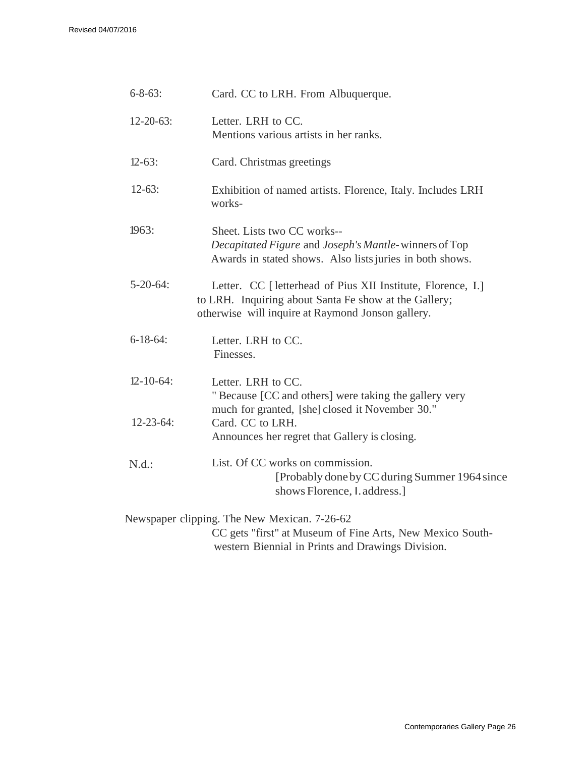6-8-63: Card. CC to LRH. From Albuquerque.

12-20-63: Letter. LRH to CC.
Mentions various artists in her ranks.

12-63: Card. Christmas greetings

12-63: Exhibition of named artists. Florence, Italy. Includes LRH works-

1963: Sheet. Lists two CC works--
*Decapitated Figure* and *Joseph's Mantle*- winners of Top Awards in stated shows. Also lists juries in both shows.

5-20-64: Letter. CC [ letterhead of Pius XII Institute, Florence, I.] to LRH. Inquiring about Santa Fe show at the Gallery; otherwise will inquire at Raymond Jonson gallery.

6-18-64: Letter. LRH to CC.
Finesses.

12-10-64: Letter. LRH to CC.
" Because [CC and others] were taking the gallery very much for granted, [she] closed it November 30."

12-23-64: Card. CC to LRH.
Announces her regret that Gallery is closing.

N.d.: List. Of CC works on commission.
[Probably done by CC during Summer 1964 since shows Florence, I. address.]

Newspaper clipping. The New Mexican. 7-26-62
CC gets "first" at Museum of Fine Arts, New Mexico South-western Biennial in Prints and Drawings Division.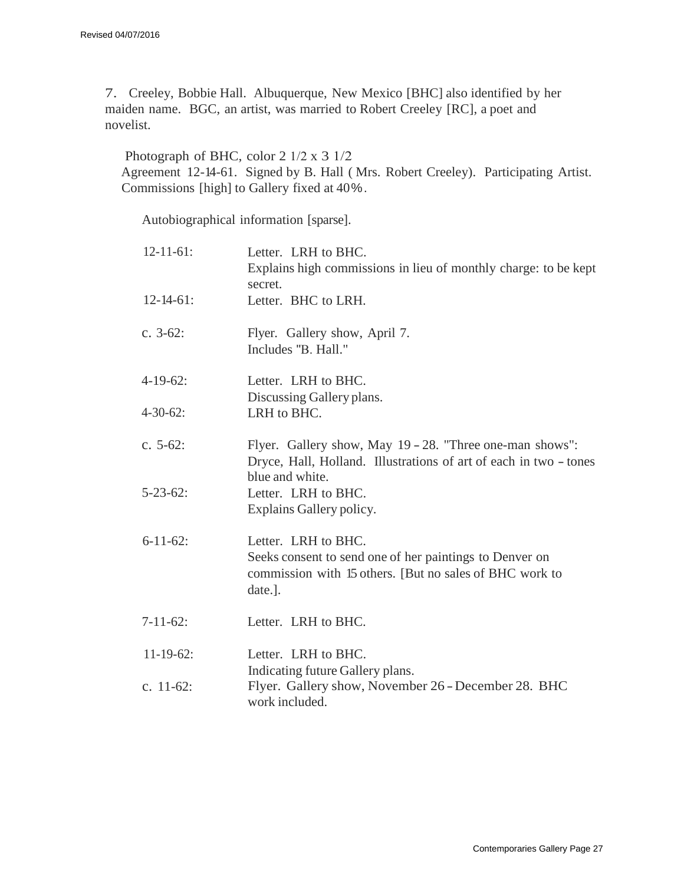7. Creeley, Bobbie Hall. Albuquerque, New Mexico [BHC] also identified by her maiden name. BGC, an artist, was married to Robert Creeley [RC], a poet and novelist.

Photograph of BHC, color 2 1/2 x 3 1/2

Agreement 12-14-61. Signed by B. Hall ( Mrs. Robert Creeley). Participating Artist. Commissions [high] to Gallery fixed at 40%.

Autobiographical information [sparse].

| | |
|---|---|
| 12-11-61: | Letter. LRH to BHC. Explains high commissions in lieu of monthly charge: to be kept secret. |
| 12-14-61: | Letter. BHC to LRH. |
| c. 3-62: | Flyer. Gallery show, April 7. Includes "B. Hall." |
| 4-19-62: | Letter. LRH to BHC. Discussing Gallery plans. |
| 4-30-62: | LRH to BHC. |
| c. 5-62: | Flyer. Gallery show, May 19 – 28. "Three one-man shows": Dryce, Hall, Holland. Illustrations of art of each in two – tones blue and white. |
| 5-23-62: | Letter. LRH to BHC. Explains Gallery policy. |
| 6-11-62: | Letter. LRH to BHC. Seeks consent to send one of her paintings to Denver on commission with 15 others. [But no sales of BHC work to date.]. |
| 7-11-62: | Letter. LRH to BHC. |
| 11-19-62: | Letter. LRH to BHC. Indicating future Gallery plans. |
| c. 11-62: | Flyer. Gallery show, November 26 – December 28. BHC work included. |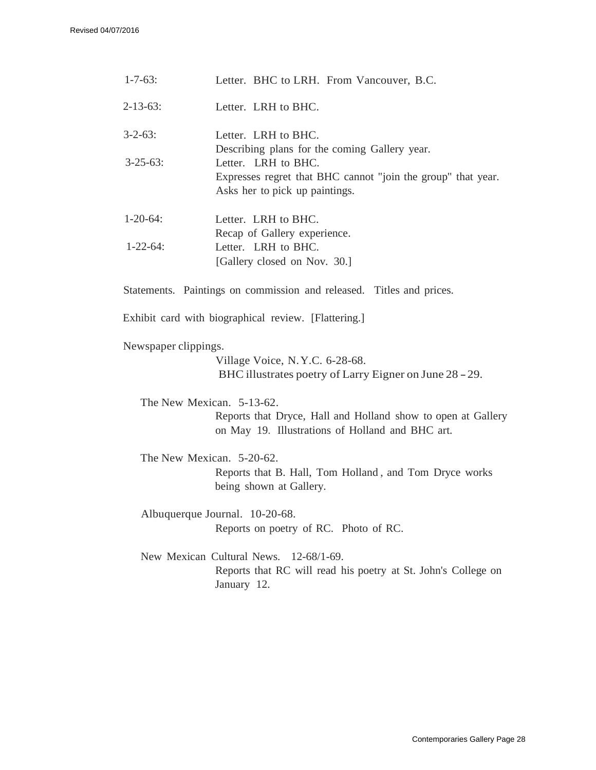1-7-63: Letter. BHC to LRH. From Vancouver, B.C.

2-13-63: Letter. LRH to BHC.

3-2-63: Letter. LRH to BHC.
Describing plans for the coming Gallery year.

3-25-63: Letter. LRH to BHC.
Expresses regret that BHC cannot "join the group" that year.
Asks her to pick up paintings.

1-20-64: Letter. LRH to BHC.
Recap of Gallery experience.

1-22-64: Letter. LRH to BHC.
[Gallery closed on Nov. 30.]

Statements. Paintings on commission and released. Titles and prices.

Exhibit card with biographical review. [Flattering.]

Newspaper clippings.

Village Voice, N.Y.C. 6-28-68.
BHC illustrates poetry of Larry Eigner on June 28 – 29.

The New Mexican. 5-13-62.
Reports that Dryce, Hall and Holland show to open at Gallery on May 19. Illustrations of Holland and BHC art.

The New Mexican. 5-20-62.
Reports that B. Hall, Tom Holland , and Tom Dryce works being shown at Gallery.

Albuquerque Journal. 10-20-68.
Reports on poetry of RC. Photo of RC.

New Mexican Cultural News. 12-68/1-69.
Reports that RC will read his poetry at St. John's College on January 12.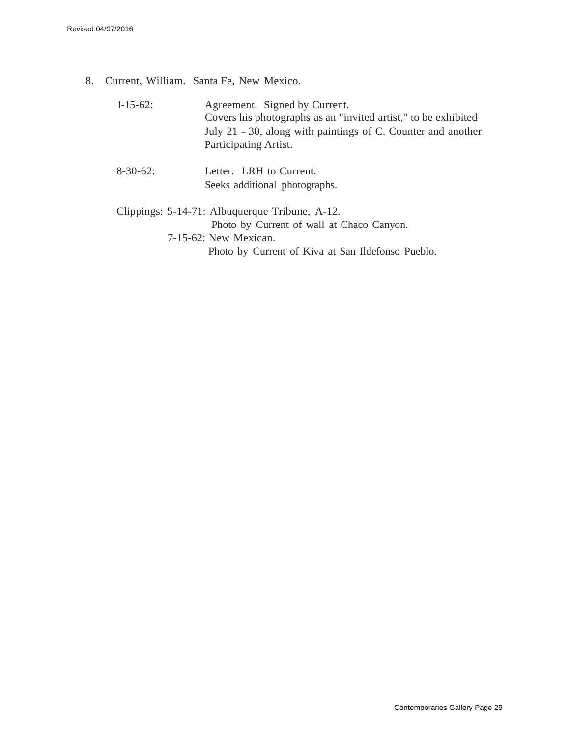8. Current, William. Santa Fe, New Mexico.

   1-15-62: Agreement. Signed by Current.
   Covers his photographs as an "invited artist," to be exhibited July 21 – 30, along with paintings of C. Counter and another Participating Artist.

   8-30-62: Letter. LRH to Current.
   Seeks additional photographs.

   Clippings: 5-14-71: Albuquerque Tribune, A-12.
   Photo by Current of wall at Chaco Canyon.
   7-15-62: New Mexican.
   Photo by Current of Kiva at San Ildefonso Pueblo.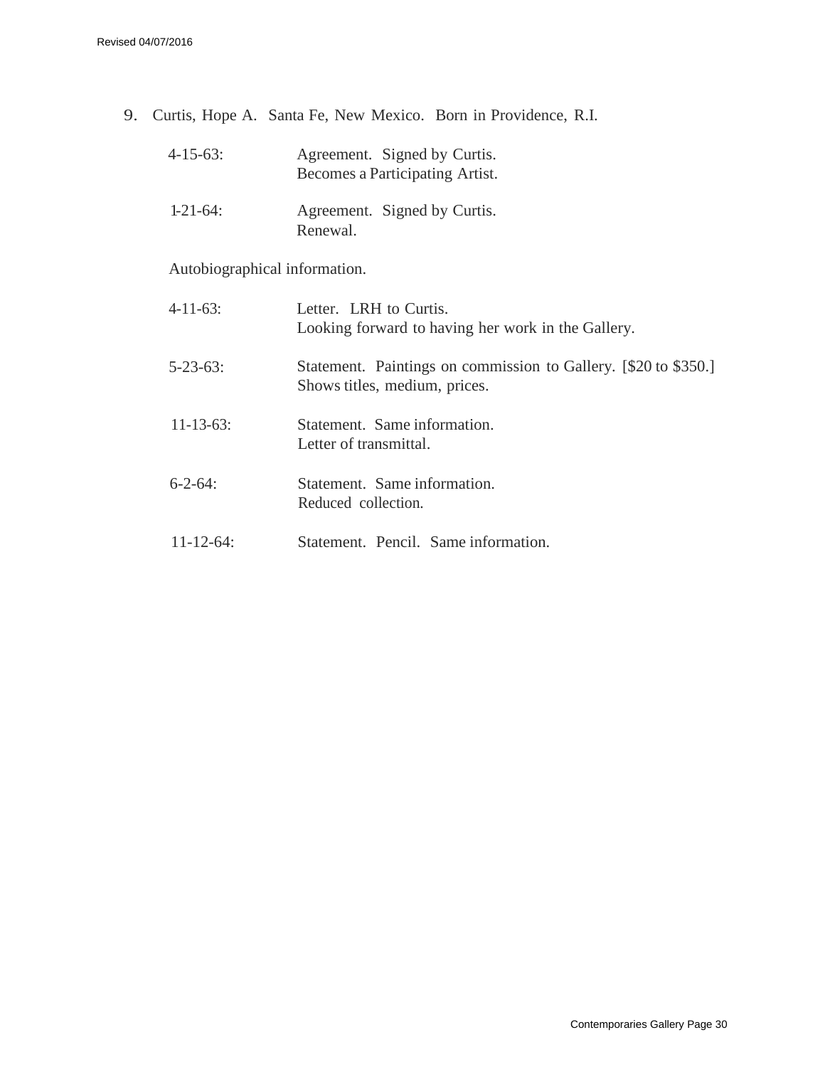9. Curtis, Hope A. Santa Fe, New Mexico. Born in Providence, R.I.

4-15-63: Agreement. Signed by Curtis.
Becomes a Participating Artist.

1-21-64: Agreement. Signed by Curtis.
Renewal.

Autobiographical information.

4-11-63: Letter. LRH to Curtis.
Looking forward to having her work in the Gallery.

5-23-63: Statement. Paintings on commission to Gallery. [$20 to $350.]
Shows titles, medium, prices.

11-13-63: Statement. Same information.
Letter of transmittal.

6-2-64: Statement. Same information.
Reduced collection.

11-12-64: Statement. Pencil. Same information.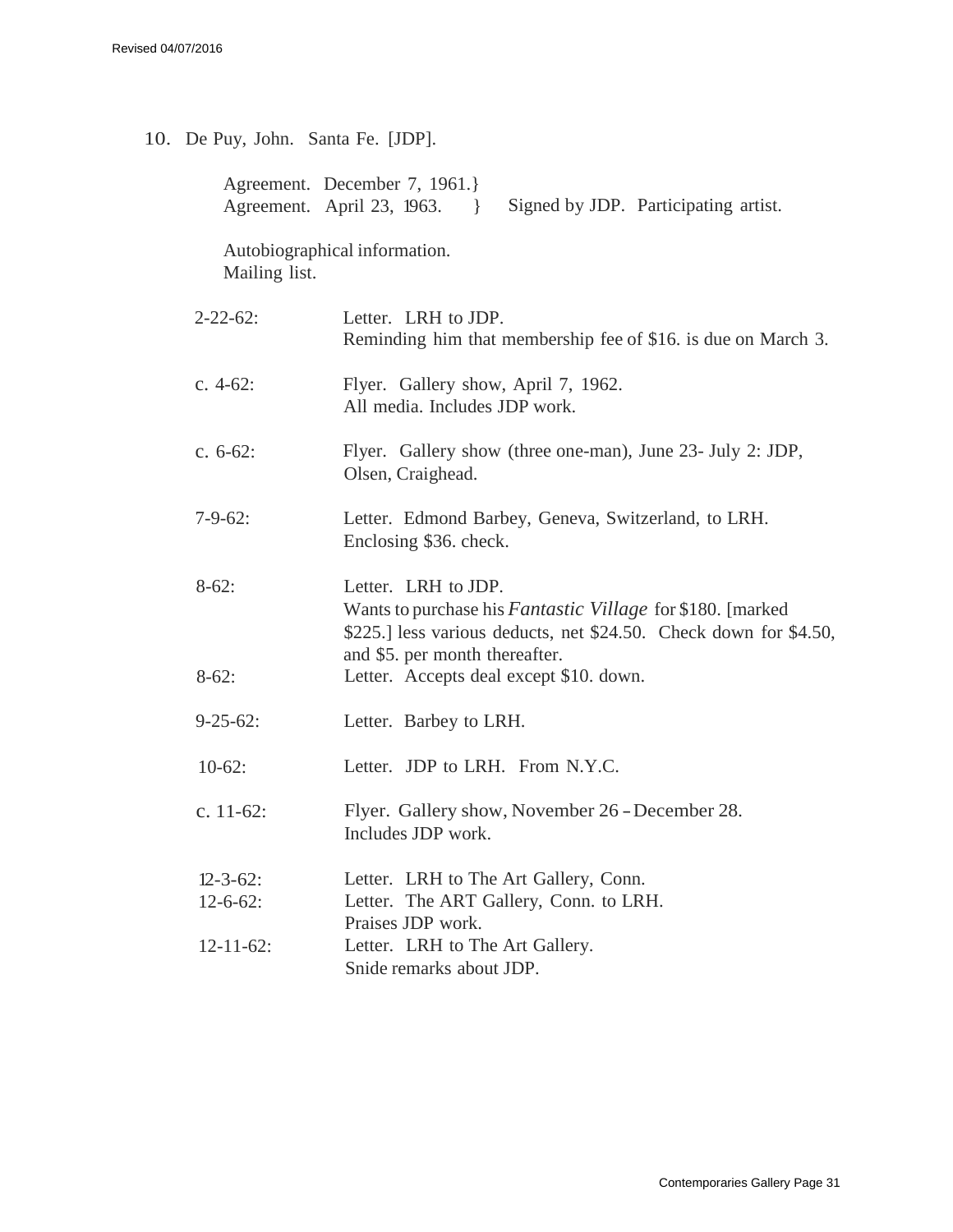10. De Puy, John. Santa Fe. [JDP].

Agreement. December 7, 1961.}
Agreement. April 23, 1963. } Signed by JDP. Participating artist.

Autobiographical information.
Mailing list.

| | |
|---|---|
| 2-22-62: | Letter. LRH to JDP.<br>Reminding him that membership fee of $16. is due on March 3. |
| c. 4-62: | Flyer. Gallery show, April 7, 1962.<br>All media. Includes JDP work. |
| c. 6-62: | Flyer. Gallery show (three one-man), June 23- July 2: JDP, Olsen, Craighead. |
| 7-9-62: | Letter. Edmond Barbey, Geneva, Switzerland, to LRH.<br>Enclosing $36. check. |
| 8-62: | Letter. LRH to JDP.<br>Wants to purchase his *Fantastic Village* for $180. [marked $225.] less various deducts, net $24.50. Check down for $4.50, and $5. per month thereafter. |
| 8-62: | Letter. Accepts deal except $10. down. |
| 9-25-62: | Letter. Barbey to LRH. |
| 10-62: | Letter. JDP to LRH. From N.Y.C. |
| c. 11-62: | Flyer. Gallery show, November 26 – December 28.<br>Includes JDP work. |
| 12-3-62: | Letter. LRH to The Art Gallery, Conn. |
| 12-6-62: | Letter. The ART Gallery, Conn. to LRH.<br>Praises JDP work. |
| 12-11-62: | Letter. LRH to The Art Gallery.<br>Snide remarks about JDP. |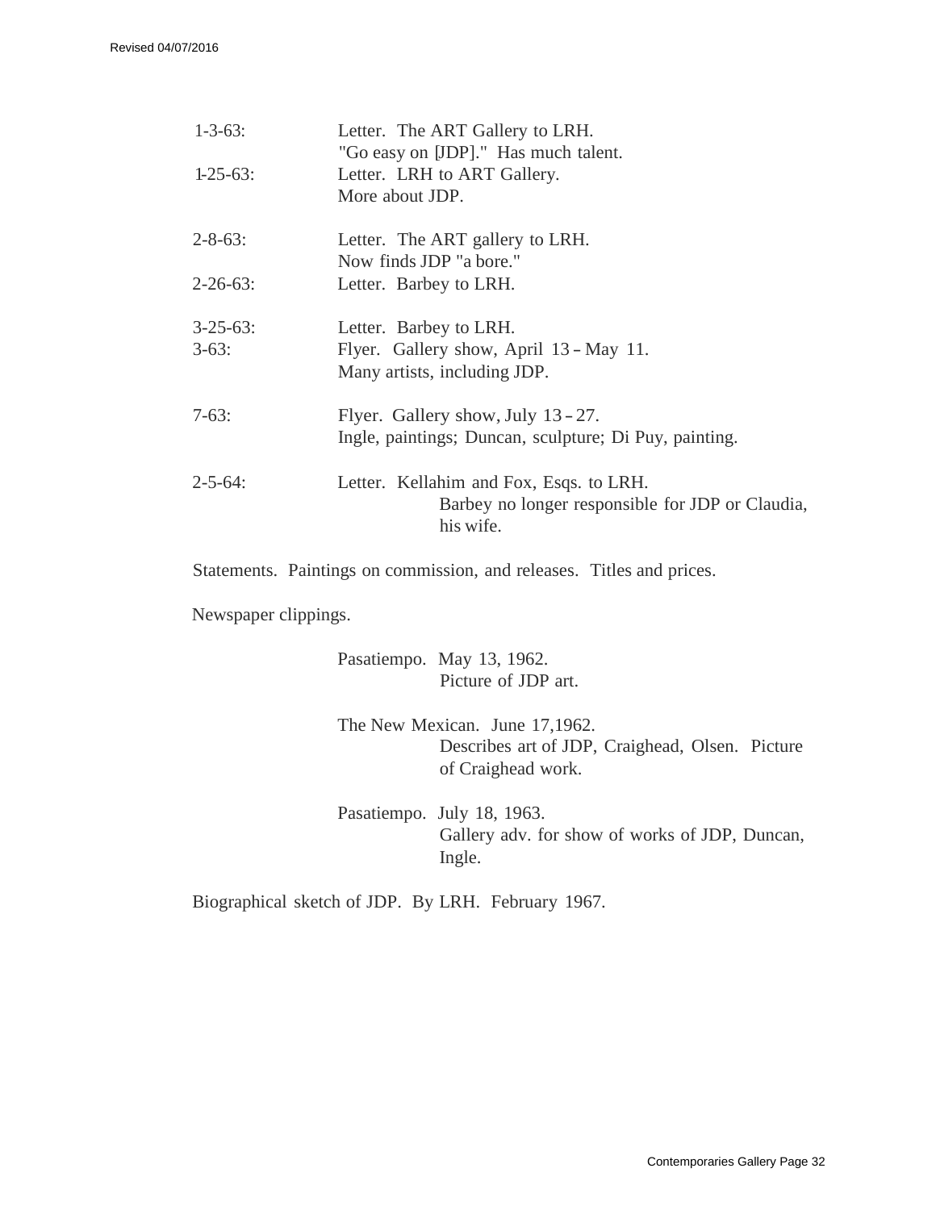| | |
|---|---|
| 1-3-63: | Letter. The ART Gallery to LRH. "Go easy on [JDP]." Has much talent. |
| 1-25-63: | Letter. LRH to ART Gallery. More about JDP. |
| 2-8-63: | Letter. The ART gallery to LRH. Now finds JDP "a bore." |
| 2-26-63: | Letter. Barbey to LRH. |
| 3-25-63: | Letter. Barbey to LRH. |
| 3-63: | Flyer. Gallery show, April 13 – May 11. Many artists, including JDP. |
| 7-63: | Flyer. Gallery show, July 13 – 27. Ingle, paintings; Duncan, sculpture; Di Puy, painting. |
| 2-5-64: | Letter. Kellahim and Fox, Esqs. to LRH. Barbey no longer responsible for JDP or Claudia, his wife. |

Statements. Paintings on commission, and releases. Titles and prices.

Newspaper clippings.

Pasatiempo. May 13, 1962.
Picture of JDP art.

The New Mexican. June 17,1962.
Describes art of JDP, Craighead, Olsen. Picture of Craighead work.

Pasatiempo. July 18, 1963.
Gallery adv. for show of works of JDP, Duncan, Ingle.

Biographical sketch of JDP. By LRH. February 1967.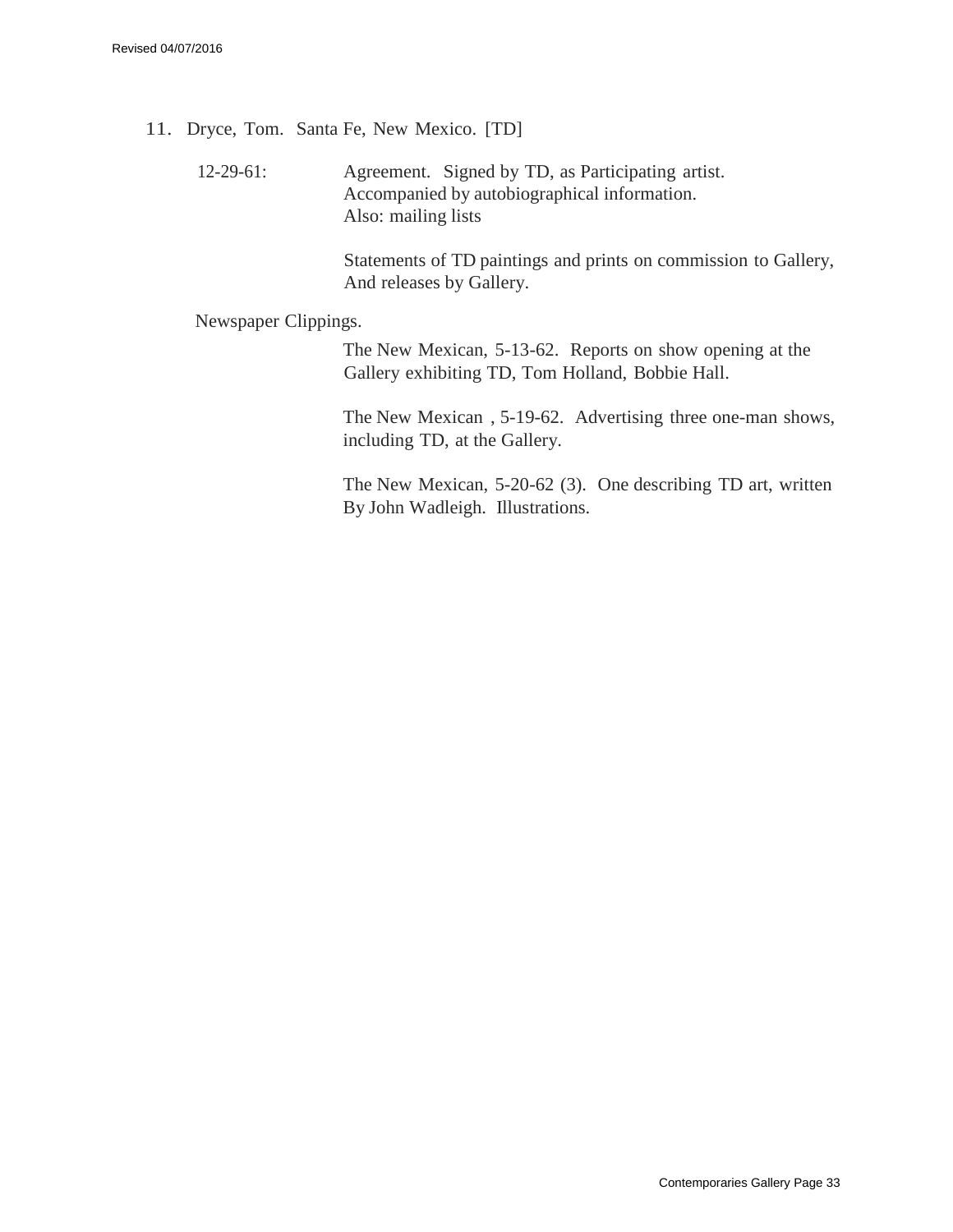11. Dryce, Tom. Santa Fe, New Mexico. [TD]

12-29-61: Agreement. Signed by TD, as Participating artist. Accompanied by autobiographical information. Also: mailing lists

Statements of TD paintings and prints on commission to Gallery, And releases by Gallery.

Newspaper Clippings.

The New Mexican, 5-13-62. Reports on show opening at the Gallery exhibiting TD, Tom Holland, Bobbie Hall.

The New Mexican , 5-19-62. Advertising three one-man shows, including TD, at the Gallery.

The New Mexican, 5-20-62 (3). One describing TD art, written By John Wadleigh. Illustrations.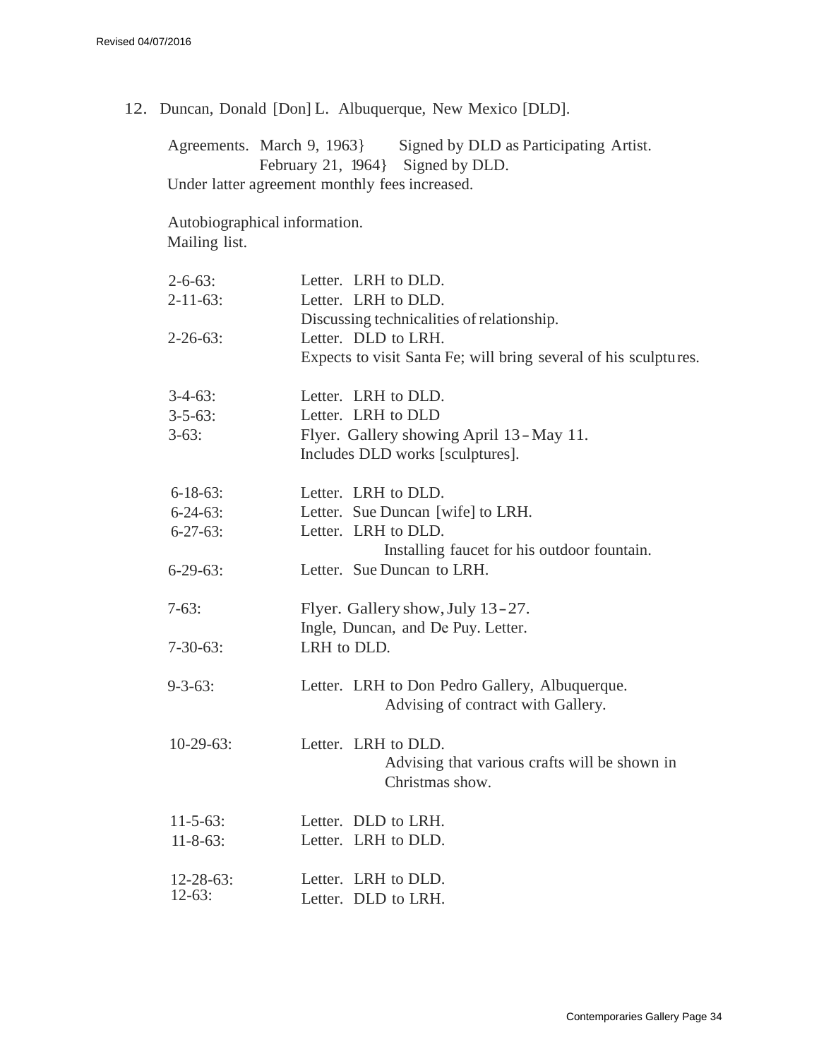12. Duncan, Donald [Don] L. Albuquerque, New Mexico [DLD].

Agreements. March 9, 1963} Signed by DLD as Participating Artist.
February 21, 1964} Signed by DLD.
Under latter agreement monthly fees increased.

Autobiographical information.
Mailing list.

| | |
|---|---|
| 2-6-63: | Letter. LRH to DLD. |
| 2-11-63: | Letter. LRH to DLD. Discussing technicalities of relationship. |
| 2-26-63: | Letter. DLD to LRH. Expects to visit Santa Fe; will bring several of his sculptures. |
| 3-4-63: | Letter. LRH to DLD. |
| 3-5-63: | Letter. LRH to DLD |
| 3-63: | Flyer. Gallery showing April 13 - May 11. Includes DLD works [sculptures]. |
| 6-18-63: | Letter. LRH to DLD. |
| 6-24-63: | Letter. Sue Duncan [wife] to LRH. |
| 6-27-63: | Letter. LRH to DLD. Installing faucet for his outdoor fountain. |
| 6-29-63: | Letter. Sue Duncan to LRH. |
| 7-63: | Flyer. Gallery show, July 13 - 27. Ingle, Duncan, and De Puy. Letter. |
| 7-30-63: | LRH to DLD. |
| 9-3-63: | Letter. LRH to Don Pedro Gallery, Albuquerque. Advising of contract with Gallery. |
| 10-29-63: | Letter. LRH to DLD. Advising that various crafts will be shown in Christmas show. |
| 11-5-63: | Letter. DLD to LRH. |
| 11-8-63: | Letter. LRH to DLD. |
| 12-28-63: | Letter. LRH to DLD. |
| 12-63: | Letter. DLD to LRH. |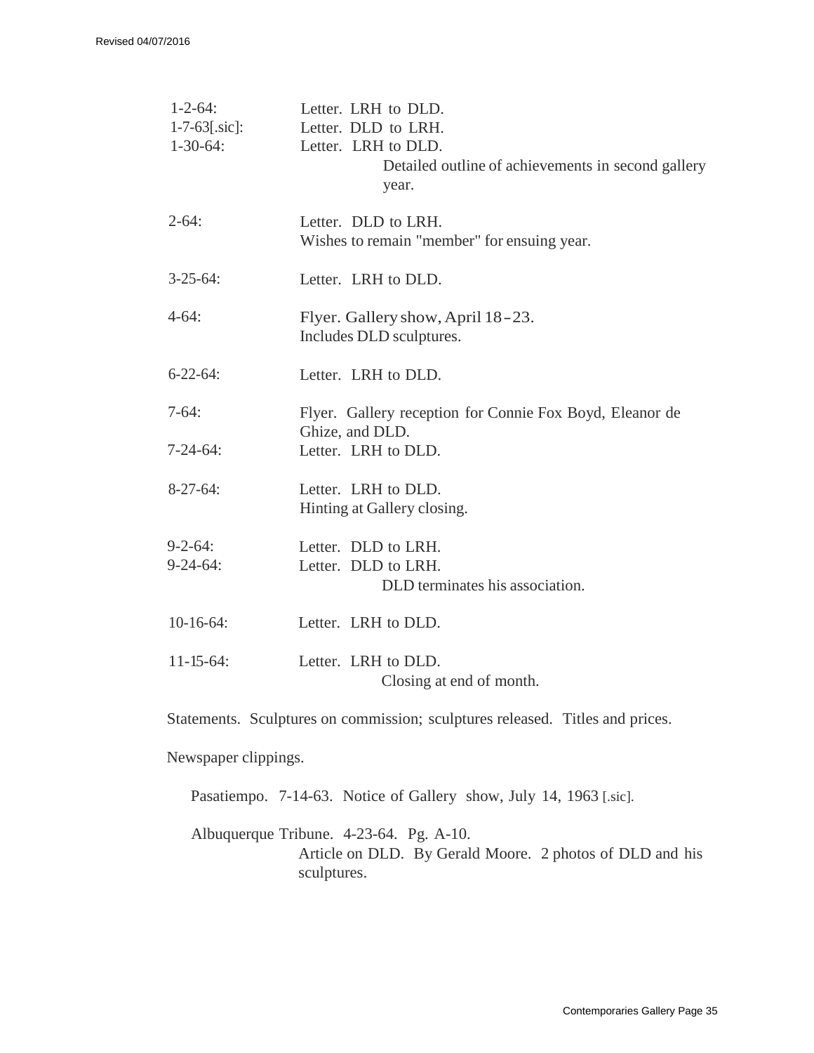1-2-64: Letter. LRH to DLD.

1-7-63[.sic]: Letter. DLD to LRH.

1-30-64: Letter. LRH to DLD.
Detailed outline of achievements in second gallery year.

2-64: Letter. DLD to LRH.
Wishes to remain "member" for ensuing year.

3-25-64: Letter. LRH to DLD.

4-64: Flyer. Gallery show, April 18–23.
Includes DLD sculptures.

6-22-64: Letter. LRH to DLD.

7-64: Flyer. Gallery reception for Connie Fox Boyd, Eleanor de Ghize, and DLD.

7-24-64: Letter. LRH to DLD.

8-27-64: Letter. LRH to DLD.
Hinting at Gallery closing.

9-2-64: Letter. DLD to LRH.

9-24-64: Letter. DLD to LRH.
DLD terminates his association.

10-16-64: Letter. LRH to DLD.

11-15-64: Letter. LRH to DLD.
Closing at end of month.

Statements. Sculptures on commission; sculptures released. Titles and prices.

Newspaper clippings.

Pasatiempo. 7-14-63. Notice of Gallery show, July 14, 1963 [.sic].

Albuquerque Tribune. 4-23-64. Pg. A-10.
Article on DLD. By Gerald Moore. 2 photos of DLD and his sculptures.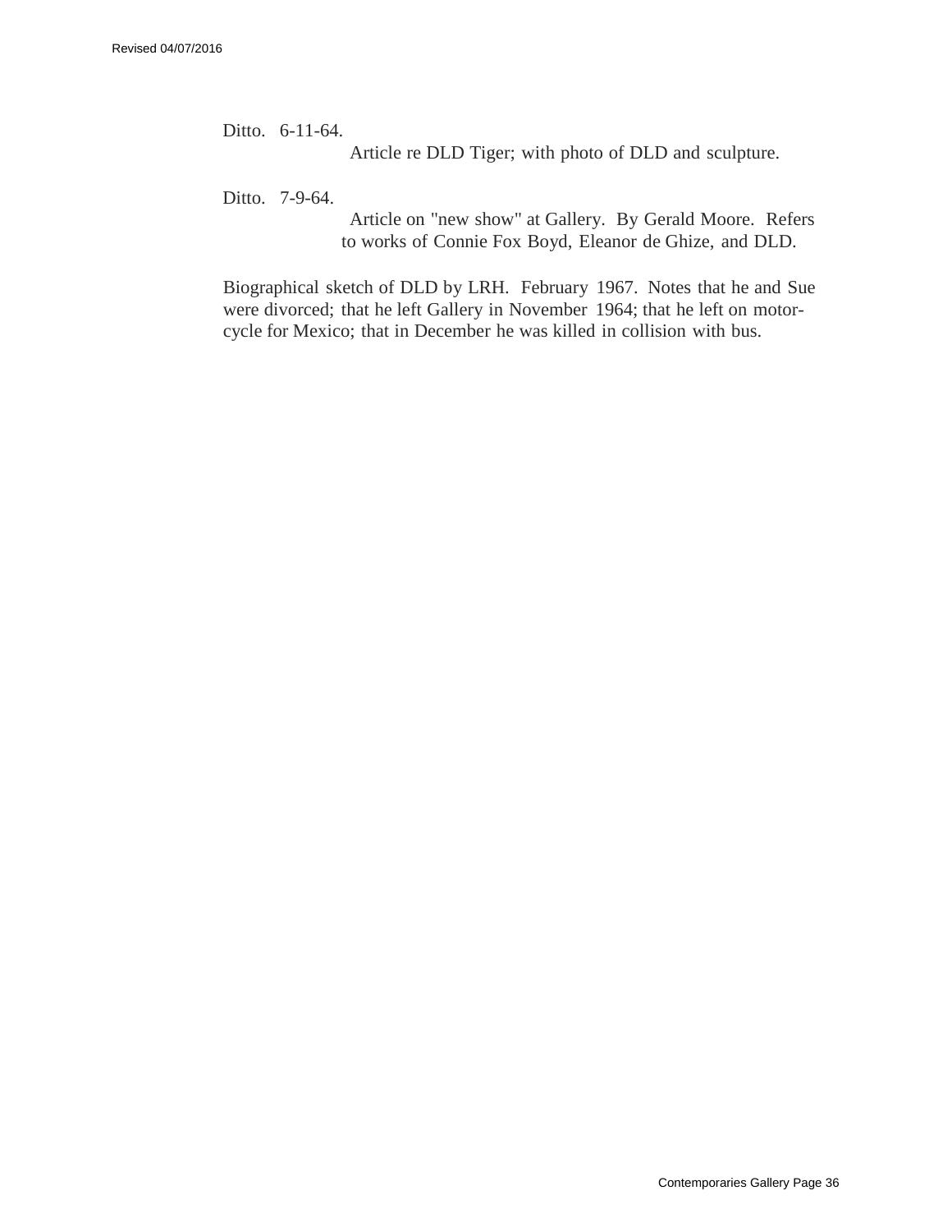Ditto. 6-11-64.

Article re DLD Tiger; with photo of DLD and sculpture.

Ditto. 7-9-64.

Article on "new show" at Gallery. By Gerald Moore. Refers to works of Connie Fox Boyd, Eleanor de Ghize, and DLD.

Biographical sketch of DLD by LRH. February 1967. Notes that he and Sue were divorced; that he left Gallery in November 1964; that he left on motor-cycle for Mexico; that in December he was killed in collision with bus.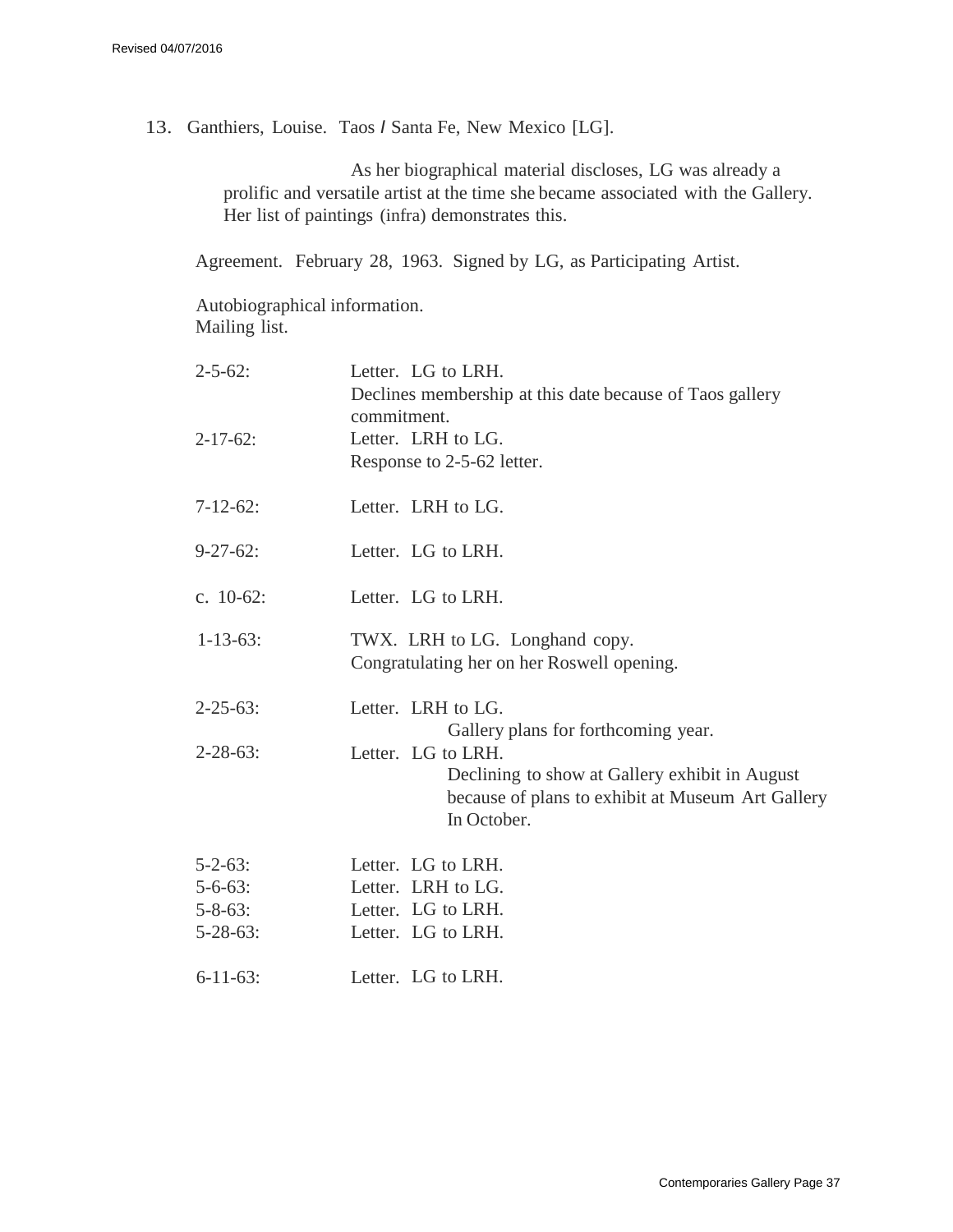13. Ganthiers, Louise. Taos / Santa Fe, New Mexico [LG].

As her biographical material discloses, LG was already a prolific and versatile artist at the time she became associated with the Gallery. Her list of paintings (infra) demonstrates this.

Agreement. February 28, 1963. Signed by LG, as Participating Artist.

Autobiographical information.
Mailing list.

| | |
|---|---|
| 2-5-62: | Letter. LG to LRH.<br>Declines membership at this date because of Taos gallery commitment. |
| 2-17-62: | Letter. LRH to LG.<br>Response to 2-5-62 letter. |
| 7-12-62: | Letter. LRH to LG. |
| 9-27-62: | Letter. LG to LRH. |
| c. 10-62: | Letter. LG to LRH. |
| 1-13-63: | TWX. LRH to LG. Longhand copy.<br>Congratulating her on her Roswell opening. |
| 2-25-63: | Letter. LRH to LG.<br>Gallery plans for forthcoming year. |
| 2-28-63: | Letter. LG to LRH.<br>Declining to show at Gallery exhibit in August because of plans to exhibit at Museum Art Gallery In October. |
| 5-2-63: | Letter. LG to LRH. |
| 5-6-63: | Letter. LRH to LG. |
| 5-8-63: | Letter. LG to LRH. |
| 5-28-63: | Letter. LG to LRH. |
| 6-11-63: | Letter. LG to LRH. |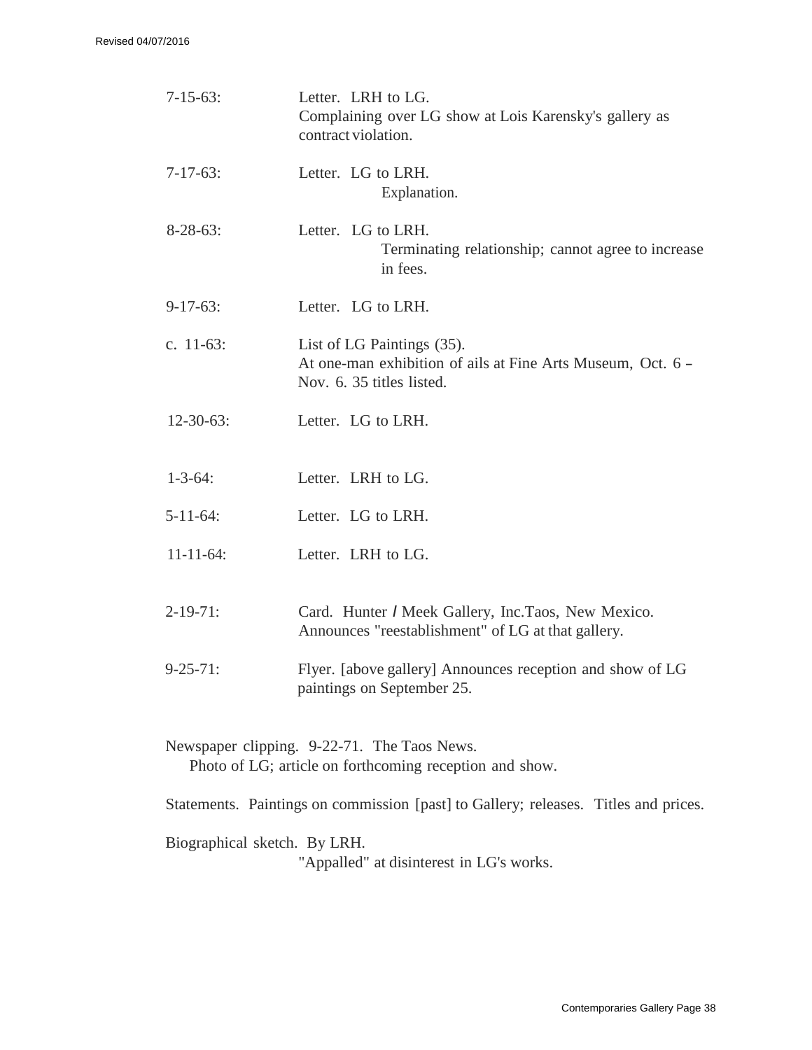7-15-63: Letter. LRH to LG.
Complaining over LG show at Lois Karensky's gallery as contract violation.

7-17-63: Letter. LG to LRH.
Explanation.

8-28-63: Letter. LG to LRH.
Terminating relationship; cannot agree to increase in fees.

9-17-63: Letter. LG to LRH.

c. 11-63: List of LG Paintings (35).
At one-man exhibition of ails at Fine Arts Museum, Oct. 6 - Nov. 6. 35 titles listed.

12-30-63: Letter. LG to LRH.

1-3-64: Letter. LRH to LG.

5-11-64: Letter. LG to LRH.

11-11-64: Letter. LRH to LG.

2-19-71: Card. Hunter / Meek Gallery, Inc.Taos, New Mexico.
Announces "reestablishment" of LG at that gallery.

9-25-71: Flyer. [above gallery] Announces reception and show of LG paintings on September 25.

Newspaper clipping. 9-22-71. The Taos News.
Photo of LG; article on forthcoming reception and show.

Statements. Paintings on commission [past] to Gallery; releases. Titles and prices.

Biographical sketch. By LRH.
"Appalled" at disinterest in LG's works.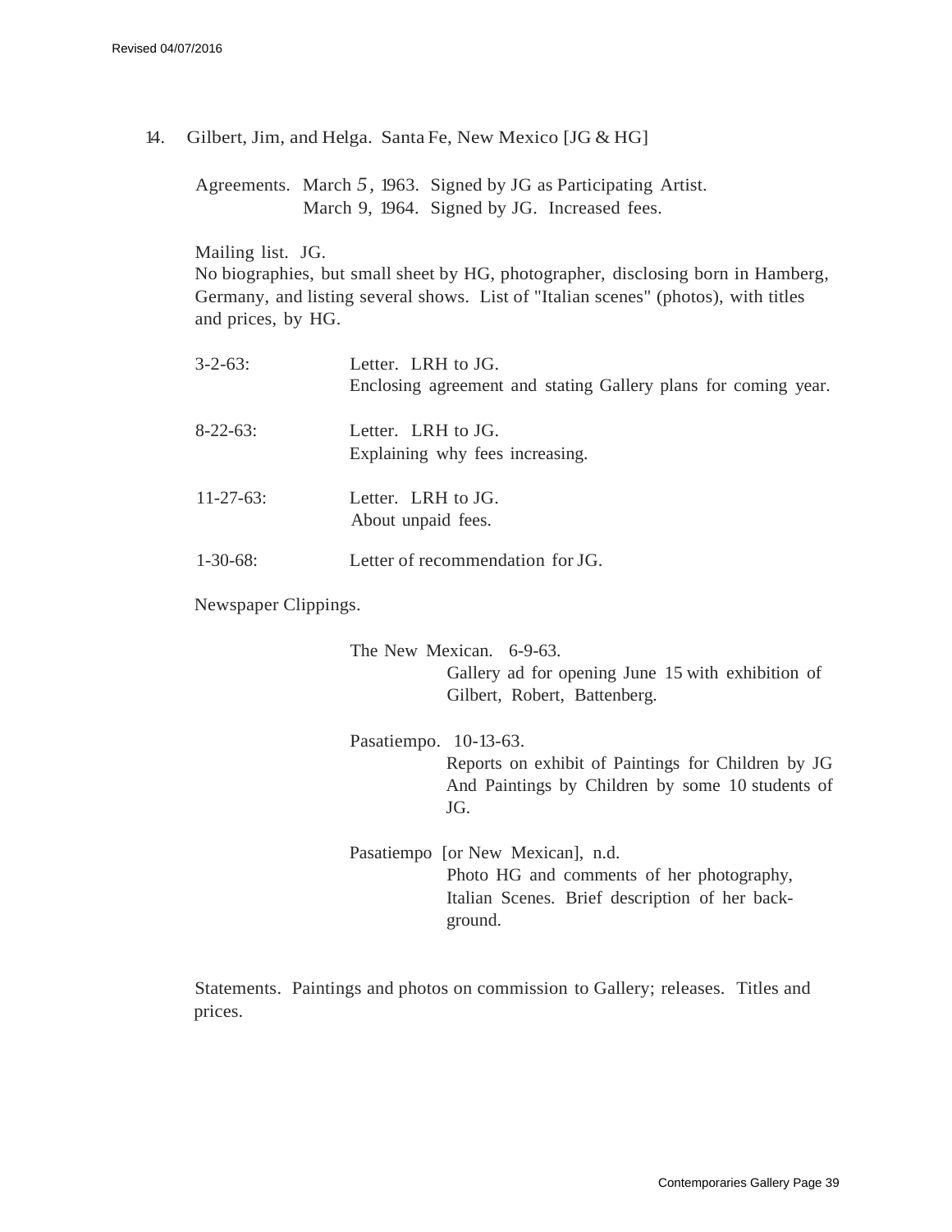14. Gilbert, Jim, and Helga. Santa Fe, New Mexico [JG & HG]

Agreements. March 5, 1963. Signed by JG as Participating Artist.
March 9, 1964. Signed by JG. Increased fees.

Mailing list. JG.
No biographies, but small sheet by HG, photographer, disclosing born in Hamberg, Germany, and listing several shows. List of "Italian scenes" (photos), with titles and prices, by HG.

3-2-63: Letter. LRH to JG.
Enclosing agreement and stating Gallery plans for coming year.

8-22-63: Letter. LRH to JG.
Explaining why fees increasing.

11-27-63: Letter. LRH to JG.
About unpaid fees.

1-30-68: Letter of recommendation for JG.

Newspaper Clippings.

The New Mexican. 6-9-63.
Gallery ad for opening June 15 with exhibition of Gilbert, Robert, Battenberg.

Pasatiempo. 10-13-63.
Reports on exhibit of Paintings for Children by JG And Paintings by Children by some 10 students of JG.

Pasatiempo [or New Mexican], n.d.
Photo HG and comments of her photography, Italian Scenes. Brief description of her back-ground.

Statements. Paintings and photos on commission to Gallery; releases. Titles and prices.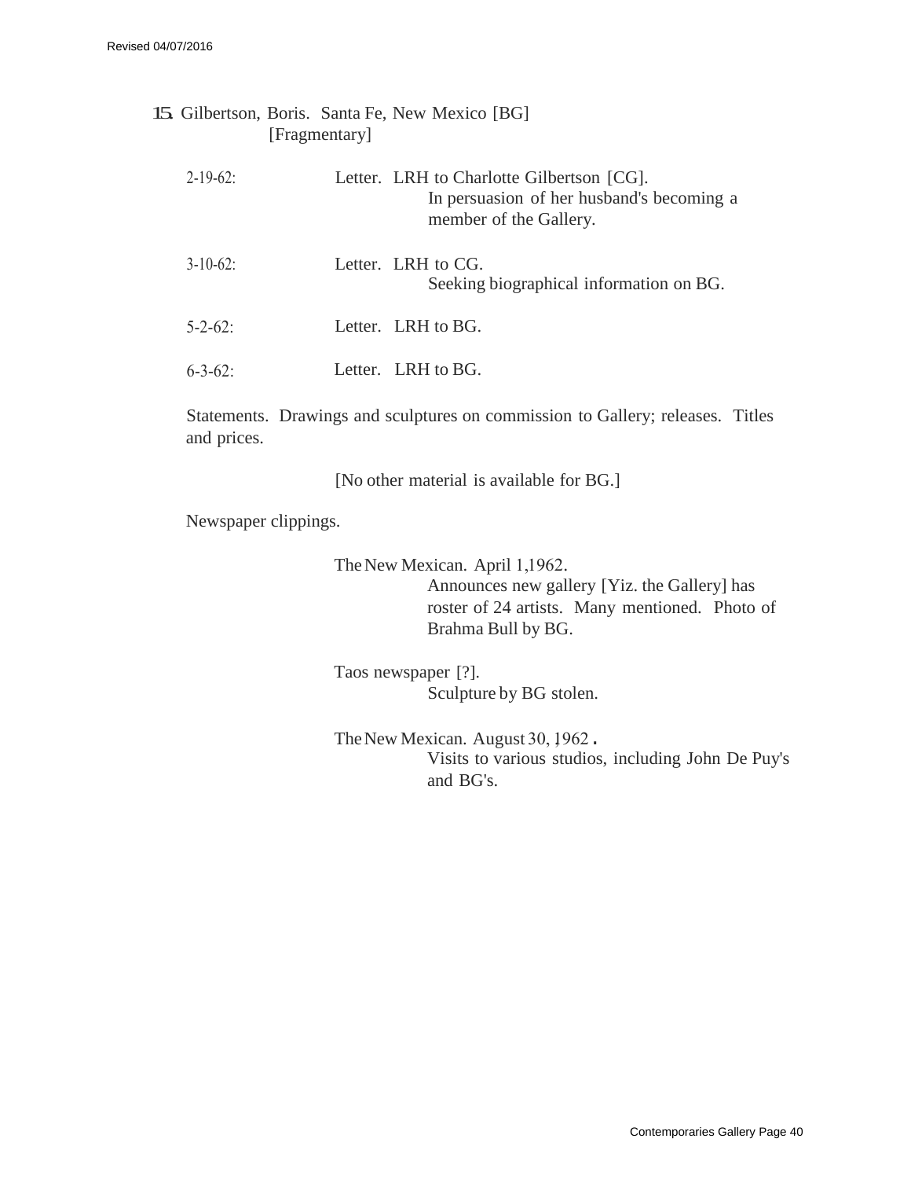15. Gilbertson, Boris. Santa Fe, New Mexico [BG]
[Fragmentary]

2-19-62: Letter. LRH to Charlotte Gilbertson [CG].
In persuasion of her husband's becoming a member of the Gallery.

3-10-62: Letter. LRH to CG.
Seeking biographical information on BG.

5-2-62: Letter. LRH to BG.

6-3-62: Letter. LRH to BG.

Statements. Drawings and sculptures on commission to Gallery; releases. Titles and prices.

[No other material is available for BG.]

Newspaper clippings.

The New Mexican. April 1,1962.
Announces new gallery [Yiz. the Gallery] has roster of 24 artists. Many mentioned. Photo of Brahma Bull by BG.

Taos newspaper [?].
Sculpture by BG stolen.

The New Mexican. August 30, 1962.
Visits to various studios, including John De Puy's and BG's.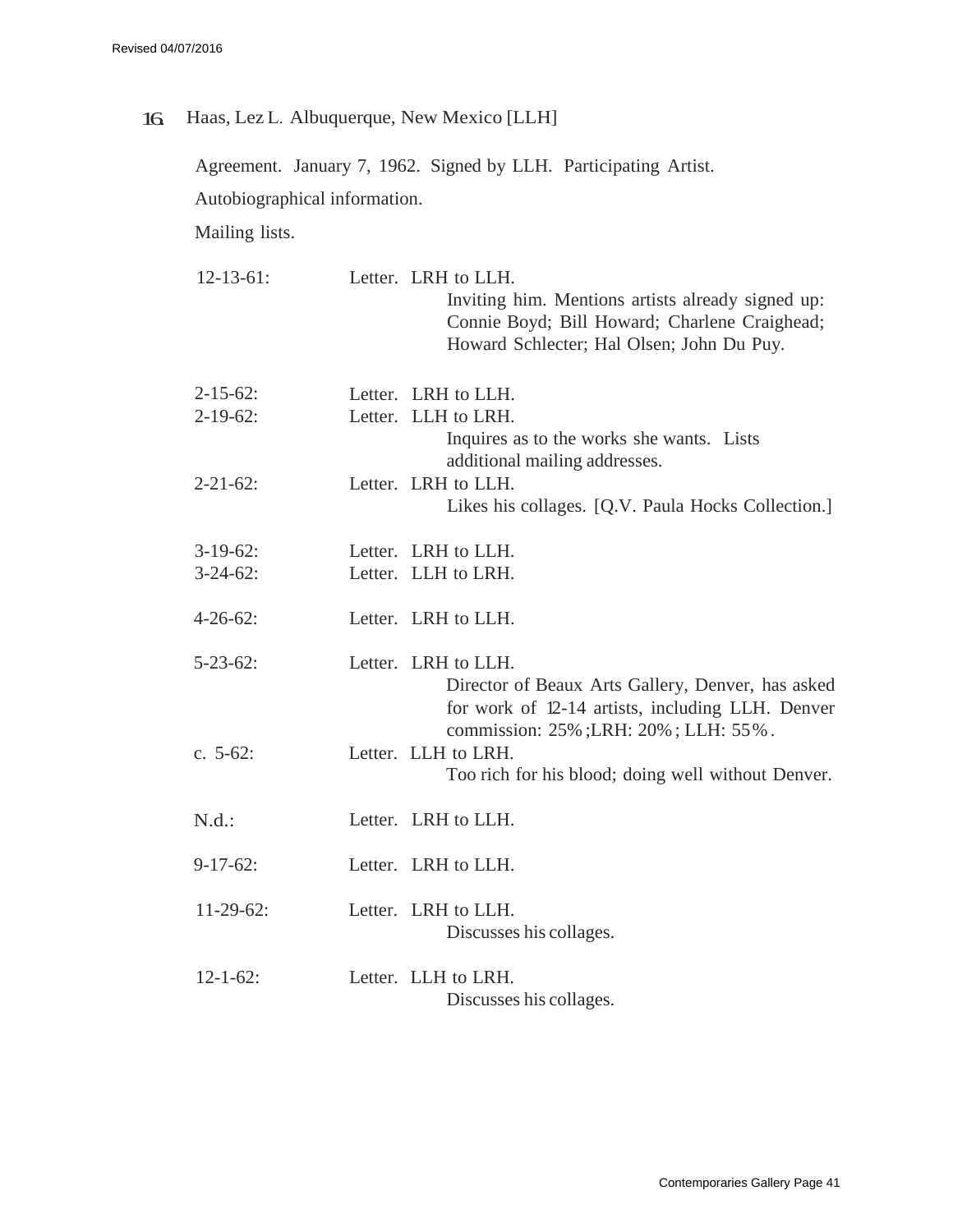16. Haas, Lez L. Albuquerque, New Mexico [LLH]

Agreement. January 7, 1962. Signed by LLH. Participating Artist.

Autobiographical information.

Mailing lists.

| | |
|---|---|
| 12-13-61: | Letter. LRH to LLH. Inviting him. Mentions artists already signed up: Connie Boyd; Bill Howard; Charlene Craighead; Howard Schlecter; Hal Olsen; John Du Puy. |
| 2-15-62: | Letter. LRH to LLH. |
| 2-19-62: | Letter. LLH to LRH. Inquires as to the works she wants. Lists additional mailing addresses. |
| 2-21-62: | Letter. LRH to LLH. Likes his collages. [Q.V. Paula Hocks Collection.] |
| 3-19-62: | Letter. LRH to LLH. |
| 3-24-62: | Letter. LLH to LRH. |
| 4-26-62: | Letter. LRH to LLH. |
| 5-23-62: | Letter. LRH to LLH. Director of Beaux Arts Gallery, Denver, has asked for work of 12-14 artists, including LLH. Denver commission: 25%; LRH: 20%; LLH: 55%. |
| c. 5-62: | Letter. LLH to LRH. Too rich for his blood; doing well without Denver. |
| N.d.: | Letter. LRH to LLH. |
| 9-17-62: | Letter. LRH to LLH. |
| 11-29-62: | Letter. LRH to LLH. Discusses his collages. |
| 12-1-62: | Letter. LLH to LRH. Discusses his collages. |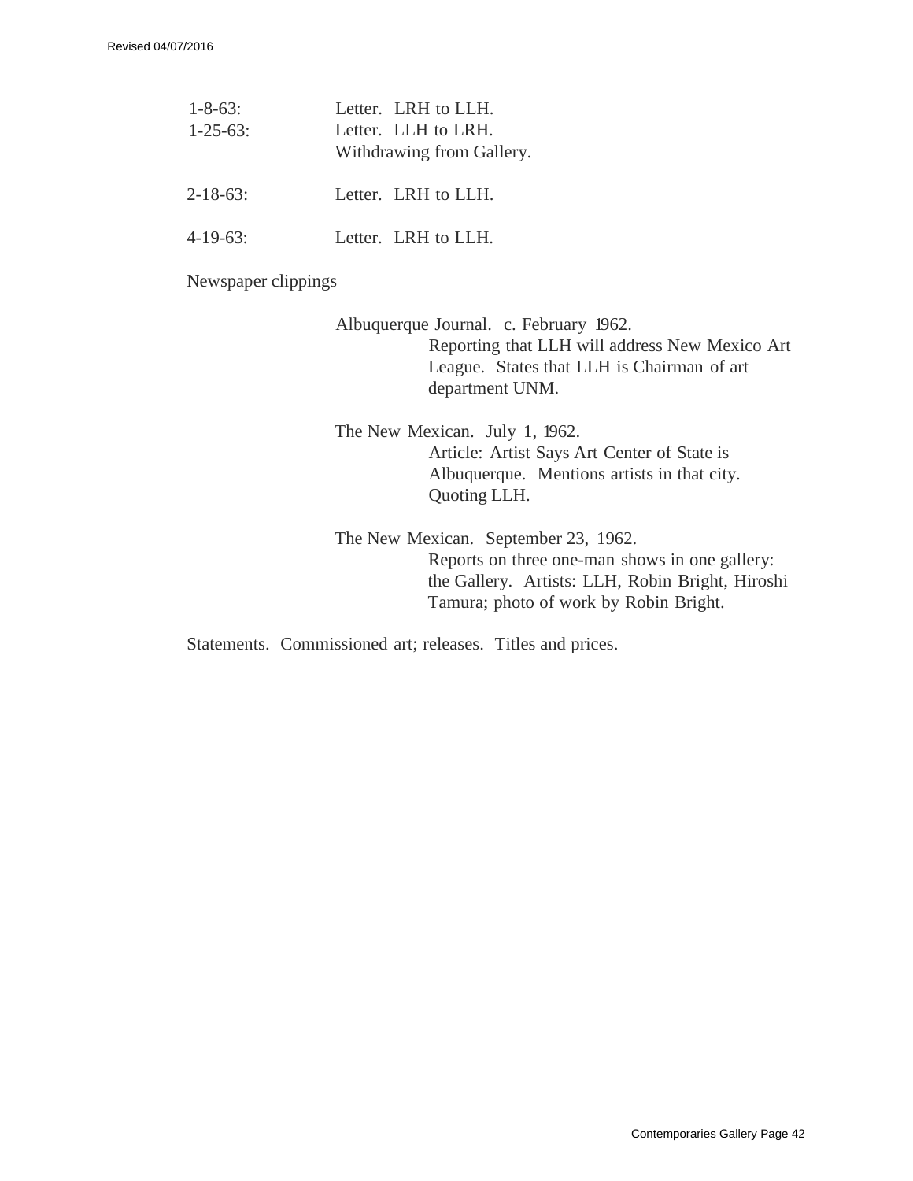1-8-63: Letter. LRH to LLH.

1-25-63: Letter. LLH to LRH.
Withdrawing from Gallery.

2-18-63: Letter. LRH to LLH.

4-19-63: Letter. LRH to LLH.

Newspaper clippings

Albuquerque Journal. c. February 1962.
Reporting that LLH will address New Mexico Art League. States that LLH is Chairman of art department UNM.

The New Mexican. July 1, 1962.
Article: Artist Says Art Center of State is Albuquerque. Mentions artists in that city. Quoting LLH.

The New Mexican. September 23, 1962.
Reports on three one-man shows in one gallery: the Gallery. Artists: LLH, Robin Bright, Hiroshi Tamura; photo of work by Robin Bright.

Statements. Commissioned art; releases. Titles and prices.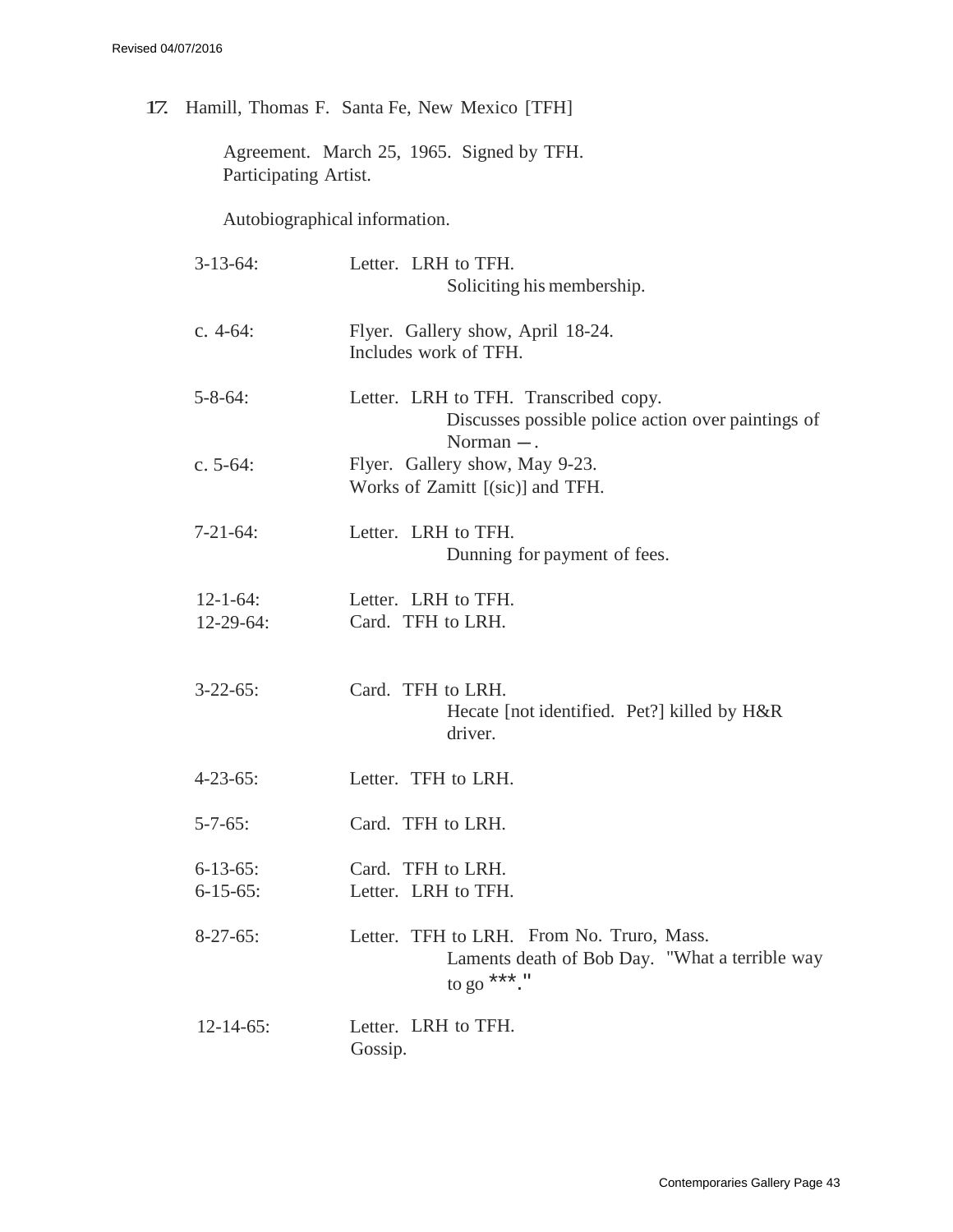**17.** Hamill, Thomas F. Santa Fe, New Mexico [TFH]

Agreement. March 25, 1965. Signed by TFH.
Participating Artist.

Autobiographical information.

| | |
|---|---|
| 3-13-64: | Letter. LRH to TFH.<br>Soliciting his membership. |
| c. 4-64: | Flyer. Gallery show, April 18-24.<br>Includes work of TFH. |
| 5-8-64: | Letter. LRH to TFH. Transcribed copy.<br>Discusses possible police action over paintings of Norman —. |
| c. 5-64: | Flyer. Gallery show, May 9-23.<br>Works of Zamitt [(sic)] and TFH. |
| 7-21-64: | Letter. LRH to TFH.<br>Dunning for payment of fees. |
| 12-1-64: | Letter. LRH to TFH. |
| 12-29-64: | Card. TFH to LRH. |
| 3-22-65: | Card. TFH to LRH.<br>Hecate [not identified. Pet?] killed by H&R driver. |
| 4-23-65: | Letter. TFH to LRH. |
| 5-7-65: | Card. TFH to LRH. |
| 6-13-65: | Card. TFH to LRH. |
| 6-15-65: | Letter. LRH to TFH. |
| 8-27-65: | Letter. TFH to LRH. From No. Truro, Mass.<br>Laments death of Bob Day. "What a terrible way to go ***." |
| 12-14-65: | Letter. LRH to TFH.<br>Gossip. |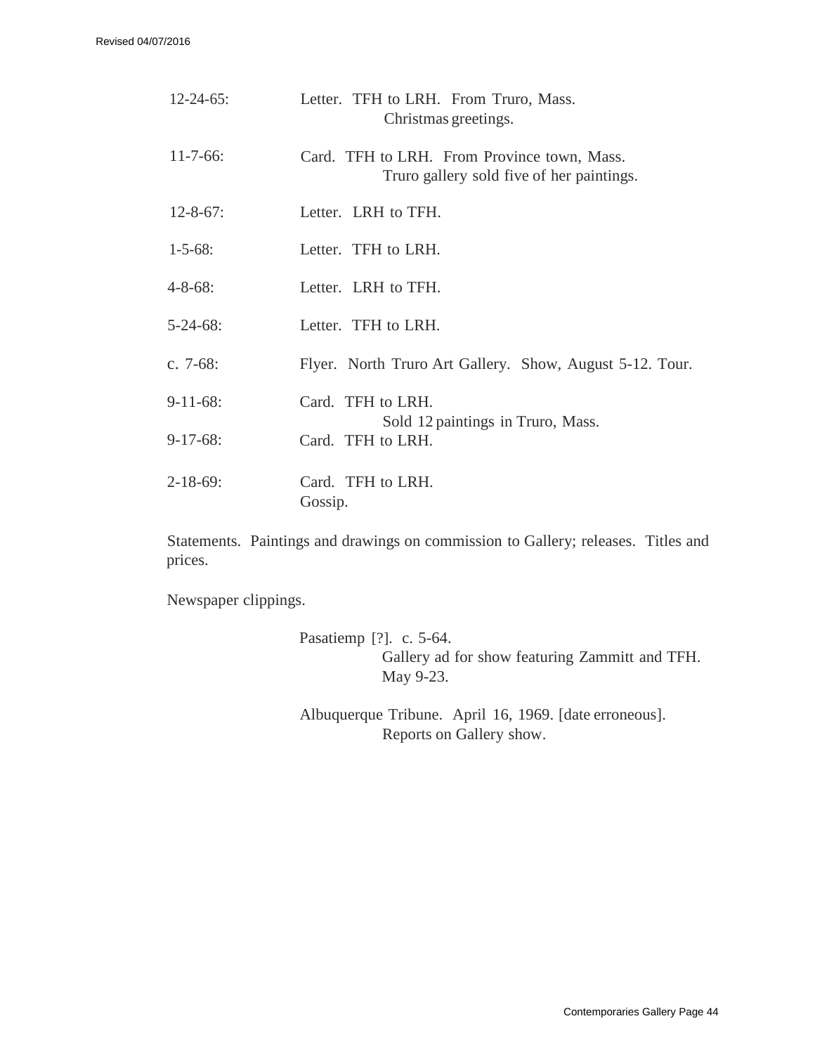12-24-65: Letter. TFH to LRH. From Truro, Mass.
Christmas greetings.

11-7-66: Card. TFH to LRH. From Province town, Mass.
Truro gallery sold five of her paintings.

12-8-67: Letter. LRH to TFH.

1-5-68: Letter. TFH to LRH.

4-8-68: Letter. LRH to TFH.

5-24-68: Letter. TFH to LRH.

c. 7-68: Flyer. North Truro Art Gallery. Show, August 5-12. Tour.

9-11-68: Card. TFH to LRH.
Sold 12 paintings in Truro, Mass.

9-17-68: Card. TFH to LRH.

2-18-69: Card. TFH to LRH.
Gossip.

Statements. Paintings and drawings on commission to Gallery; releases. Titles and prices.

Newspaper clippings.

Pasatiemp [?]. c. 5-64.
Gallery ad for show featuring Zammitt and TFH. May 9-23.

Albuquerque Tribune. April 16, 1969. [date erroneous].
Reports on Gallery show.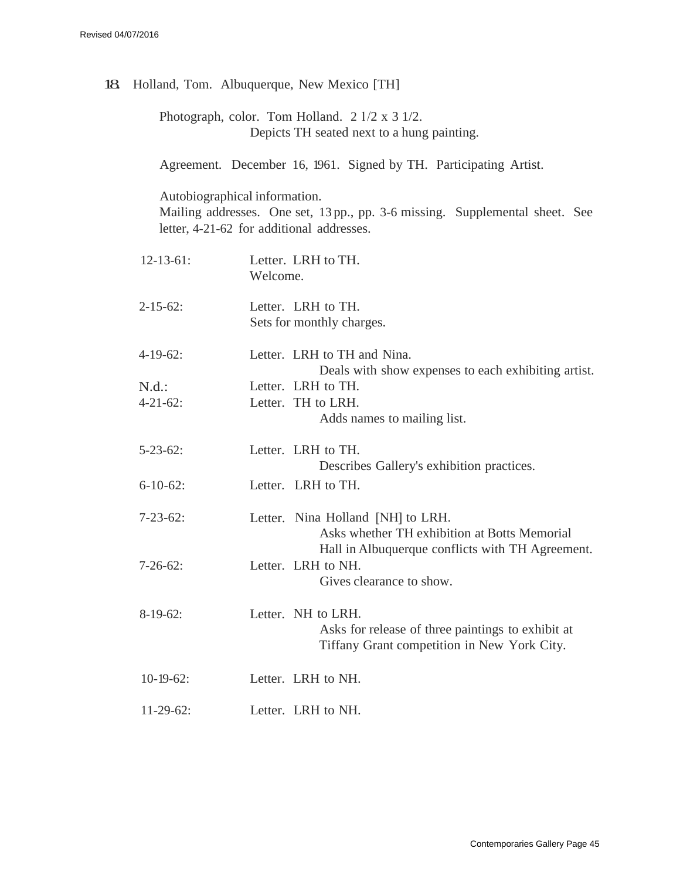18. Holland, Tom. Albuquerque, New Mexico [TH]

Photograph, color. Tom Holland. 2 1/2 x 3 1/2.
Depicts TH seated next to a hung painting.

Agreement. December 16, 1961. Signed by TH. Participating Artist.

Autobiographical information.
Mailing addresses. One set, 13 pp., pp. 3-6 missing. Supplemental sheet. See letter, 4-21-62 for additional addresses.

12-13-61: Letter. LRH to TH.
Welcome.

2-15-62: Letter. LRH to TH.
Sets for monthly charges.

4-19-62: Letter. LRH to TH and Nina.
Deals with show expenses to each exhibiting artist.

N.d.: Letter. LRH to TH.

4-21-62: Letter. TH to LRH.
Adds names to mailing list.

5-23-62: Letter. LRH to TH.
Describes Gallery's exhibition practices.

6-10-62: Letter. LRH to TH.

7-23-62: Letter. Nina Holland [NH] to LRH.
Asks whether TH exhibition at Botts Memorial Hall in Albuquerque conflicts with TH Agreement.

7-26-62: Letter. LRH to NH.
Gives clearance to show.

8-19-62: Letter. NH to LRH.
Asks for release of three paintings to exhibit at Tiffany Grant competition in New York City.

10-19-62: Letter. LRH to NH.

11-29-62: Letter. LRH to NH.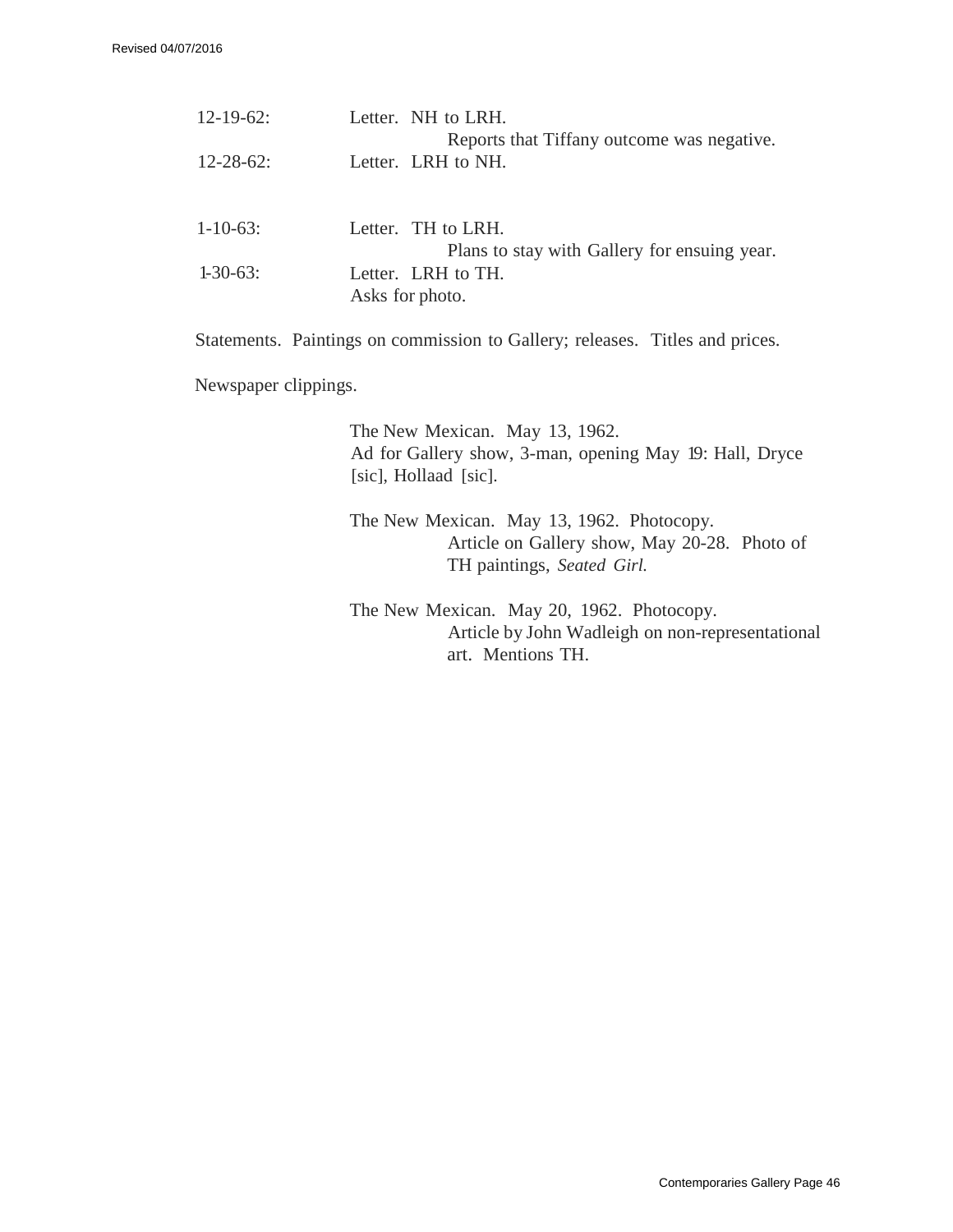12-19-62: Letter. NH to LRH.
    Reports that Tiffany outcome was negative.

12-28-62: Letter. LRH to NH.

1-10-63: Letter. TH to LRH.
    Plans to stay with Gallery for ensuing year.

1-30-63: Letter. LRH to TH.
    Asks for photo.

Statements. Paintings on commission to Gallery; releases. Titles and prices.

Newspaper clippings.

The New Mexican. May 13, 1962.
Ad for Gallery show, 3-man, opening May 19: Hall, Dryce [sic], Hollaad [sic].

The New Mexican. May 13, 1962. Photocopy.
    Article on Gallery show, May 20-28. Photo of TH paintings, *Seated Girl.*

The New Mexican. May 20, 1962. Photocopy.
    Article by John Wadleigh on non-representational art. Mentions TH.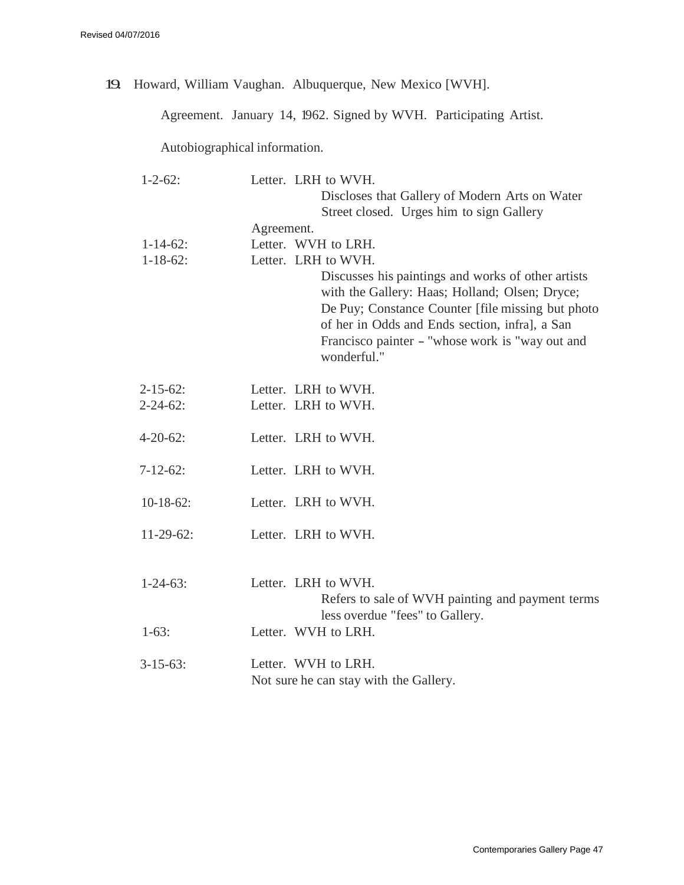19. Howard, William Vaughan. Albuquerque, New Mexico [WVH].

Agreement. January 14, 1962. Signed by WVH. Participating Artist.

Autobiographical information.

1-2-62: Letter. LRH to WVH.
Discloses that Gallery of Modern Arts on Water Street closed. Urges him to sign Gallery Agreement.

1-14-62: Letter. WVH to LRH.

1-18-62: Letter. LRH to WVH.
Discusses his paintings and works of other artists with the Gallery: Haas; Holland; Olsen; Dryce; De Puy; Constance Counter [file missing but photo of her in Odds and Ends section, infra], a San Francisco painter – "whose work is "way out and wonderful."

2-15-62: Letter. LRH to WVH.

2-24-62: Letter. LRH to WVH.

4-20-62: Letter. LRH to WVH.

7-12-62: Letter. LRH to WVH.

10-18-62: Letter. LRH to WVH.

11-29-62: Letter. LRH to WVH.

1-24-63: Letter. LRH to WVH.
Refers to sale of WVH painting and payment terms less overdue "fees" to Gallery.

1-63: Letter. WVH to LRH.

3-15-63: Letter. WVH to LRH.
Not sure he can stay with the Gallery.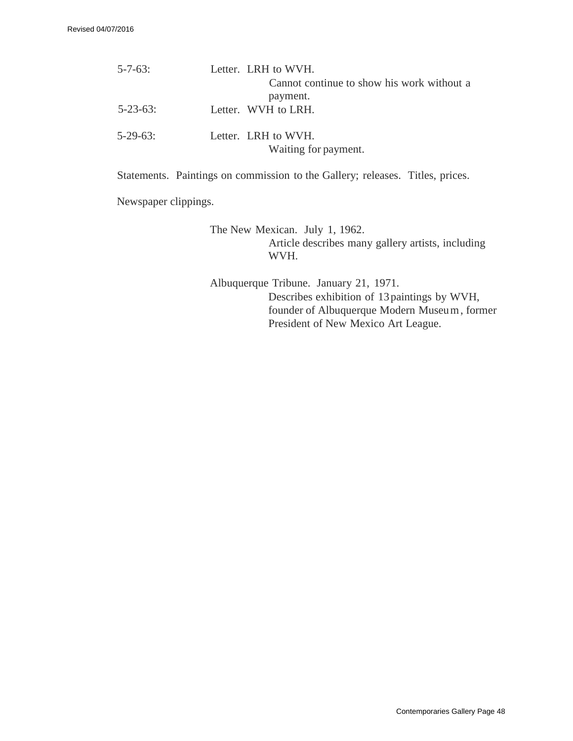5-7-63: Letter. LRH to WVH.
Cannot continue to show his work without a payment.

5-23-63: Letter. WVH to LRH.

5-29-63: Letter. LRH to WVH.
Waiting for payment.

Statements. Paintings on commission to the Gallery; releases. Titles, prices.

Newspaper clippings.

The New Mexican. July 1, 1962.
Article describes many gallery artists, including WVH.

Albuquerque Tribune. January 21, 1971.
Describes exhibition of 13 paintings by WVH, founder of Albuquerque Modern Museum, former President of New Mexico Art League.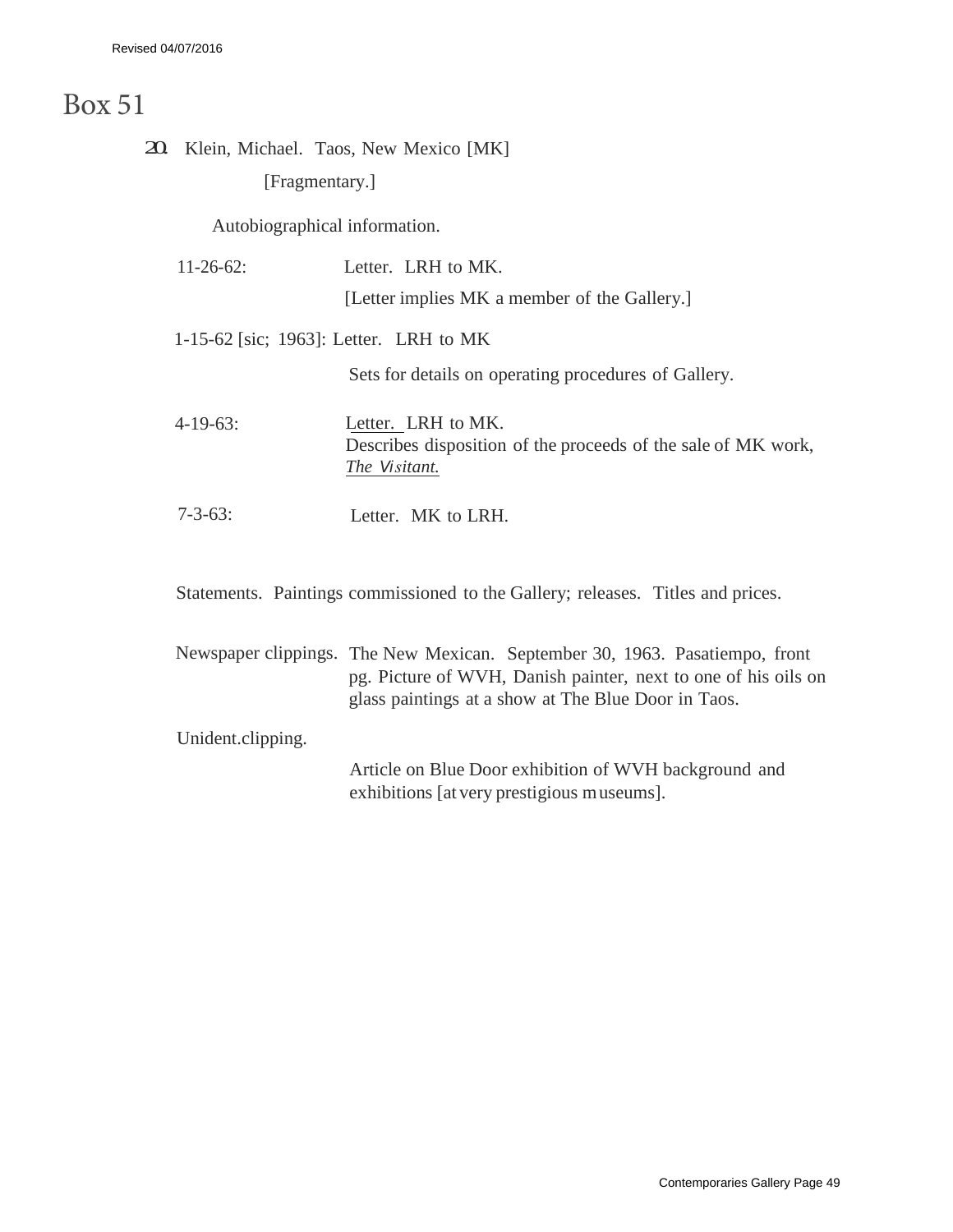# Box 51

20. Klein, Michael. Taos, New Mexico [MK]

[Fragmentary.]

Autobiographical information.

11-26-62: Letter. LRH to MK.
[Letter implies MK a member of the Gallery.]

1-15-62 [sic; 1963]: Letter. LRH to MK
Sets for details on operating procedures of Gallery.

4-19-63: Letter. LRH to MK.
Describes disposition of the proceeds of the sale of MK work, *The Visitant.*

7-3-63: Letter. MK to LRH.

Statements. Paintings commissioned to the Gallery; releases. Titles and prices.

Newspaper clippings. The New Mexican. September 30, 1963. Pasatiempo, front pg. Picture of WVH, Danish painter, next to one of his oils on glass paintings at a show at The Blue Door in Taos.

Unident.clipping.
Article on Blue Door exhibition of WVH background and exhibitions [at very prestigious museums].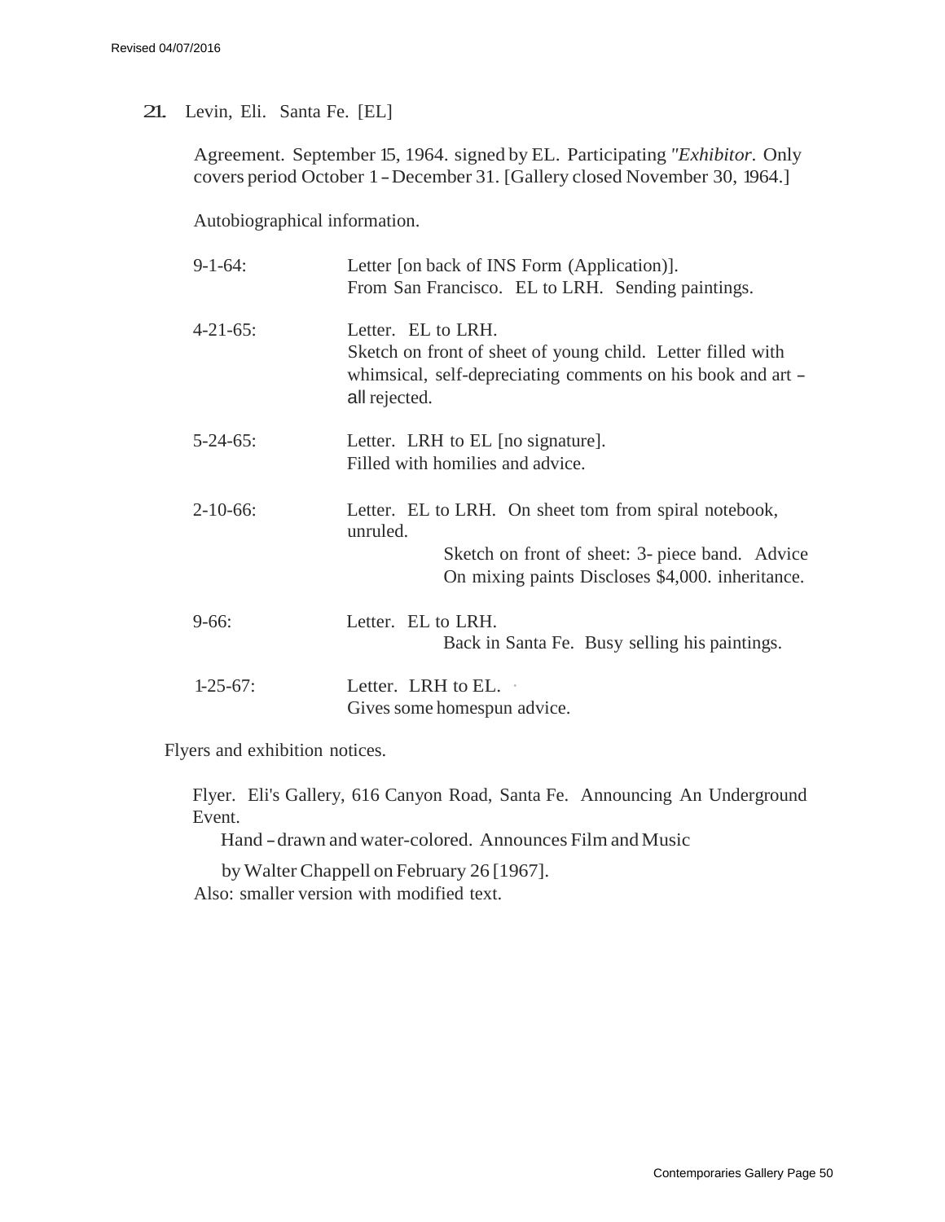21. Levin, Eli. Santa Fe. [EL]

Agreement. September 15, 1964. signed by EL. Participating *"Exhibitor*. Only covers period October 1 – December 31. [Gallery closed November 30, 1964.]

Autobiographical information.

| | |
|---|---|
| 9-1-64: | Letter [on back of INS Form (Application)]. From San Francisco. EL to LRH. Sending paintings. |
| 4-21-65: | Letter. EL to LRH. Sketch on front of sheet of young child. Letter filled with whimsical, self-depreciating comments on his book and art – all rejected. |
| 5-24-65: | Letter. LRH to EL [no signature]. Filled with homilies and advice. |
| 2-10-66: | Letter. EL to LRH. On sheet tom from spiral notebook, unruled. Sketch on front of sheet: 3- piece band. Advice On mixing paints Discloses $4,000. inheritance. |
| 9-66: | Letter. EL to LRH. Back in Santa Fe. Busy selling his paintings. |
| 1-25-67: | Letter. LRH to EL. Gives some homespun advice. |

Flyers and exhibition notices.

Flyer. Eli's Gallery, 616 Canyon Road, Santa Fe. Announcing An Underground Event.
Hand – drawn and water-colored. Announces Film and Music
by Walter Chappell on February 26 [1967].
Also: smaller version with modified text.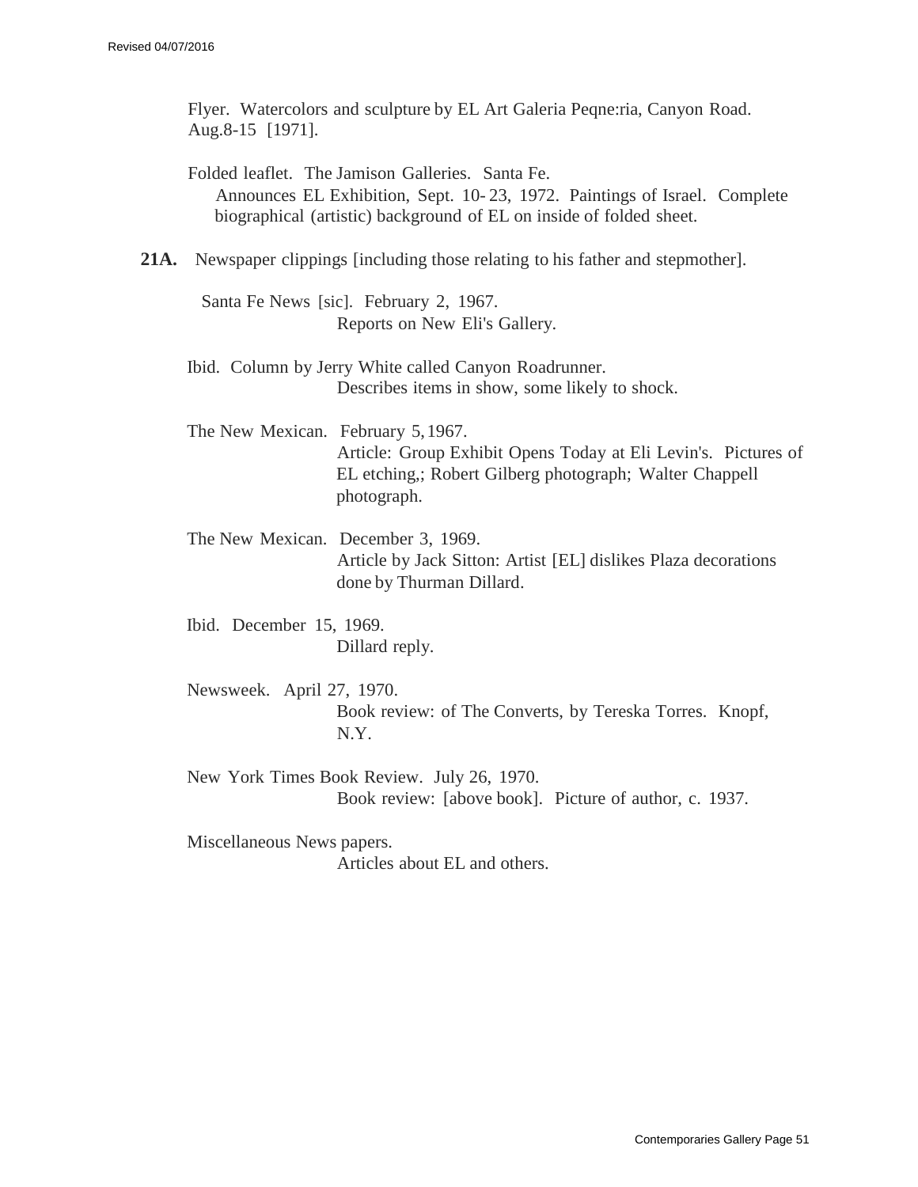Flyer. Watercolors and sculpture by EL Art Galeria Peqne:ria, Canyon Road. Aug.8-15 [1971].

Folded leaflet. The Jamison Galleries. Santa Fe.
Announces EL Exhibition, Sept. 10- 23, 1972. Paintings of Israel. Complete biographical (artistic) background of EL on inside of folded sheet.

**21A.** Newspaper clippings [including those relating to his father and stepmother].

Santa Fe News [sic]. February 2, 1967.
Reports on New Eli's Gallery.

Ibid. Column by Jerry White called Canyon Roadrunner.
Describes items in show, some likely to shock.

The New Mexican. February 5, 1967.
Article: Group Exhibit Opens Today at Eli Levin's. Pictures of EL etching,; Robert Gilberg photograph; Walter Chappell photograph.

The New Mexican. December 3, 1969.
Article by Jack Sitton: Artist [EL] dislikes Plaza decorations done by Thurman Dillard.

Ibid. December 15, 1969.
Dillard reply.

Newsweek. April 27, 1970.
Book review: of The Converts, by Tereska Torres. Knopf, N.Y.

New York Times Book Review. July 26, 1970.
Book review: [above book]. Picture of author, c. 1937.

Miscellaneous News papers.
Articles about EL and others.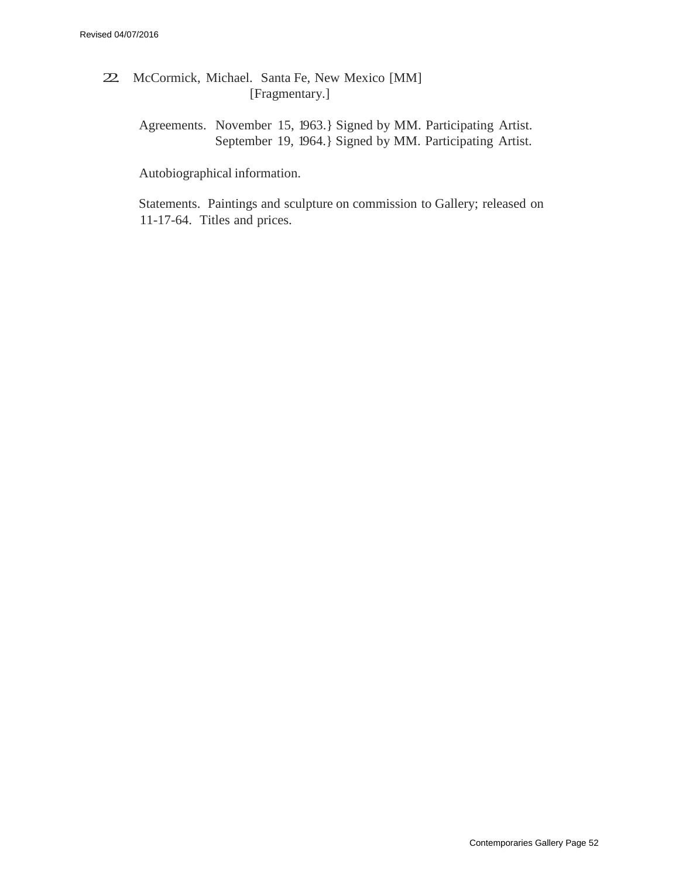22. McCormick, Michael. Santa Fe, New Mexico [MM]
[Fragmentary.]

Agreements. November 15, 1963.} Signed by MM. Participating Artist.
September 19, 1964.} Signed by MM. Participating Artist.

Autobiographical information.

Statements. Paintings and sculpture on commission to Gallery; released on 11-17-64. Titles and prices.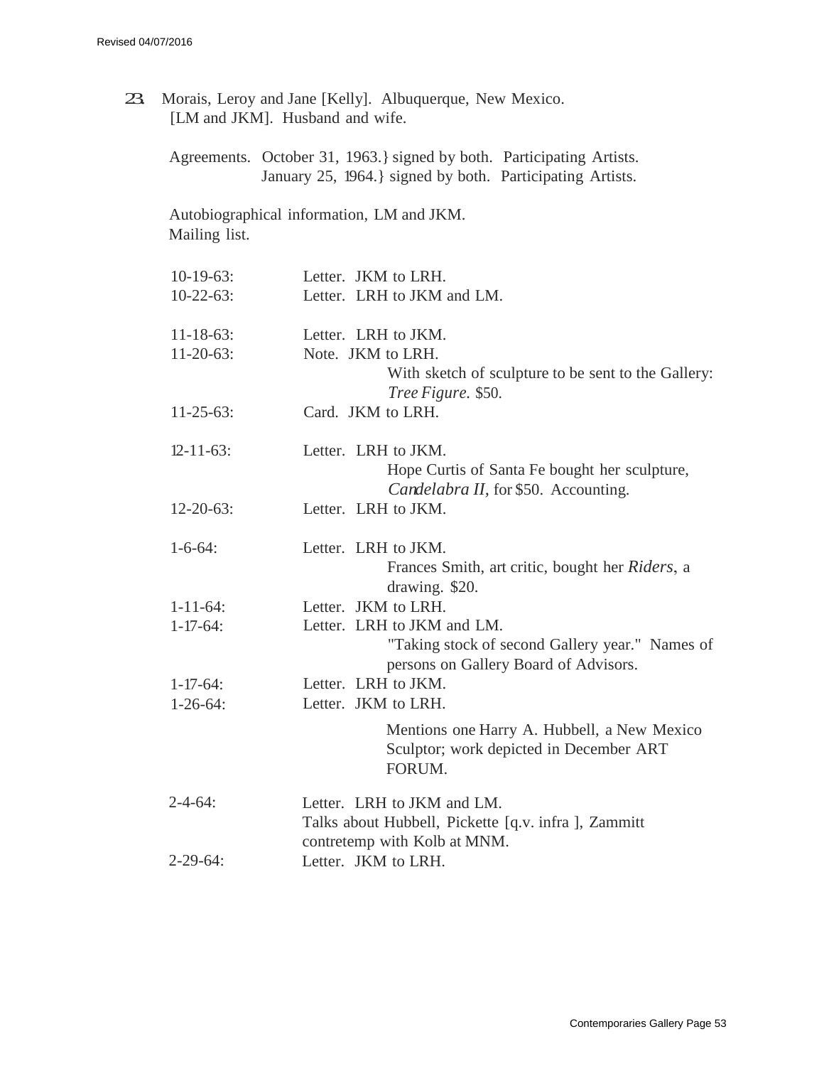23. Morais, Leroy and Jane [Kelly]. Albuquerque, New Mexico.
[LM and JKM]. Husband and wife.

Agreements. October 31, 1963.} signed by both. Participating Artists.
January 25, 1964.} signed by both. Participating Artists.

Autobiographical information, LM and JKM.
Mailing list.

10-19-63: Letter. JKM to LRH.
10-22-63: Letter. LRH to JKM and LM.

11-18-63: Letter. LRH to JKM.
11-20-63: Note. JKM to LRH.
With sketch of sculpture to be sent to the Gallery: *Tree Figure.* $50.
11-25-63: Card. JKM to LRH.

12-11-63: Letter. LRH to JKM.
Hope Curtis of Santa Fe bought her sculpture, *Candelabra II,* for $50. Accounting.
12-20-63: Letter. LRH to JKM.

1-6-64: Letter. LRH to JKM.
Frances Smith, art critic, bought her *Riders*, a drawing. $20.
1-11-64: Letter. JKM to LRH.
1-17-64: Letter. LRH to JKM and LM.
"Taking stock of second Gallery year." Names of persons on Gallery Board of Advisors.
1-17-64: Letter. LRH to JKM.
1-26-64: Letter. JKM to LRH.
Mentions one Harry A. Hubbell, a New Mexico Sculptor; work depicted in December ART FORUM.

2-4-64: Letter. LRH to JKM and LM.
Talks about Hubbell, Pickette [q.v. infra ], Zammitt contretemp with Kolb at MNM.
2-29-64: Letter. JKM to LRH.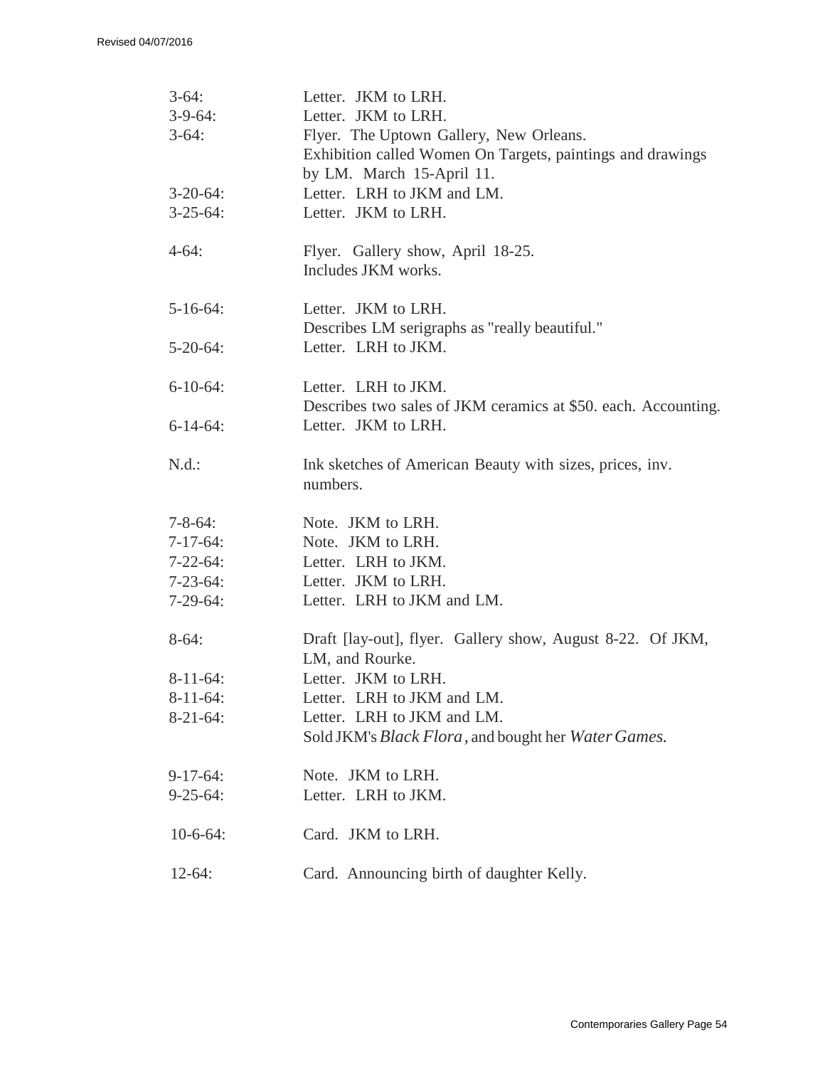| | |
|---|---|
| 3-64: | Letter. JKM to LRH. |
| 3-9-64: | Letter. JKM to LRH. |
| 3-64: | Flyer. The Uptown Gallery, New Orleans. Exhibition called Women On Targets, paintings and drawings by LM. March 15-April 11. |
| 3-20-64: | Letter. LRH to JKM and LM. |
| 3-25-64: | Letter. JKM to LRH. |
| 4-64: | Flyer. Gallery show, April 18-25. Includes JKM works. |
| 5-16-64: | Letter. JKM to LRH. Describes LM serigraphs as "really beautiful." |
| 5-20-64: | Letter. LRH to JKM. |
| 6-10-64: | Letter. LRH to JKM. Describes two sales of JKM ceramics at $50. each. Accounting. |
| 6-14-64: | Letter. JKM to LRH. |
| N.d.: | Ink sketches of American Beauty with sizes, prices, inv. numbers. |
| 7-8-64: | Note. JKM to LRH. |
| 7-17-64: | Note. JKM to LRH. |
| 7-22-64: | Letter. LRH to JKM. |
| 7-23-64: | Letter. JKM to LRH. |
| 7-29-64: | Letter. LRH to JKM and LM. |
| 8-64: | Draft [lay-out], flyer. Gallery show, August 8-22. Of JKM, LM, and Rourke. |
| 8-11-64: | Letter. JKM to LRH. |
| 8-11-64: | Letter. LRH to JKM and LM. |
| 8-21-64: | Letter. LRH to JKM and LM. Sold JKM's *Black Flora*, and bought her *Water Games.* |
| 9-17-64: | Note. JKM to LRH. |
| 9-25-64: | Letter. LRH to JKM. |
| 10-6-64: | Card. JKM to LRH. |
| 12-64: | Card. Announcing birth of daughter Kelly. |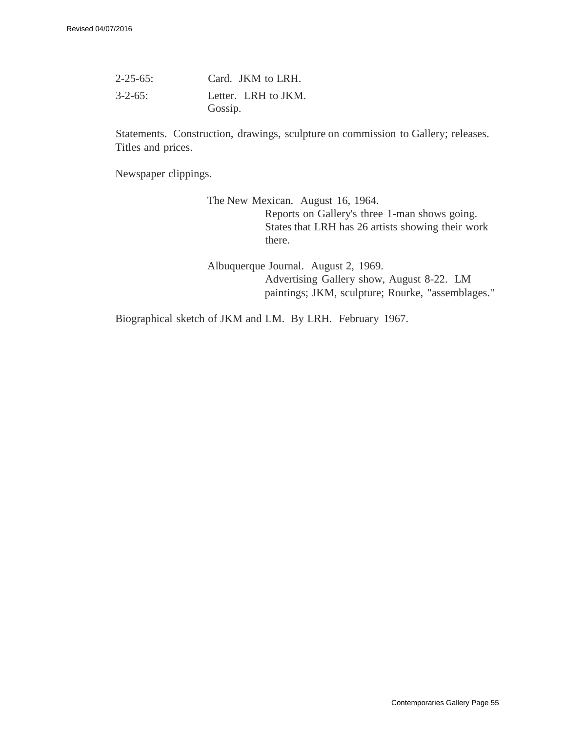2-25-65: Card. JKM to LRH.

3-2-65: Letter. LRH to JKM.
Gossip.

Statements. Construction, drawings, sculpture on commission to Gallery; releases. Titles and prices.

Newspaper clippings.

The New Mexican. August 16, 1964.
Reports on Gallery's three 1-man shows going. States that LRH has 26 artists showing their work there.

Albuquerque Journal. August 2, 1969.
Advertising Gallery show, August 8-22. LM paintings; JKM, sculpture; Rourke, "assemblages."

Biographical sketch of JKM and LM. By LRH. February 1967.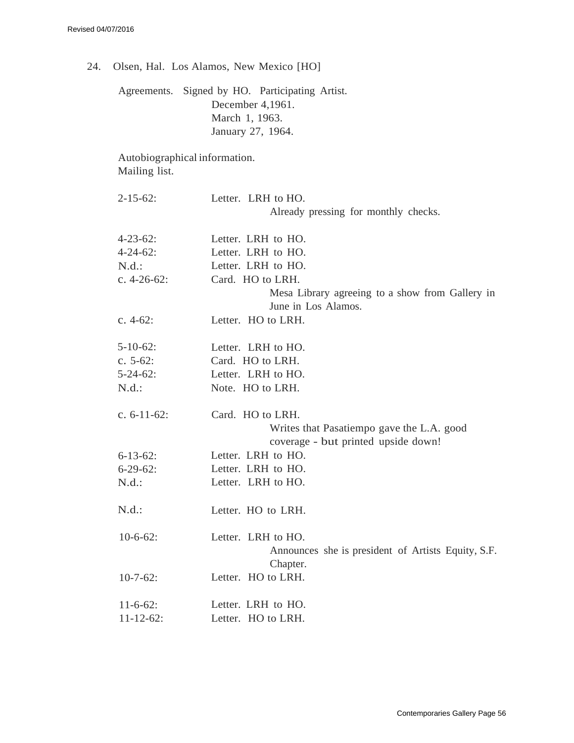24. Olsen, Hal. Los Alamos, New Mexico [HO]

Agreements. Signed by HO. Participating Artist.
December 4,1961.
March 1, 1963.
January 27, 1964.

Autobiographical information.
Mailing list.

| | |
|---|---|
| 2-15-62: | Letter. LRH to HO.<br>Already pressing for monthly checks. |
| 4-23-62: | Letter. LRH to HO. |
| 4-24-62: | Letter. LRH to HO. |
| N.d.: | Letter. LRH to HO. |
| c. 4-26-62: | Card. HO to LRH.<br>Mesa Library agreeing to a show from Gallery in June in Los Alamos. |
| c. 4-62: | Letter. HO to LRH. |
| 5-10-62: | Letter. LRH to HO. |
| c. 5-62: | Card. HO to LRH. |
| 5-24-62: | Letter. LRH to HO. |
| N.d.: | Note. HO to LRH. |
| c. 6-11-62: | Card. HO to LRH.<br>Writes that Pasatiempo gave the L.A. good coverage - but printed upside down! |
| 6-13-62: | Letter. LRH to HO. |
| 6-29-62: | Letter. LRH to HO. |
| N.d.: | Letter. LRH to HO. |
| N.d.: | Letter. HO to LRH. |
| 10-6-62: | Letter. LRH to HO.<br>Announces she is president of Artists Equity, S.F. Chapter. |
| 10-7-62: | Letter. HO to LRH. |
| 11-6-62: | Letter. LRH to HO. |
| 11-12-62: | Letter. HO to LRH. |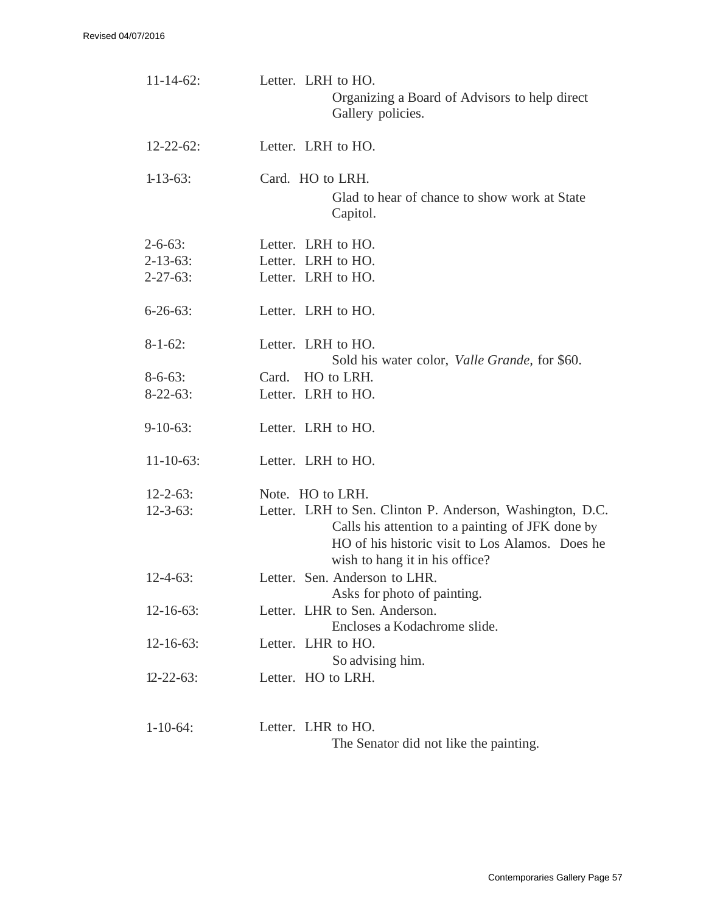11-14-62: Letter. LRH to HO.
Organizing a Board of Advisors to help direct Gallery policies.

12-22-62: Letter. LRH to HO.

1-13-63: Card. HO to LRH.
Glad to hear of chance to show work at State Capitol.

2-6-63: Letter. LRH to HO.
2-13-63: Letter. LRH to HO.
2-27-63: Letter. LRH to HO.

6-26-63: Letter. LRH to HO.

8-1-62: Letter. LRH to HO.
Sold his water color, *Valle Grande*, for $60.
8-6-63: Card. HO to LRH.
8-22-63: Letter. LRH to HO.

9-10-63: Letter. LRH to HO.

11-10-63: Letter. LRH to HO.

12-2-63: Note. HO to LRH.
12-3-63: Letter. LRH to Sen. Clinton P. Anderson, Washington, D.C.
Calls his attention to a painting of JFK done by HO of his historic visit to Los Alamos. Does he wish to hang it in his office?
12-4-63: Letter. Sen. Anderson to LHR.
Asks for photo of painting.
12-16-63: Letter. LHR to Sen. Anderson.
Encloses a Kodachrome slide.
12-16-63: Letter. LHR to HO.
So advising him.
12-22-63: Letter. HO to LRH.

1-10-64: Letter. LHR to HO.
The Senator did not like the painting.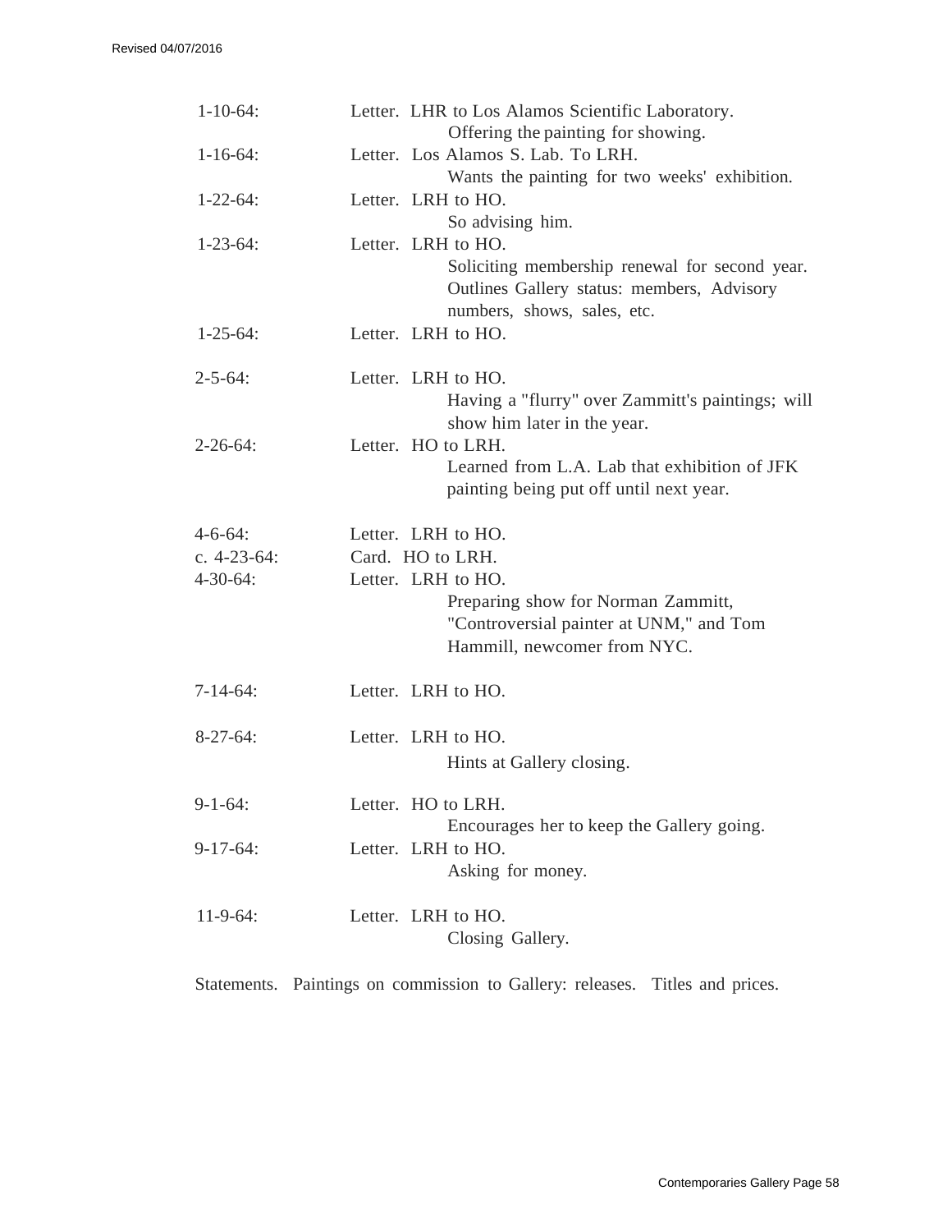1-10-64: Letter. LHR to Los Alamos Scientific Laboratory.
Offering the painting for showing.

1-16-64: Letter. Los Alamos S. Lab. To LRH.
Wants the painting for two weeks' exhibition.

1-22-64: Letter. LRH to HO.
So advising him.

1-23-64: Letter. LRH to HO.
Soliciting membership renewal for second year. Outlines Gallery status: members, Advisory numbers, shows, sales, etc.

1-25-64: Letter. LRH to HO.

2-5-64: Letter. LRH to HO.
Having a "flurry" over Zammitt's paintings; will show him later in the year.

2-26-64: Letter. HO to LRH.
Learned from L.A. Lab that exhibition of JFK painting being put off until next year.

4-6-64: Letter. LRH to HO.

c. 4-23-64: Card. HO to LRH.

4-30-64: Letter. LRH to HO.
Preparing show for Norman Zammitt, "Controversial painter at UNM," and Tom Hammill, newcomer from NYC.

7-14-64: Letter. LRH to HO.

8-27-64: Letter. LRH to HO.
Hints at Gallery closing.

9-1-64: Letter. HO to LRH.
Encourages her to keep the Gallery going.

9-17-64: Letter. LRH to HO.
Asking for money.

11-9-64: Letter. LRH to HO.
Closing Gallery.

Statements. Paintings on commission to Gallery: releases. Titles and prices.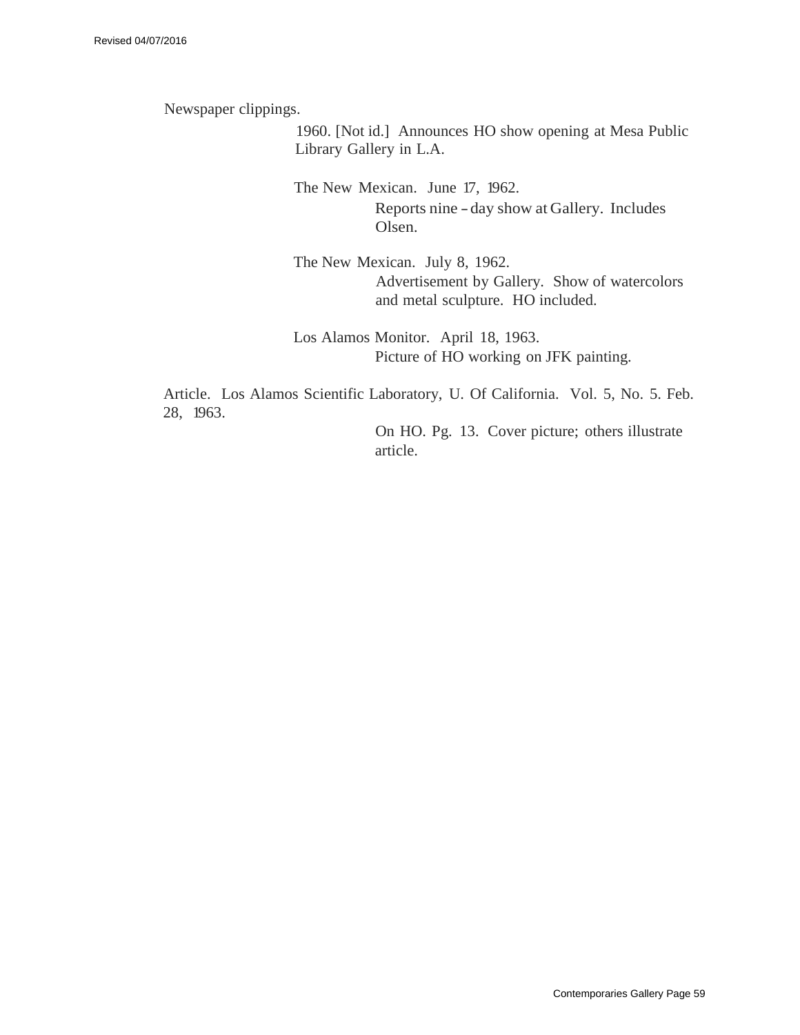Newspaper clippings.

1960. [Not id.] Announces HO show opening at Mesa Public Library Gallery in L.A.

The New Mexican. June 17, 1962.

Reports nine – day show at Gallery. Includes Olsen.

The New Mexican. July 8, 1962.

Advertisement by Gallery. Show of watercolors and metal sculpture. HO included.

Los Alamos Monitor. April 18, 1963.

Picture of HO working on JFK painting.

Article. Los Alamos Scientific Laboratory, U. Of California. Vol. 5, No. 5. Feb. 28, 1963.

On HO. Pg. 13. Cover picture; others illustrate article.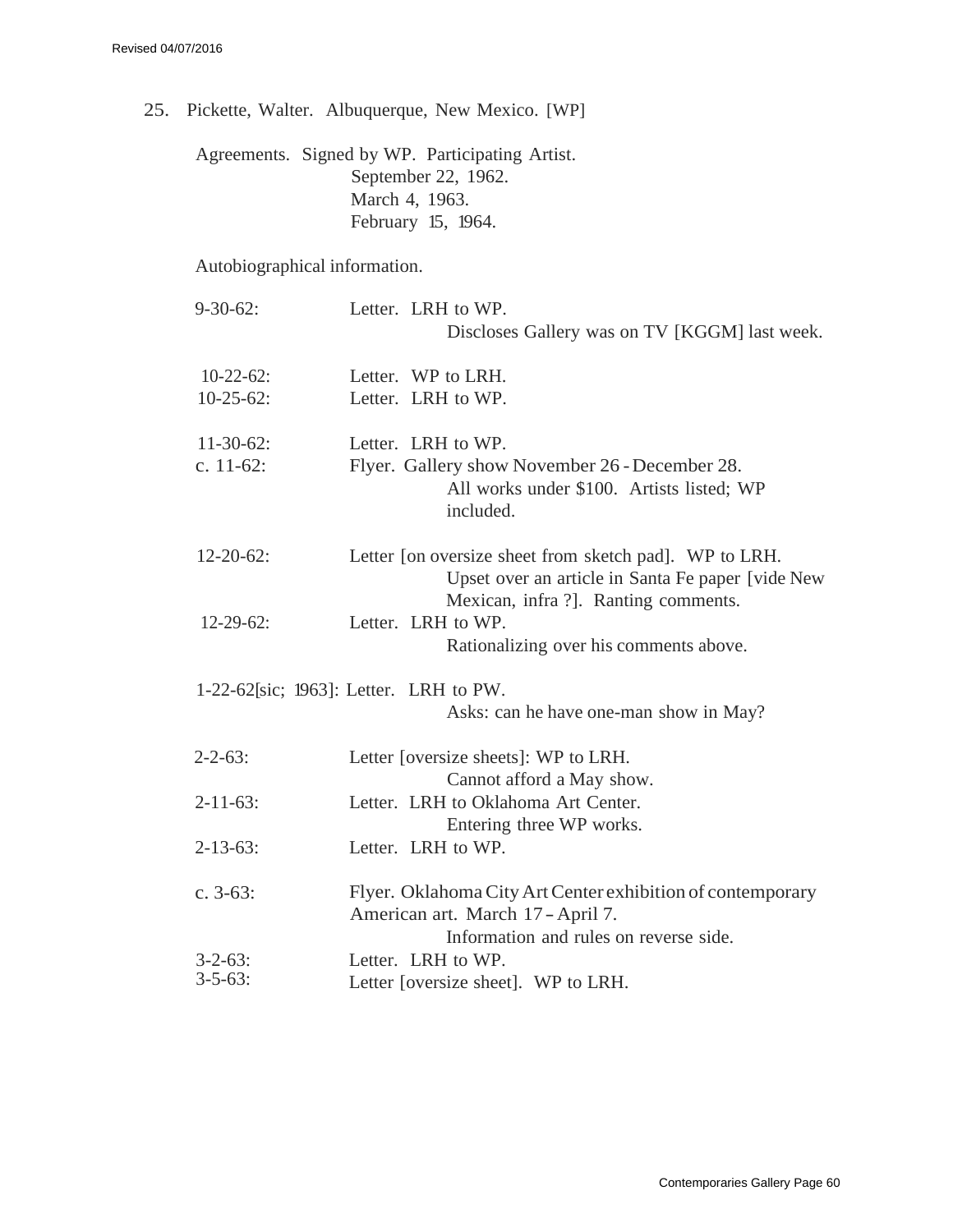25. Pickette, Walter. Albuquerque, New Mexico. [WP]

Agreements. Signed by WP. Participating Artist.
September 22, 1962.
March 4, 1963.
February 15, 1964.

Autobiographical information.

9-30-62: Letter. LRH to WP.
Discloses Gallery was on TV [KGGM] last week.

10-22-62: Letter. WP to LRH.
10-25-62: Letter. LRH to WP.

11-30-62: Letter. LRH to WP.
c. 11-62: Flyer. Gallery show November 26 - December 28.
All works under $100. Artists listed; WP included.

12-20-62: Letter [on oversize sheet from sketch pad]. WP to LRH.
Upset over an article in Santa Fe paper [vide New Mexican, infra ?]. Ranting comments.
12-29-62: Letter. LRH to WP.
Rationalizing over his comments above.

1-22-62[sic; 1963]: Letter. LRH to PW.
Asks: can he have one-man show in May?

2-2-63: Letter [oversize sheets]: WP to LRH.
Cannot afford a May show.
2-11-63: Letter. LRH to Oklahoma Art Center.
Entering three WP works.
2-13-63: Letter. LRH to WP.

c. 3-63: Flyer. Oklahoma City Art Center exhibition of contemporary American art. March 17 – April 7.
Information and rules on reverse side.
3-2-63: Letter. LRH to WP.
3-5-63: Letter [oversize sheet]. WP to LRH.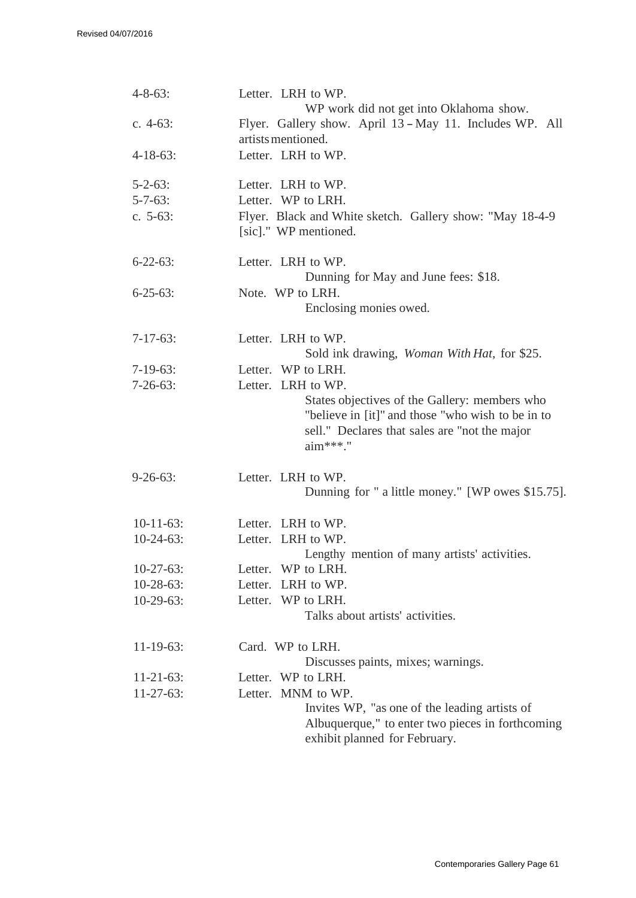4-8-63: Letter. LRH to WP.
WP work did not get into Oklahoma show.

c. 4-63: Flyer. Gallery show. April 13 – May 11. Includes WP. All artists mentioned.

4-18-63: Letter. LRH to WP.

5-2-63: Letter. LRH to WP.

5-7-63: Letter. WP to LRH.

c. 5-63: Flyer. Black and White sketch. Gallery show: "May 18-4-9 [sic]." WP mentioned.

6-22-63: Letter. LRH to WP.
Dunning for May and June fees: $18.

6-25-63: Note. WP to LRH.
Enclosing monies owed.

7-17-63: Letter. LRH to WP.
Sold ink drawing, *Woman With Hat,* for $25.

7-19-63: Letter. WP to LRH.

7-26-63: Letter. LRH to WP.
States objectives of the Gallery: members who "believe in [it]" and those "who wish to be in to sell." Declares that sales are "not the major aim***."

9-26-63: Letter. LRH to WP.
Dunning for " a little money." [WP owes $15.75].

10-11-63: Letter. LRH to WP.

10-24-63: Letter. LRH to WP.
Lengthy mention of many artists' activities.

10-27-63: Letter. WP to LRH.

10-28-63: Letter. LRH to WP.

10-29-63: Letter. WP to LRH.
Talks about artists' activities.

11-19-63: Card. WP to LRH.
Discusses paints, mixes; warnings.

11-21-63: Letter. WP to LRH.

11-27-63: Letter. MNM to WP.
Invites WP, "as one of the leading artists of Albuquerque," to enter two pieces in forthcoming exhibit planned for February.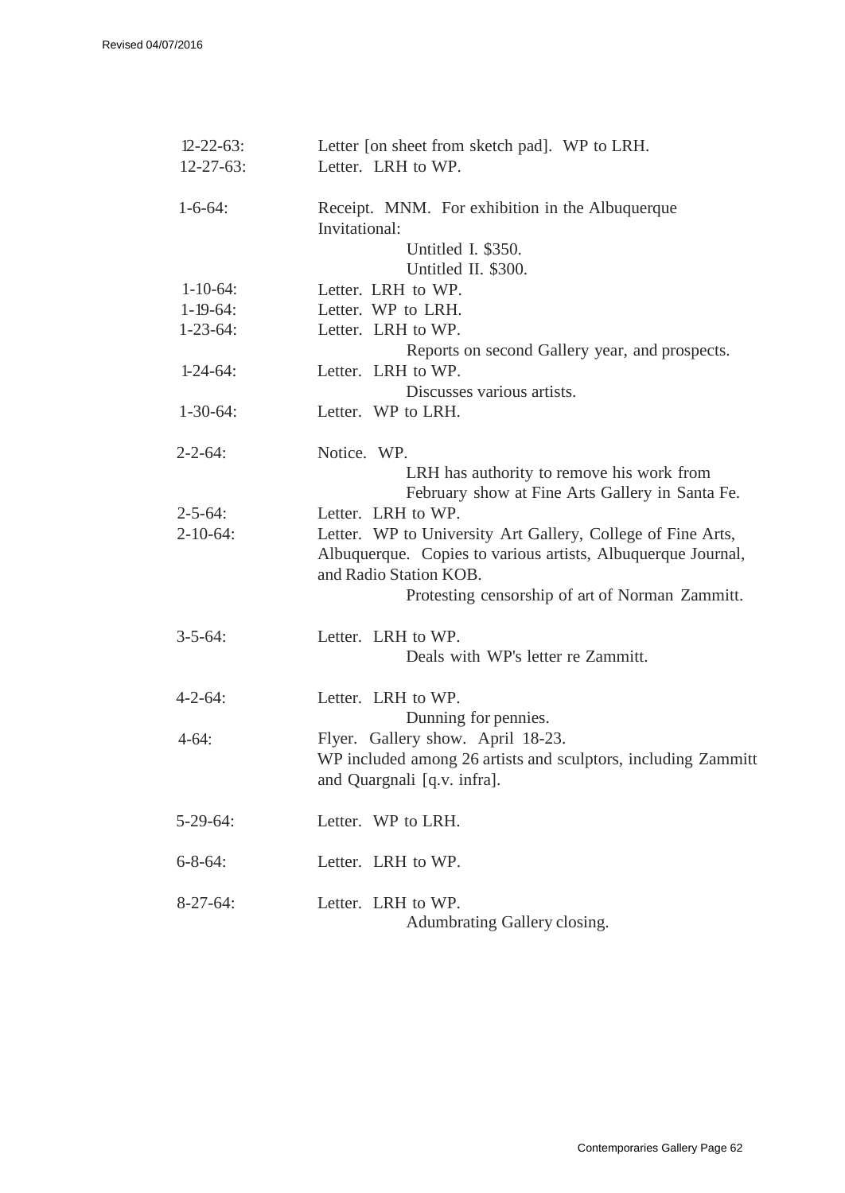12-22-63: Letter [on sheet from sketch pad]. WP to LRH.

12-27-63: Letter. LRH to WP.

1-6-64: Receipt. MNM. For exhibition in the Albuquerque Invitational:

- Untitled I. $350.
- Untitled II. $300.

1-10-64: Letter. LRH to WP.

1-19-64: Letter. WP to LRH.

1-23-64: Letter. LRH to WP.

Reports on second Gallery year, and prospects.

1-24-64: Letter. LRH to WP.

Discusses various artists.

1-30-64: Letter. WP to LRH.

2-2-64: Notice. WP.

LRH has authority to remove his work from February show at Fine Arts Gallery in Santa Fe.

2-5-64: Letter. LRH to WP.

2-10-64: Letter. WP to University Art Gallery, College of Fine Arts, Albuquerque. Copies to various artists, Albuquerque Journal, and Radio Station KOB.

Protesting censorship of art of Norman Zammitt.

3-5-64: Letter. LRH to WP.

Deals with WP's letter re Zammitt.

4-2-64: Letter. LRH to WP.

Dunning for pennies.

4-64: Flyer. Gallery show. April 18-23.

WP included among 26 artists and sculptors, including Zammitt and Quargnali [q.v. infra].

5-29-64: Letter. WP to LRH.

6-8-64: Letter. LRH to WP.

8-27-64: Letter. LRH to WP.

Adumbrating Gallery closing.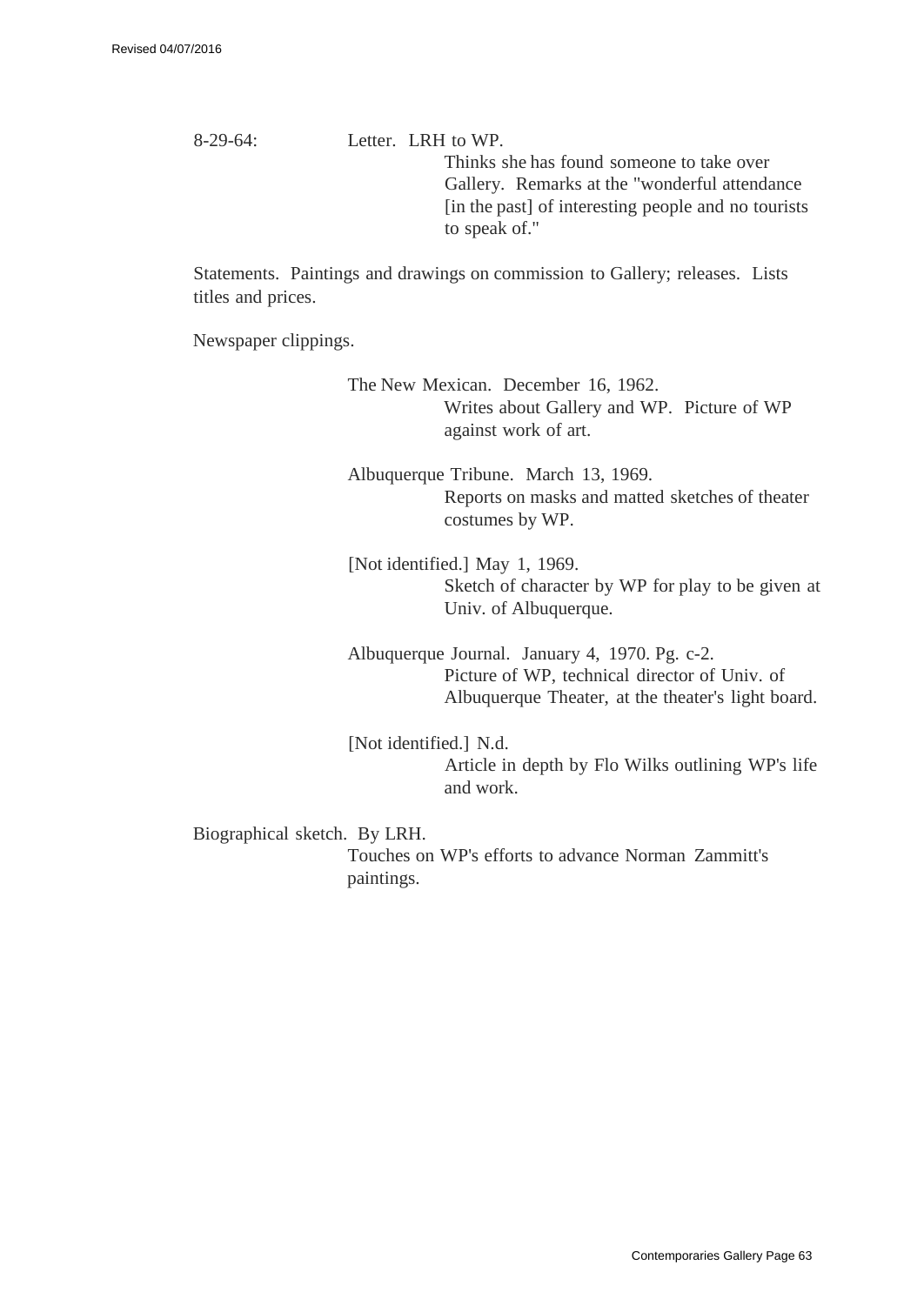8-29-64: Letter. LRH to WP.

Thinks she has found someone to take over Gallery. Remarks at the "wonderful attendance [in the past] of interesting people and no tourists to speak of."

Statements. Paintings and drawings on commission to Gallery; releases. Lists titles and prices.

Newspaper clippings.

The New Mexican. December 16, 1962.
Writes about Gallery and WP. Picture of WP against work of art.

Albuquerque Tribune. March 13, 1969.
Reports on masks and matted sketches of theater costumes by WP.

[Not identified.] May 1, 1969.
Sketch of character by WP for play to be given at Univ. of Albuquerque.

Albuquerque Journal. January 4, 1970. Pg. c-2.
Picture of WP, technical director of Univ. of Albuquerque Theater, at the theater's light board.

[Not identified.] N.d.
Article in depth by Flo Wilks outlining WP's life and work.

Biographical sketch. By LRH.
Touches on WP's efforts to advance Norman Zammitt's paintings.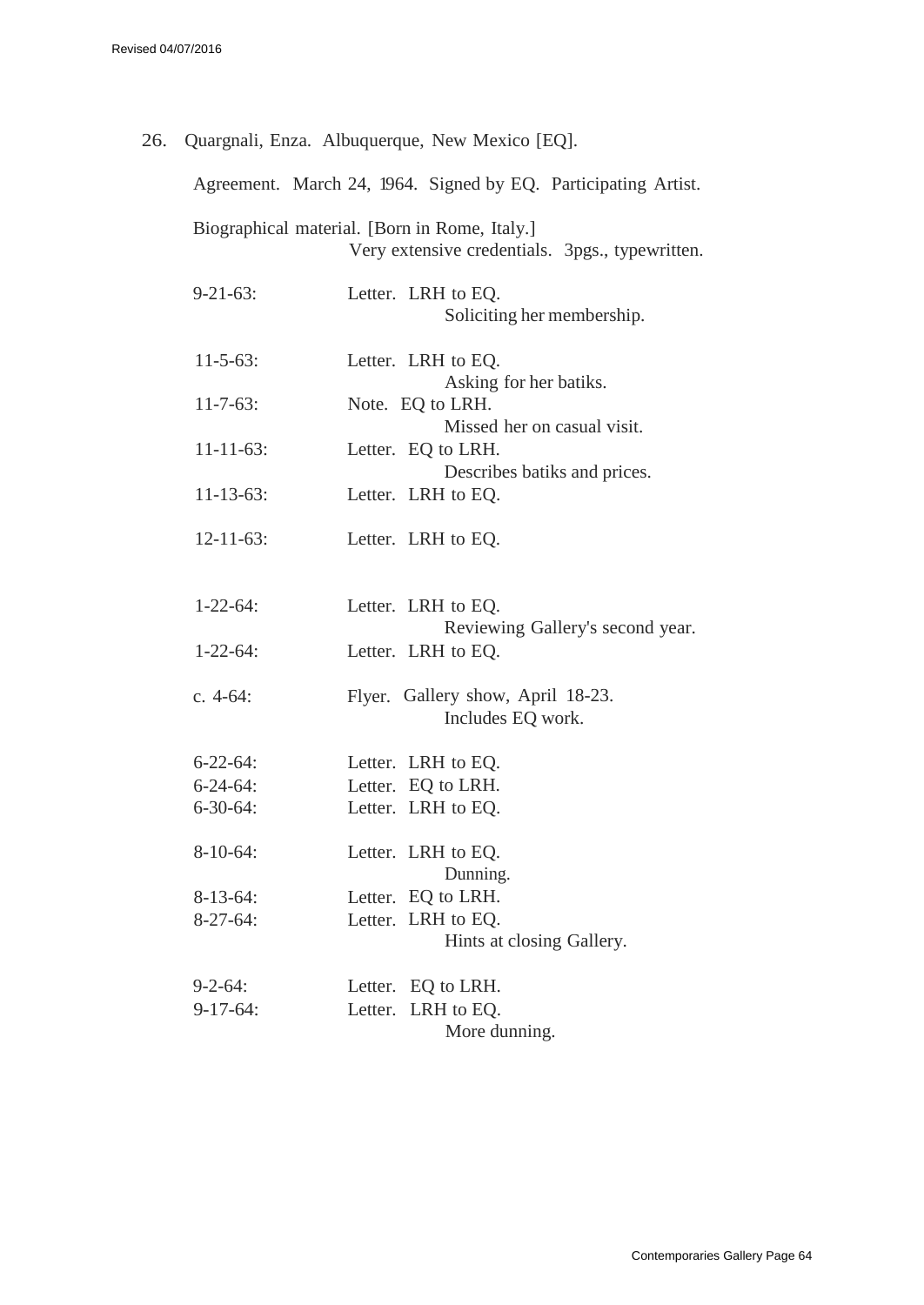26. Quargnali, Enza. Albuquerque, New Mexico [EQ].

Agreement. March 24, 1964. Signed by EQ. Participating Artist.

Biographical material. [Born in Rome, Italy.]
Very extensive credentials. 3pgs., typewritten.

| | |
|---|---|
| 9-21-63: | Letter. LRH to EQ. Soliciting her membership. |
| 11-5-63: | Letter. LRH to EQ. Asking for her batiks. |
| 11-7-63: | Note. EQ to LRH. Missed her on casual visit. |
| 11-11-63: | Letter. EQ to LRH. Describes batiks and prices. |
| 11-13-63: | Letter. LRH to EQ. |
| 12-11-63: | Letter. LRH to EQ. |
| 1-22-64: | Letter. LRH to EQ. Reviewing Gallery's second year. |
| 1-22-64: | Letter. LRH to EQ. |
| c. 4-64: | Flyer. Gallery show, April 18-23. Includes EQ work. |
| 6-22-64: | Letter. LRH to EQ. |
| 6-24-64: | Letter. EQ to LRH. |
| 6-30-64: | Letter. LRH to EQ. |
| 8-10-64: | Letter. LRH to EQ. Dunning. |
| 8-13-64: | Letter. EQ to LRH. |
| 8-27-64: | Letter. LRH to EQ. Hints at closing Gallery. |
| 9-2-64: | Letter. EQ to LRH. |
| 9-17-64: | Letter. LRH to EQ. More dunning. |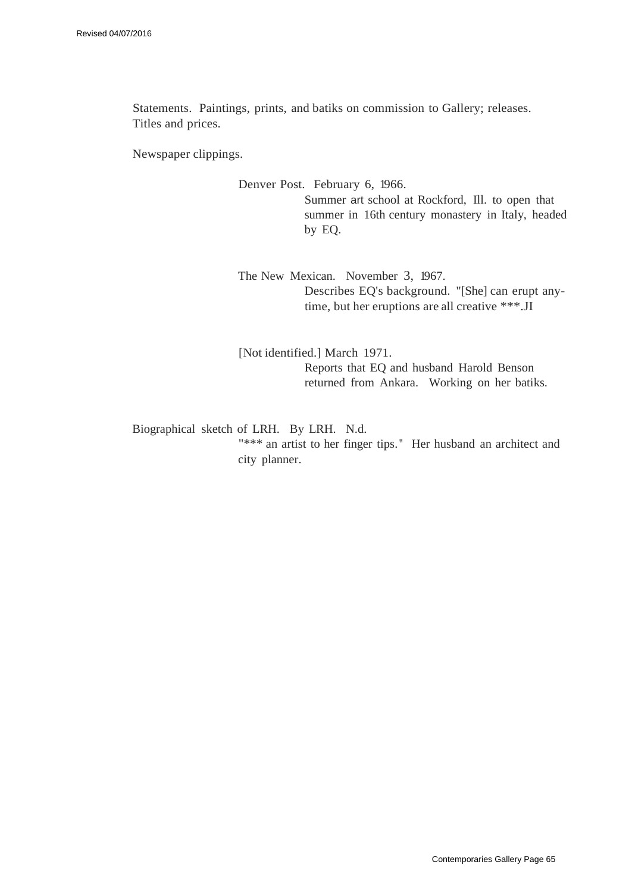Statements. Paintings, prints, and batiks on commission to Gallery; releases. Titles and prices.

Newspaper clippings.

> Denver Post. February 6, 1966.
>
> > Summer art school at Rockford, Ill. to open that summer in 16th century monastery in Italy, headed by EQ.
>
> The New Mexican. November 3, 1967.
>
> > Describes EQ's background. "[She] can erupt any-time, but her eruptions are all creative ***.JI
>
> [Not identified.] March 1971.
>
> > Reports that EQ and husband Harold Benson returned from Ankara. Working on her batiks.

Biographical sketch of LRH. By LRH. N.d.

> "*** an artist to her finger tips." Her husband an architect and city planner.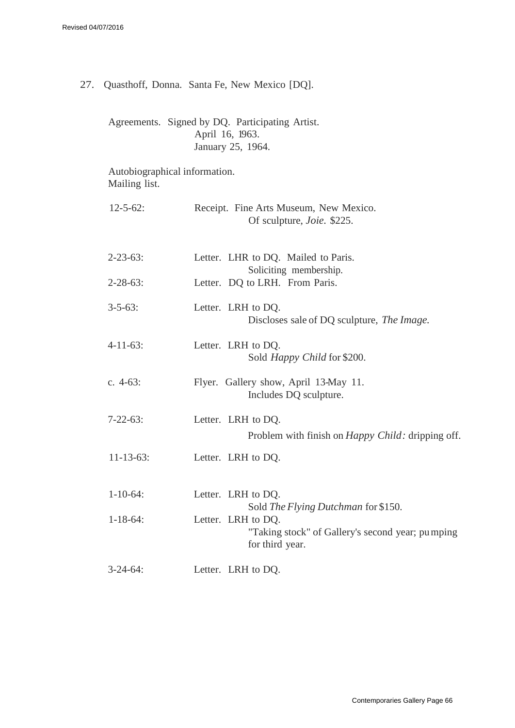27. Quasthoff, Donna. Santa Fe, New Mexico [DQ].

Agreements. Signed by DQ. Participating Artist.
April 16, 1963.
January 25, 1964.

Autobiographical information.
Mailing list.

12-5-62: Receipt. Fine Arts Museum, New Mexico.
Of sculpture, *Joie.* $225.

2-23-63: Letter. LHR to DQ. Mailed to Paris.
Soliciting membership.

2-28-63: Letter. DQ to LRH. From Paris.

3-5-63: Letter. LRH to DQ.
Discloses sale of DQ sculpture, *The Image.*

4-11-63: Letter. LRH to DQ.
Sold *Happy Child* for $200.

c. 4-63: Flyer. Gallery show, April 13-May 11.
Includes DQ sculpture.

7-22-63: Letter. LRH to DQ.
Problem with finish on *Happy Child:* dripping off.

11-13-63: Letter. LRH to DQ.

1-10-64: Letter. LRH to DQ.
Sold *The Flying Dutchman* for $150.

1-18-64: Letter. LRH to DQ.
"Taking stock" of Gallery's second year; pumping for third year.

3-24-64: Letter. LRH to DQ.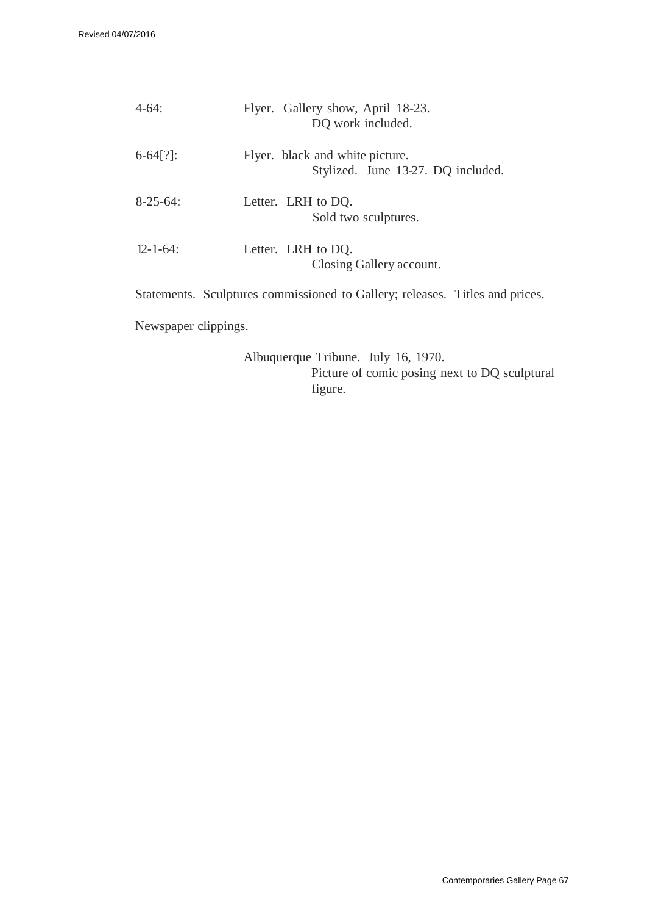4-64: Flyer. Gallery show, April 18-23.
DQ work included.

6-64[?]: Flyer. black and white picture.
Stylized. June 13-27. DQ included.

8-25-64: Letter. LRH to DQ.
Sold two sculptures.

12-1-64: Letter. LRH to DQ.
Closing Gallery account.

Statements. Sculptures commissioned to Gallery; releases. Titles and prices.

Newspaper clippings.

Albuquerque Tribune. July 16, 1970.
Picture of comic posing next to DQ sculptural figure.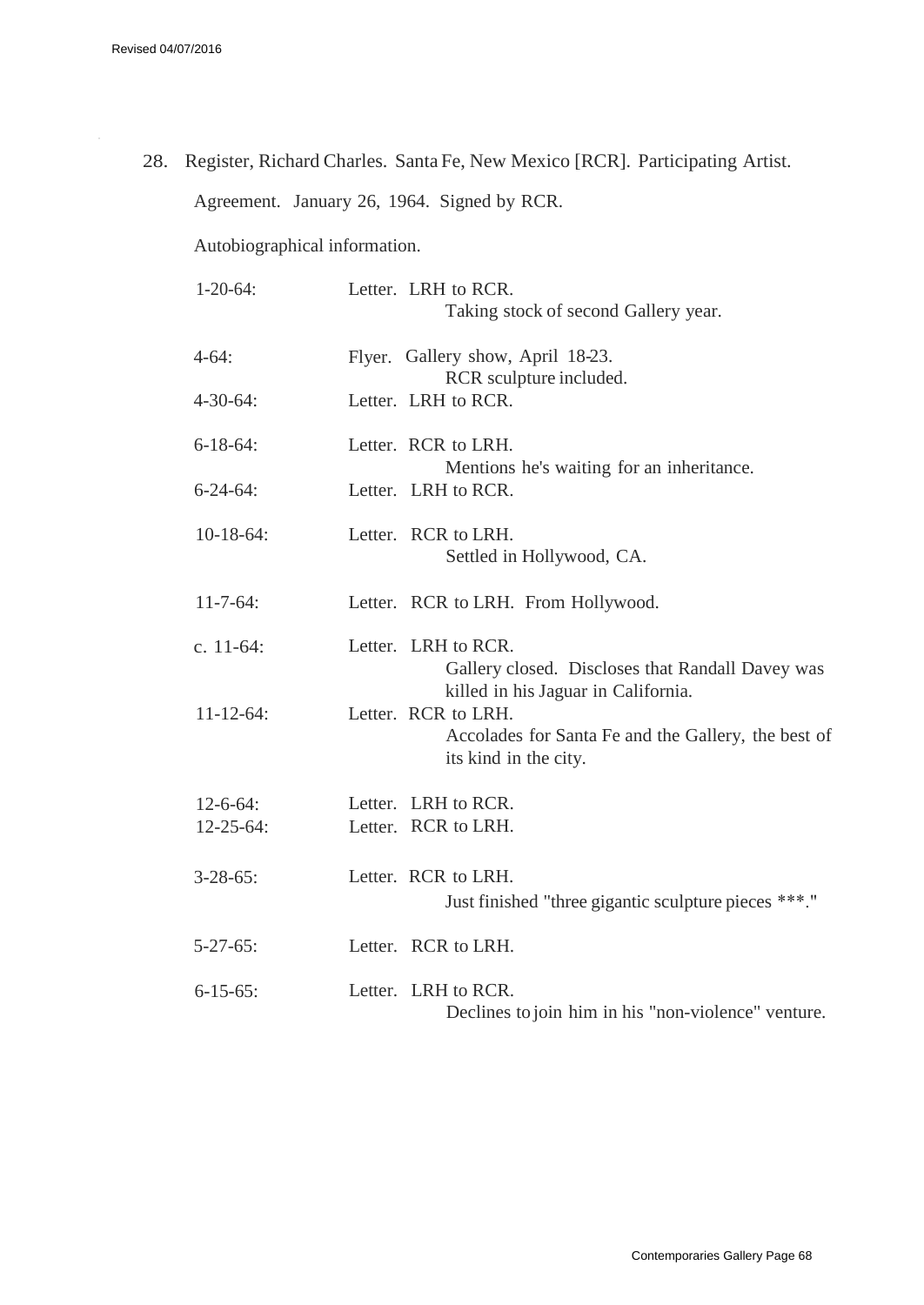28. Register, Richard Charles. Santa Fe, New Mexico [RCR]. Participating Artist.

    Agreement. January 26, 1964. Signed by RCR.

    Autobiographical information.

| | |
|---|---|
| 1-20-64: | Letter. LRH to RCR. Taking stock of second Gallery year. |
| 4-64: | Flyer. Gallery show, April 18-23. RCR sculpture included. |
| 4-30-64: | Letter. LRH to RCR. |
| 6-18-64: | Letter. RCR to LRH. Mentions he's waiting for an inheritance. |
| 6-24-64: | Letter. LRH to RCR. |
| 10-18-64: | Letter. RCR to LRH. Settled in Hollywood, CA. |
| 11-7-64: | Letter. RCR to LRH. From Hollywood. |
| c. 11-64: | Letter. LRH to RCR. Gallery closed. Discloses that Randall Davey was killed in his Jaguar in California. |
| 11-12-64: | Letter. RCR to LRH. Accolades for Santa Fe and the Gallery, the best of its kind in the city. |
| 12-6-64: | Letter. LRH to RCR. |
| 12-25-64: | Letter. RCR to LRH. |
| 3-28-65: | Letter. RCR to LRH. Just finished "three gigantic sculpture pieces ***." |
| 5-27-65: | Letter. RCR to LRH. |
| 6-15-65: | Letter. LRH to RCR. Declines to join him in his "non-violence" venture. |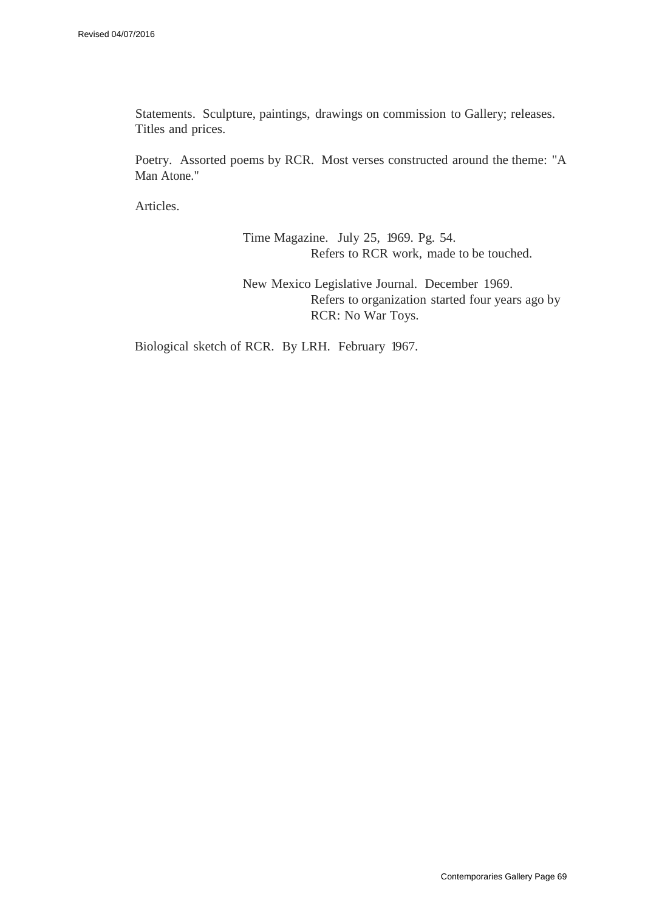Statements. Sculpture, paintings, drawings on commission to Gallery; releases. Titles and prices.

Poetry. Assorted poems by RCR. Most verses constructed around the theme: "A Man Atone."

Articles.

> Time Magazine. July 25, 1969. Pg. 54.
> Refers to RCR work, made to be touched.
>
> New Mexico Legislative Journal. December 1969.
> Refers to organization started four years ago by RCR: No War Toys.

Biological sketch of RCR. By LRH. February 1967.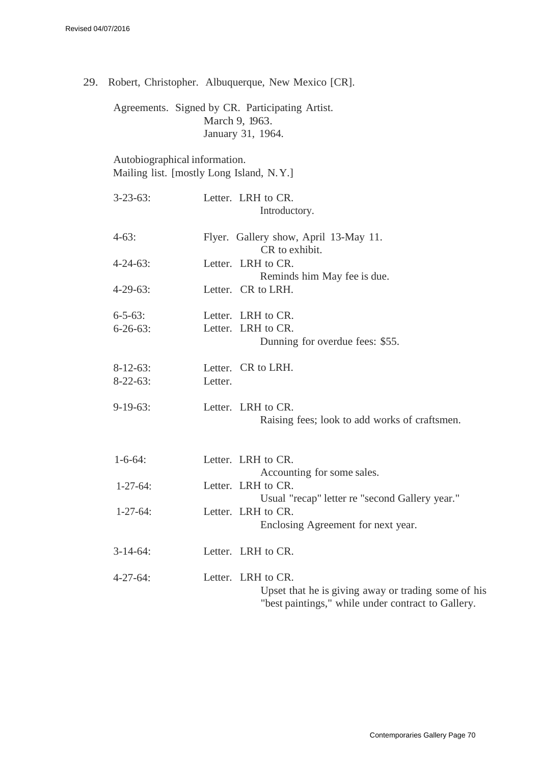29. Robert, Christopher. Albuquerque, New Mexico [CR].

Agreements. Signed by CR. Participating Artist.
March 9, 1963.
January 31, 1964.

Autobiographical information.
Mailing list. [mostly Long Island, N.Y.]

| | |
|---|---|
| 3-23-63: | Letter. LRH to CR. Introductory. |
| 4-63: | Flyer. Gallery show, April 13-May 11. CR to exhibit. |
| 4-24-63: | Letter. LRH to CR. Reminds him May fee is due. |
| 4-29-63: | Letter. CR to LRH. |
| 6-5-63: | Letter. LRH to CR. |
| 6-26-63: | Letter. LRH to CR. Dunning for overdue fees: $55. |
| 8-12-63: | Letter. CR to LRH. |
| 8-22-63: | Letter. |
| 9-19-63: | Letter. LRH to CR. Raising fees; look to add works of craftsmen. |
| 1-6-64: | Letter. LRH to CR. Accounting for some sales. |
| 1-27-64: | Letter. LRH to CR. Usual "recap" letter re "second Gallery year." |
| 1-27-64: | Letter. LRH to CR. Enclosing Agreement for next year. |
| 3-14-64: | Letter. LRH to CR. |
| 4-27-64: | Letter. LRH to CR. Upset that he is giving away or trading some of his "best paintings," while under contract to Gallery. |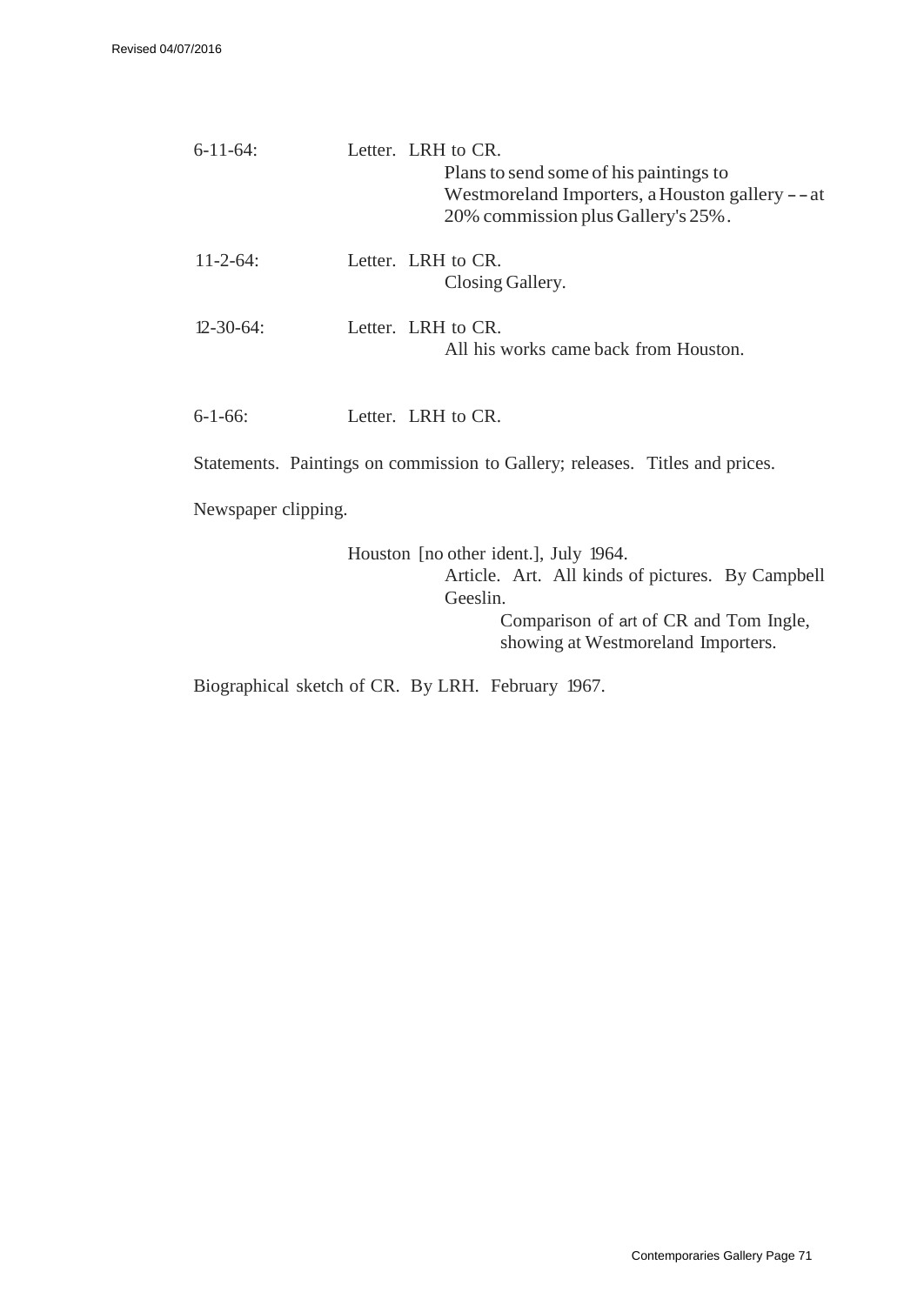6-11-64: Letter. LRH to CR.

Plans to send some of his paintings to Westmoreland Importers, a Houston gallery -- at 20% commission plus Gallery's 25%.

11-2-64: Letter. LRH to CR.

Closing Gallery.

12-30-64: Letter. LRH to CR.

All his works came back from Houston.

6-1-66: Letter. LRH to CR.

Statements. Paintings on commission to Gallery; releases. Titles and prices.

Newspaper clipping.

Houston [no other ident.], July 1964.

Article. Art. All kinds of pictures. By Campbell Geeslin.

Comparison of art of CR and Tom Ingle, showing at Westmoreland Importers.

Biographical sketch of CR. By LRH. February 1967.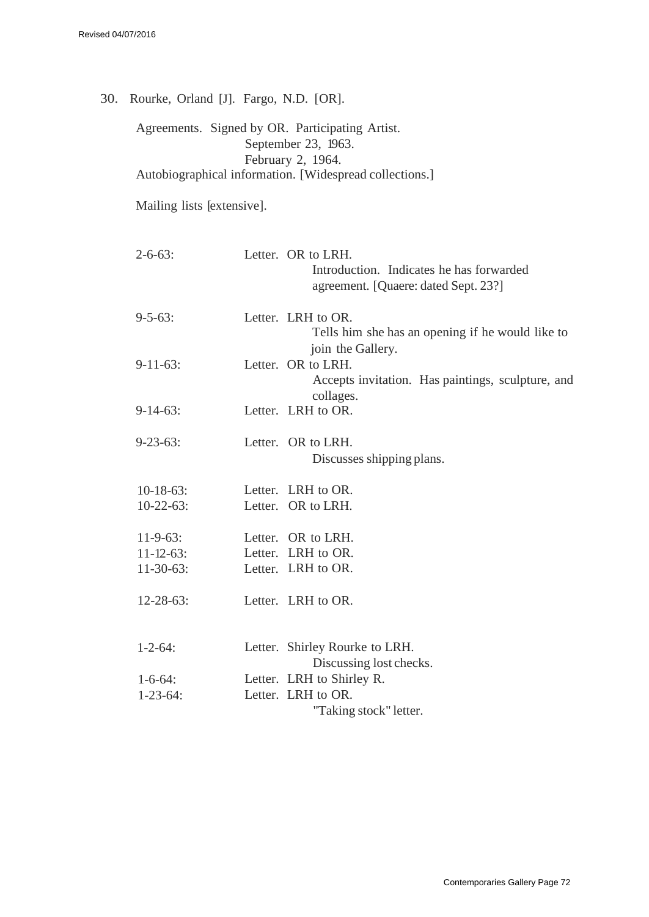30. Rourke, Orland [J]. Fargo, N.D. [OR].

Agreements. Signed by OR. Participating Artist.
September 23, 1963.
February 2, 1964.
Autobiographical information. [Widespread collections.]

Mailing lists [extensive].

| | |
|---|---|
| 2-6-63: | Letter. OR to LRH. Introduction. Indicates he has forwarded agreement. [Quaere: dated Sept. 23?] |
| 9-5-63: | Letter. LRH to OR. Tells him she has an opening if he would like to join the Gallery. |
| 9-11-63: | Letter. OR to LRH. Accepts invitation. Has paintings, sculpture, and collages. |
| 9-14-63: | Letter. LRH to OR. |
| 9-23-63: | Letter. OR to LRH. Discusses shipping plans. |
| 10-18-63: | Letter. LRH to OR. |
| 10-22-63: | Letter. OR to LRH. |
| 11-9-63: | Letter. OR to LRH. |
| 11-12-63: | Letter. LRH to OR. |
| 11-30-63: | Letter. LRH to OR. |
| 12-28-63: | Letter. LRH to OR. |
| 1-2-64: | Letter. Shirley Rourke to LRH. Discussing lost checks. |
| 1-6-64: | Letter. LRH to Shirley R. |
| 1-23-64: | Letter. LRH to OR. "Taking stock" letter. |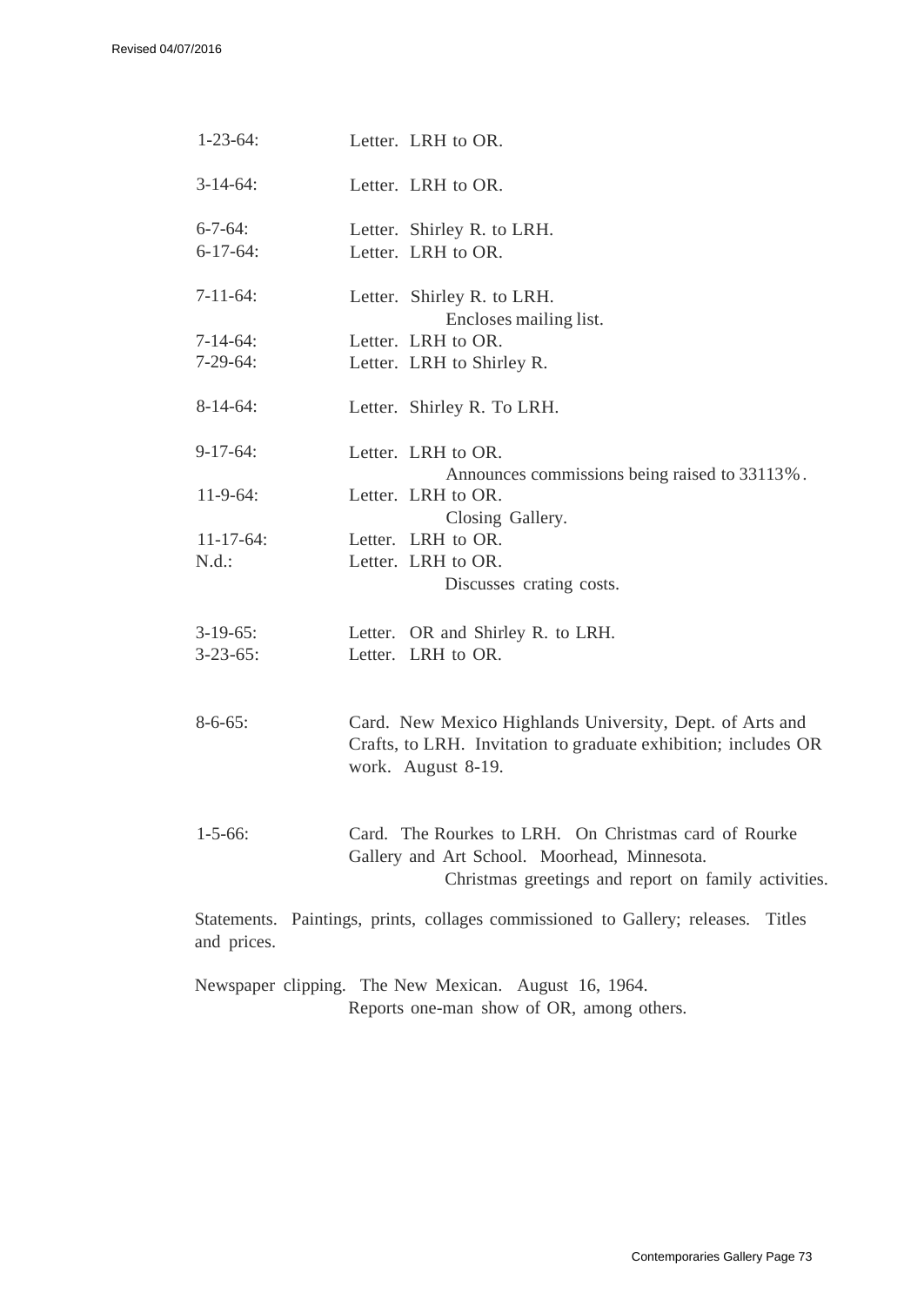1-23-64: Letter. LRH to OR.

3-14-64: Letter. LRH to OR.

6-7-64: Letter. Shirley R. to LRH.
6-17-64: Letter. LRH to OR.

7-11-64: Letter. Shirley R. to LRH.
Encloses mailing list.
7-14-64: Letter. LRH to OR.
7-29-64: Letter. LRH to Shirley R.

8-14-64: Letter. Shirley R. To LRH.

9-17-64: Letter. LRH to OR.
Announces commissions being raised to 33113%.
11-9-64: Letter. LRH to OR.
Closing Gallery.
11-17-64: Letter. LRH to OR.
N.d.: Letter. LRH to OR.
Discusses crating costs.

3-19-65: Letter. OR and Shirley R. to LRH.
3-23-65: Letter. LRH to OR.

8-6-65: Card. New Mexico Highlands University, Dept. of Arts and Crafts, to LRH. Invitation to graduate exhibition; includes OR work. August 8-19.

1-5-66: Card. The Rourkes to LRH. On Christmas card of Rourke Gallery and Art School. Moorhead, Minnesota.
Christmas greetings and report on family activities.

Statements. Paintings, prints, collages commissioned to Gallery; releases. Titles and prices.

Newspaper clipping. The New Mexican. August 16, 1964.
Reports one-man show of OR, among others.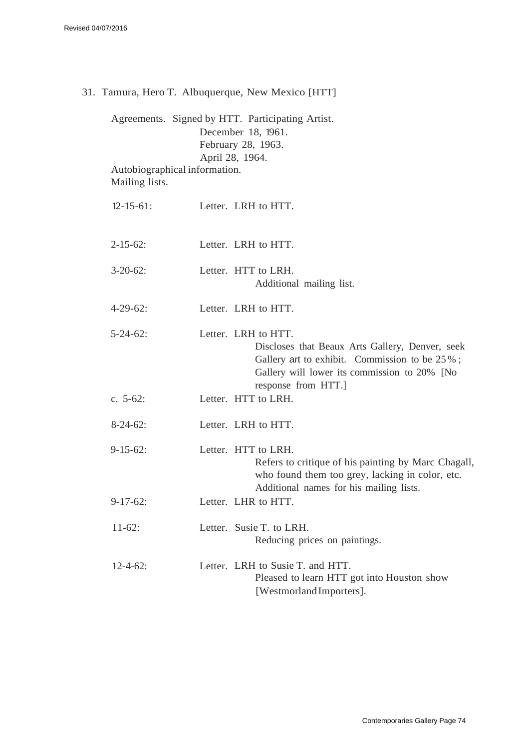31. Tamura, Hero T. Albuquerque, New Mexico [HTT]

Agreements. Signed by HTT. Participating Artist.
December 18, 1961.
February 28, 1963.
April 28, 1964.

Autobiographical information.

Mailing lists.

| | |
|---|---|
| 12-15-61: | Letter. LRH to HTT. |
| 2-15-62: | Letter. LRH to HTT. |
| 3-20-62: | Letter. HTT to LRH.<br>Additional mailing list. |
| 4-29-62: | Letter. LRH to HTT. |
| 5-24-62: | Letter. LRH to HTT.<br>Discloses that Beaux Arts Gallery, Denver, seek Gallery art to exhibit. Commission to be 25%; Gallery will lower its commission to 20% [No response from HTT.] |
| c. 5-62: | Letter. HTT to LRH. |
| 8-24-62: | Letter. LRH to HTT. |
| 9-15-62: | Letter. HTT to LRH.<br>Refers to critique of his painting by Marc Chagall, who found them too grey, lacking in color, etc. Additional names for his mailing lists. |
| 9-17-62: | Letter. LHR to HTT. |
| 11-62: | Letter. Susie T. to LRH.<br>Reducing prices on paintings. |
| 12-4-62: | Letter. LRH to Susie T. and HTT.<br>Pleased to learn HTT got into Houston show [Westmorland Importers]. |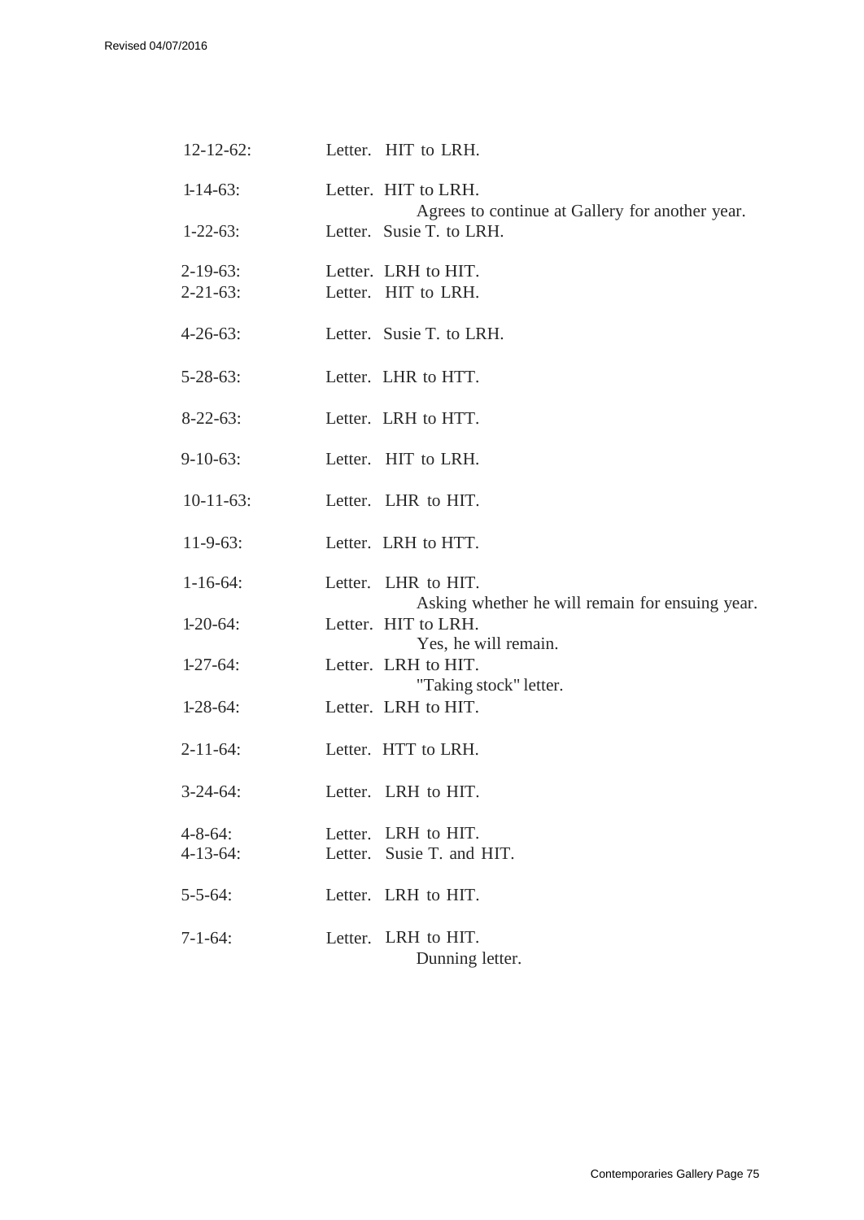12-12-62: Letter. HIT to LRH.

1-14-63: Letter. HIT to LRH.
Agrees to continue at Gallery for another year.

1-22-63: Letter. Susie T. to LRH.

2-19-63: Letter. LRH to HIT.

2-21-63: Letter. HIT to LRH.

4-26-63: Letter. Susie T. to LRH.

5-28-63: Letter. LHR to HTT.

8-22-63: Letter. LRH to HTT.

9-10-63: Letter. HIT to LRH.

10-11-63: Letter. LHR to HIT.

11-9-63: Letter. LRH to HTT.

1-16-64: Letter. LHR to HIT.
Asking whether he will remain for ensuing year.

1-20-64: Letter. HIT to LRH.
Yes, he will remain.

1-27-64: Letter. LRH to HIT.
"Taking stock" letter.

1-28-64: Letter. LRH to HIT.

2-11-64: Letter. HTT to LRH.

3-24-64: Letter. LRH to HIT.

4-8-64: Letter. LRH to HIT.

4-13-64: Letter. Susie T. and HIT.

5-5-64: Letter. LRH to HIT.

7-1-64: Letter. LRH to HIT.
Dunning letter.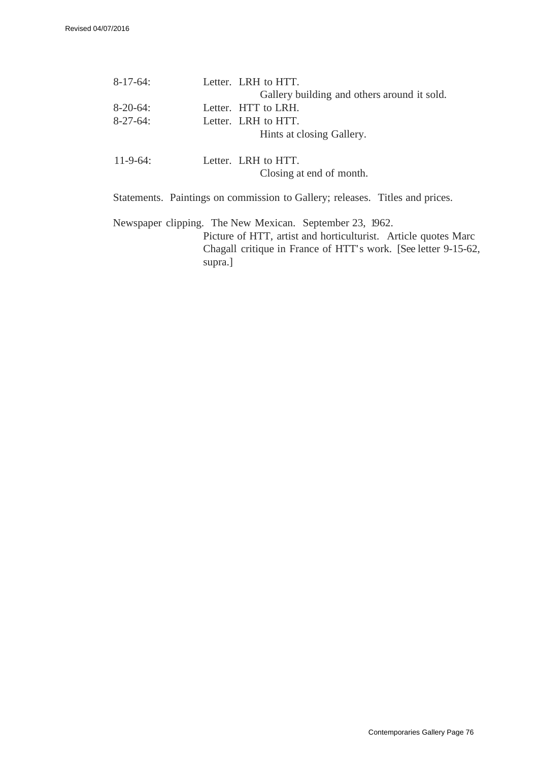8-17-64: Letter. LRH to HTT.
Gallery building and others around it sold.

8-20-64: Letter. HTT to LRH.

8-27-64: Letter. LRH to HTT.
Hints at closing Gallery.

11-9-64: Letter. LRH to HTT.
Closing at end of month.

Statements. Paintings on commission to Gallery; releases. Titles and prices.

Newspaper clipping. The New Mexican. September 23, 1962.
Picture of HTT, artist and horticulturist. Article quotes Marc Chagall critique in France of HTT's work. [See letter 9-15-62, supra.]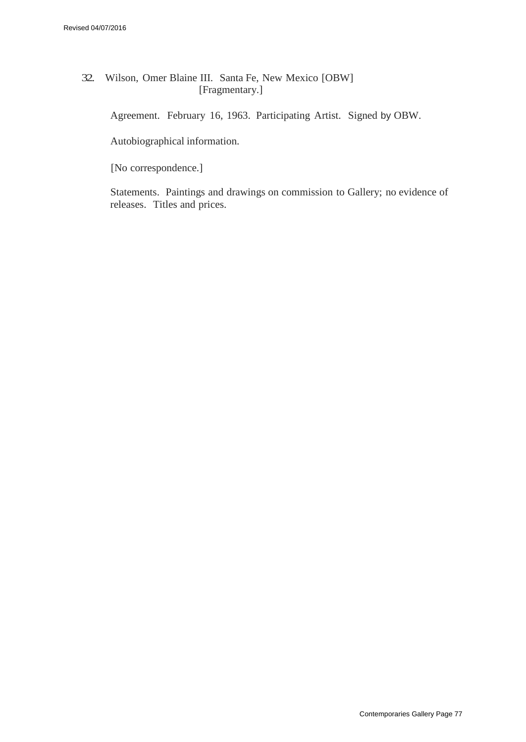32. Wilson, Omer Blaine III. Santa Fe, New Mexico [OBW]
[Fragmentary.]

Agreement. February 16, 1963. Participating Artist. Signed by OBW.

Autobiographical information.

[No correspondence.]

Statements. Paintings and drawings on commission to Gallery; no evidence of releases. Titles and prices.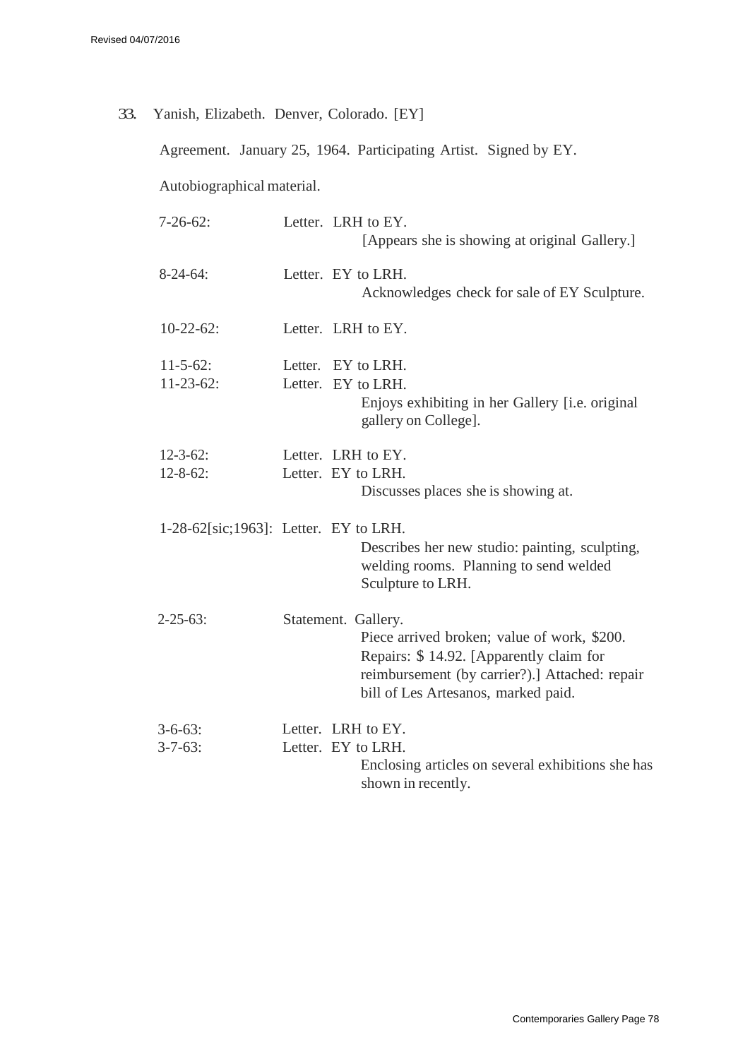33. Yanish, Elizabeth. Denver, Colorado. [EY]

Agreement. January 25, 1964. Participating Artist. Signed by EY.

Autobiographical material.

7-26-62: Letter. LRH to EY.
[Appears she is showing at original Gallery.]

8-24-64: Letter. EY to LRH.
Acknowledges check for sale of EY Sculpture.

10-22-62: Letter. LRH to EY.

11-5-62: Letter. EY to LRH.
11-23-62: Letter. EY to LRH.
Enjoys exhibiting in her Gallery [i.e. original gallery on College].

12-3-62: Letter. LRH to EY.
12-8-62: Letter. EY to LRH.
Discusses places she is showing at.

1-28-62[sic;1963]: Letter. EY to LRH.
Describes her new studio: painting, sculpting, welding rooms. Planning to send welded Sculpture to LRH.

2-25-63: Statement. Gallery.
Piece arrived broken; value of work, $200. Repairs: $ 14.92. [Apparently claim for reimbursement (by carrier?).] Attached: repair bill of Les Artesanos, marked paid.

3-6-63: Letter. LRH to EY.
3-7-63: Letter. EY to LRH.
Enclosing articles on several exhibitions she has shown in recently.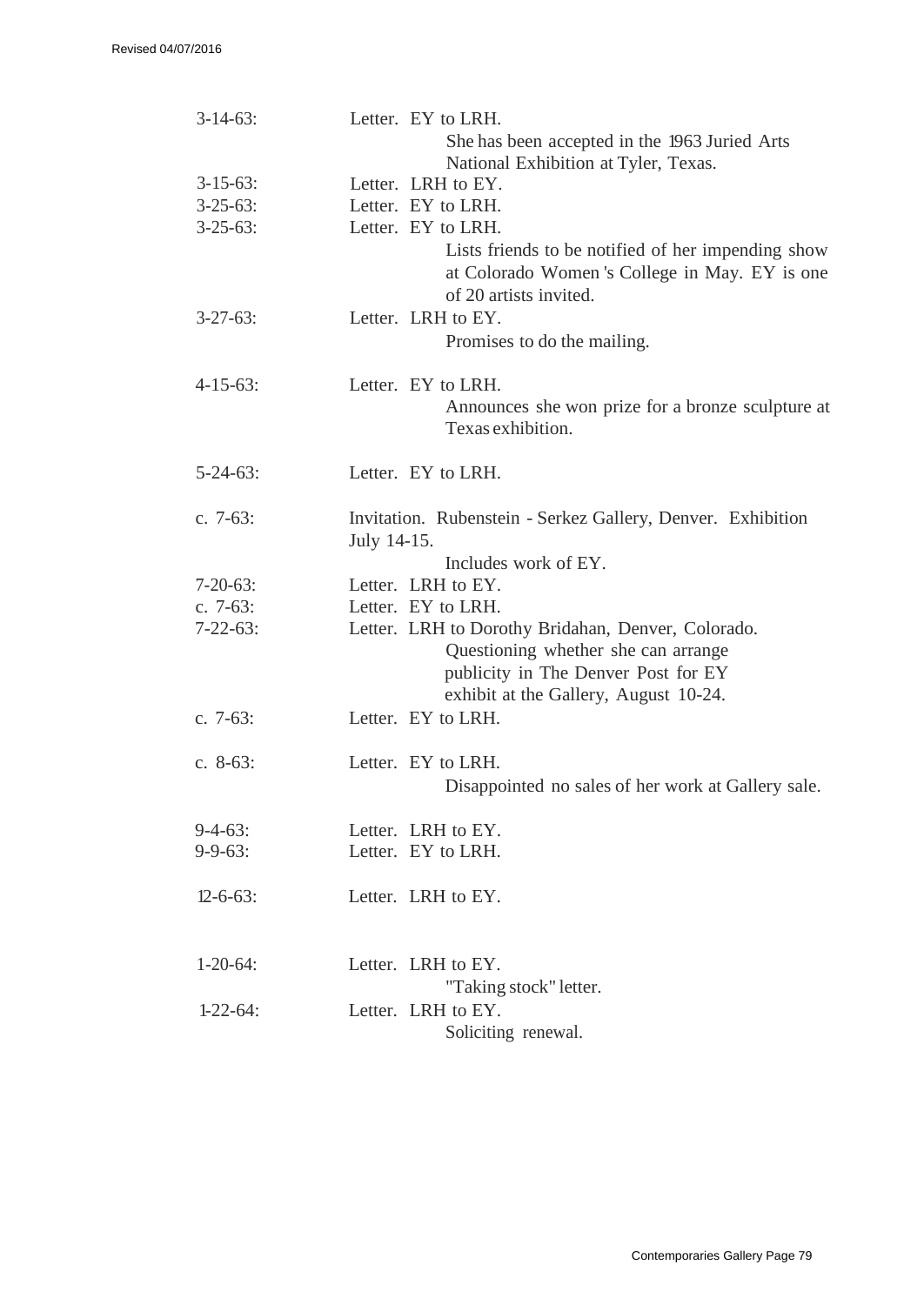| | |
|---|---|
| 3-14-63: | Letter. EY to LRH.<br>She has been accepted in the 1963 Juried Arts National Exhibition at Tyler, Texas. |
| 3-15-63: | Letter. LRH to EY. |
| 3-25-63: | Letter. EY to LRH. |
| 3-25-63: | Letter. EY to LRH.<br>Lists friends to be notified of her impending show at Colorado Women 's College in May. EY is one of 20 artists invited. |
| 3-27-63: | Letter. LRH to EY.<br>Promises to do the mailing. |
| 4-15-63: | Letter. EY to LRH.<br>Announces she won prize for a bronze sculpture at Texas exhibition. |
| 5-24-63: | Letter. EY to LRH. |
| c. 7-63: | Invitation. Rubenstein - Serkez Gallery, Denver. Exhibition July 14-15.<br>Includes work of EY. |
| 7-20-63: | Letter. LRH to EY. |
| c. 7-63: | Letter. EY to LRH. |
| 7-22-63: | Letter. LRH to Dorothy Bridahan, Denver, Colorado.<br>Questioning whether she can arrange publicity in The Denver Post for EY exhibit at the Gallery, August 10-24. |
| c. 7-63: | Letter. EY to LRH. |
| c. 8-63: | Letter. EY to LRH.<br>Disappointed no sales of her work at Gallery sale. |
| 9-4-63: | Letter. LRH to EY. |
| 9-9-63: | Letter. EY to LRH. |
| 12-6-63: | Letter. LRH to EY. |
| 1-20-64: | Letter. LRH to EY.<br>"Taking stock" letter. |
| 1-22-64: | Letter. LRH to EY.<br>Soliciting renewal. |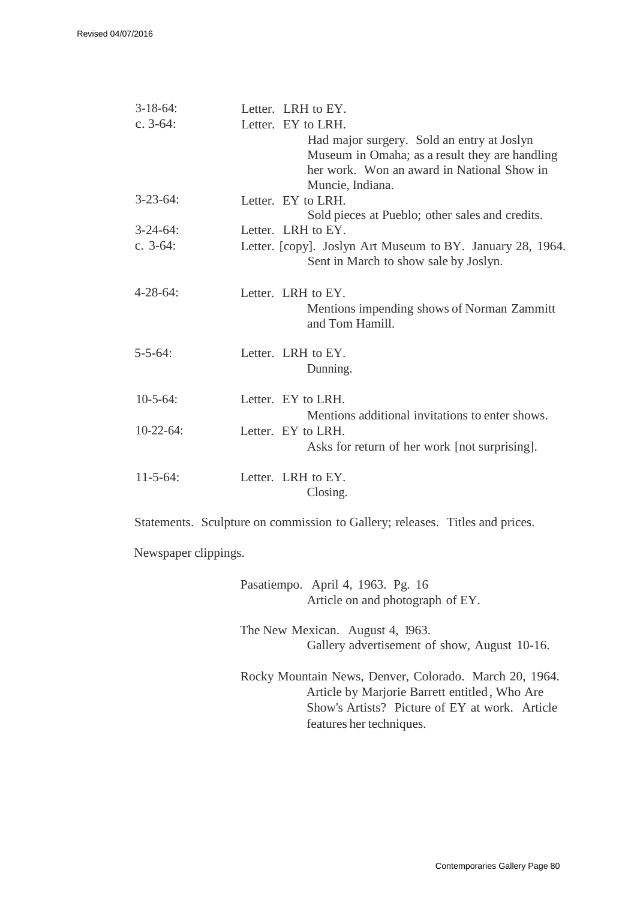3-18-64: Letter. LRH to EY.

c. 3-64: Letter. EY to LRH.
    Had major surgery. Sold an entry at Joslyn Museum in Omaha; as a result they are handling her work. Won an award in National Show in Muncie, Indiana.

3-23-64: Letter. EY to LRH.
    Sold pieces at Pueblo; other sales and credits.

3-24-64: Letter. LRH to EY.

c. 3-64: Letter. [copy]. Joslyn Art Museum to BY. January 28, 1964.
    Sent in March to show sale by Joslyn.

4-28-64: Letter. LRH to EY.
    Mentions impending shows of Norman Zammitt and Tom Hamill.

5-5-64: Letter. LRH to EY.
    Dunning.

10-5-64: Letter. EY to LRH.
    Mentions additional invitations to enter shows.

10-22-64: Letter. EY to LRH.
    Asks for return of her work [not surprising].

11-5-64: Letter. LRH to EY.
    Closing.

Statements. Sculpture on commission to Gallery; releases. Titles and prices.

Newspaper clippings.

Pasatiempo. April 4, 1963. Pg. 16
    Article on and photograph of EY.

The New Mexican. August 4, 1963.
    Gallery advertisement of show, August 10-16.

Rocky Mountain News, Denver, Colorado. March 20, 1964.
    Article by Marjorie Barrett entitled, Who Are Show's Artists? Picture of EY at work. Article features her techniques.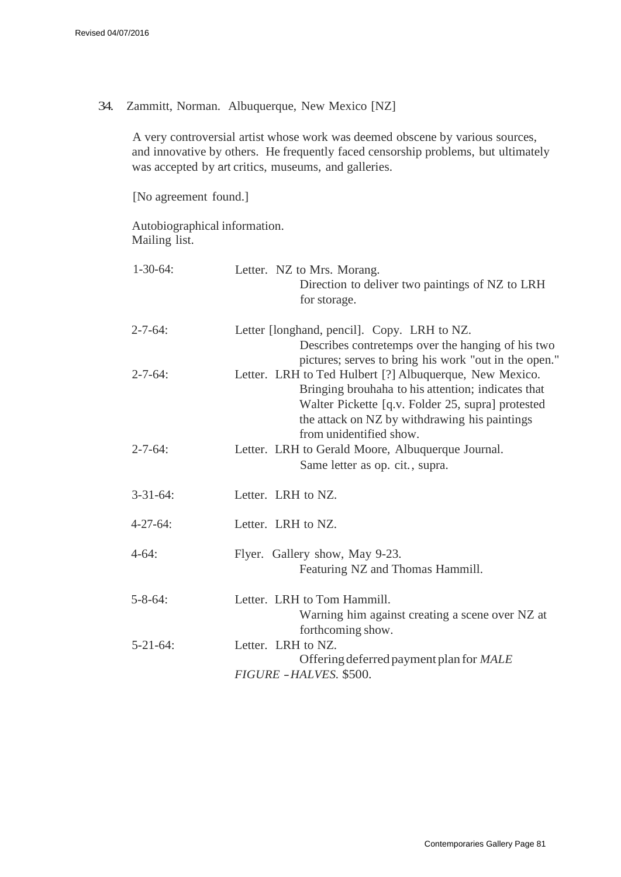34. Zammitt, Norman. Albuquerque, New Mexico [NZ]

A very controversial artist whose work was deemed obscene by various sources, and innovative by others. He frequently faced censorship problems, but ultimately was accepted by art critics, museums, and galleries.

[No agreement found.]

Autobiographical information.
Mailing list.

| | |
|---|---|
| 1-30-64: | Letter. NZ to Mrs. Morang.<br>Direction to deliver two paintings of NZ to LRH for storage. |
| 2-7-64: | Letter [longhand, pencil]. Copy. LRH to NZ.<br>Describes contretemps over the hanging of his two pictures; serves to bring his work "out in the open." |
| 2-7-64: | Letter. LRH to Ted Hulbert [?] Albuquerque, New Mexico.<br>Bringing brouhaha to his attention; indicates that Walter Pickette [q.v. Folder 25, supra] protested the attack on NZ by withdrawing his paintings from unidentified show. |
| 2-7-64: | Letter. LRH to Gerald Moore, Albuquerque Journal.<br>Same letter as op. cit., supra. |
| 3-31-64: | Letter. LRH to NZ. |
| 4-27-64: | Letter. LRH to NZ. |
| 4-64: | Flyer. Gallery show, May 9-23.<br>Featuring NZ and Thomas Hammill. |
| 5-8-64: | Letter. LRH to Tom Hammill.<br>Warning him against creating a scene over NZ at forthcoming show. |
| 5-21-64: | Letter. LRH to NZ.<br>Offering deferred payment plan for *MALE FIGURE - HALVES*. $500. |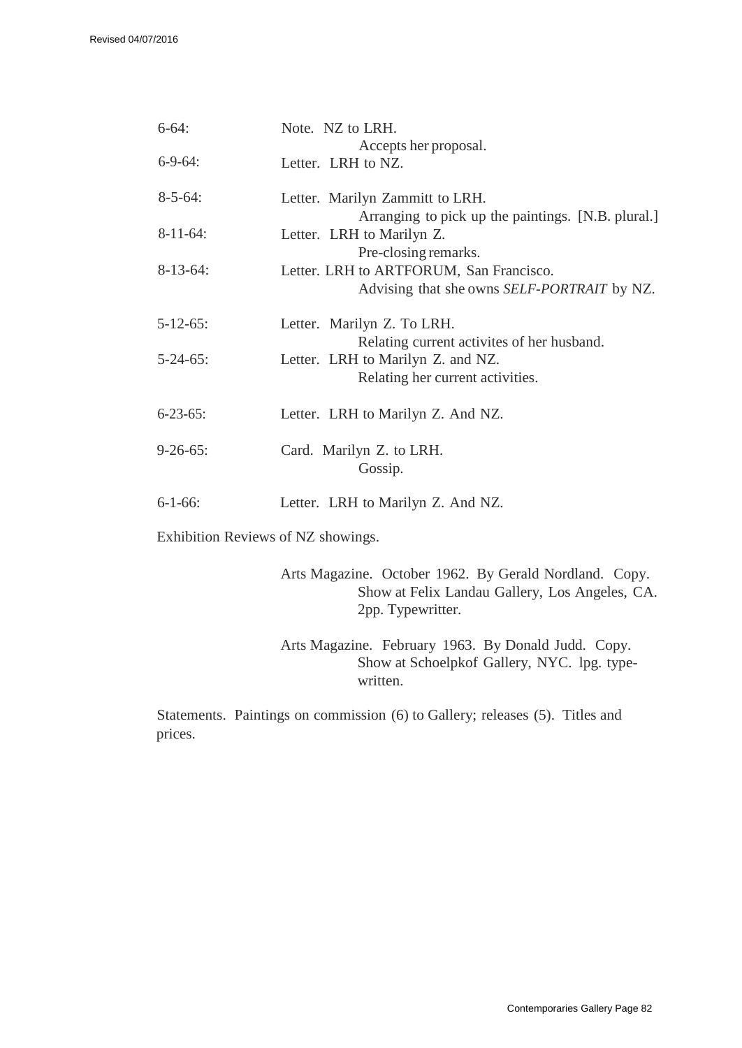6-64: Note. NZ to LRH.
Accepts her proposal.

6-9-64: Letter. LRH to NZ.

8-5-64: Letter. Marilyn Zammitt to LRH.
Arranging to pick up the paintings. [N.B. plural.]

8-11-64: Letter. LRH to Marilyn Z.
Pre-closing remarks.

8-13-64: Letter. LRH to ARTFORUM, San Francisco.
Advising that she owns *SELF-PORTRAIT* by NZ.

5-12-65: Letter. Marilyn Z. To LRH.
Relating current activites of her husband.

5-24-65: Letter. LRH to Marilyn Z. and NZ.
Relating her current activities.

6-23-65: Letter. LRH to Marilyn Z. And NZ.

9-26-65: Card. Marilyn Z. to LRH.
Gossip.

6-1-66: Letter. LRH to Marilyn Z. And NZ.

Exhibition Reviews of NZ showings.

Arts Magazine. October 1962. By Gerald Nordland. Copy.
Show at Felix Landau Gallery, Los Angeles, CA.
2pp. Typewritter.

Arts Magazine. February 1963. By Donald Judd. Copy.
Show at Schoelpkof Gallery, NYC. lpg. typewritten.

Statements. Paintings on commission (6) to Gallery; releases (5). Titles and prices.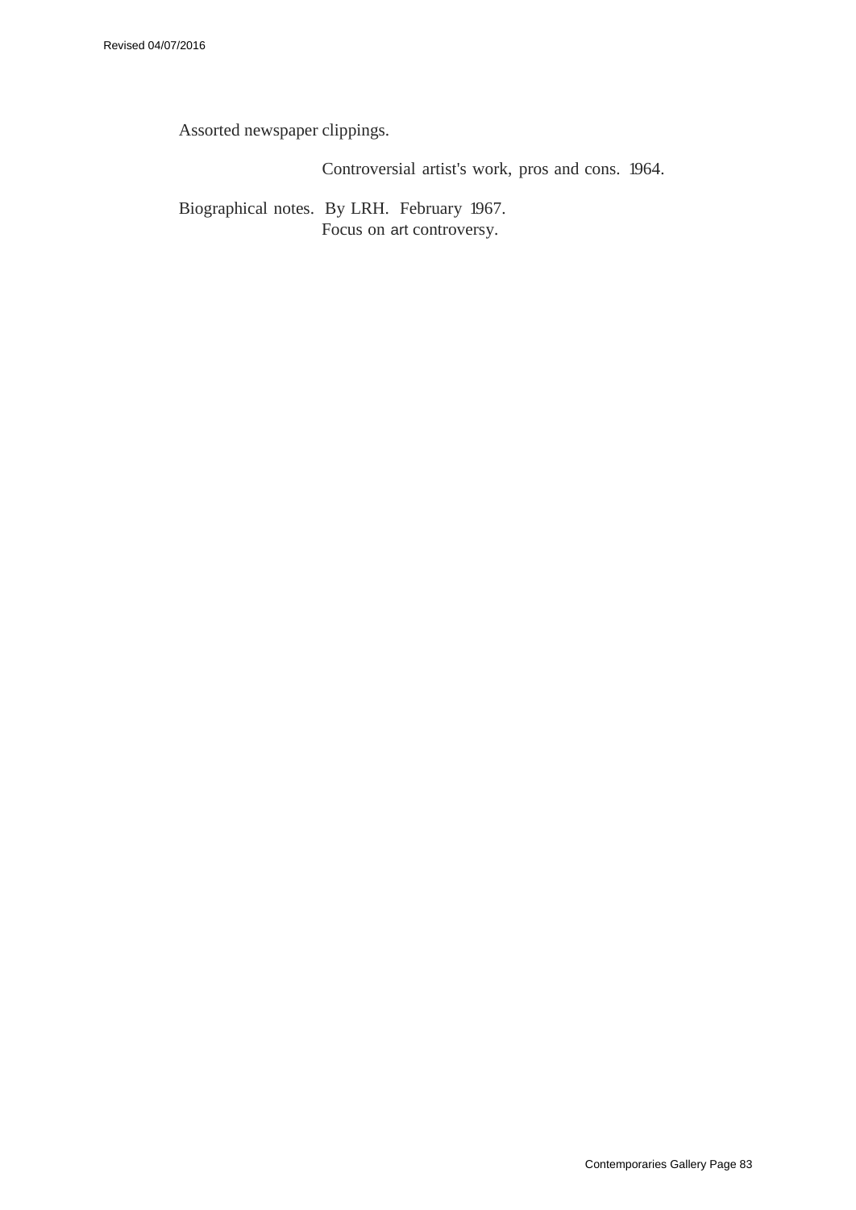Assorted newspaper clippings.

Controversial artist's work, pros and cons. 1964.

Biographical notes. By LRH. February 1967.
Focus on art controversy.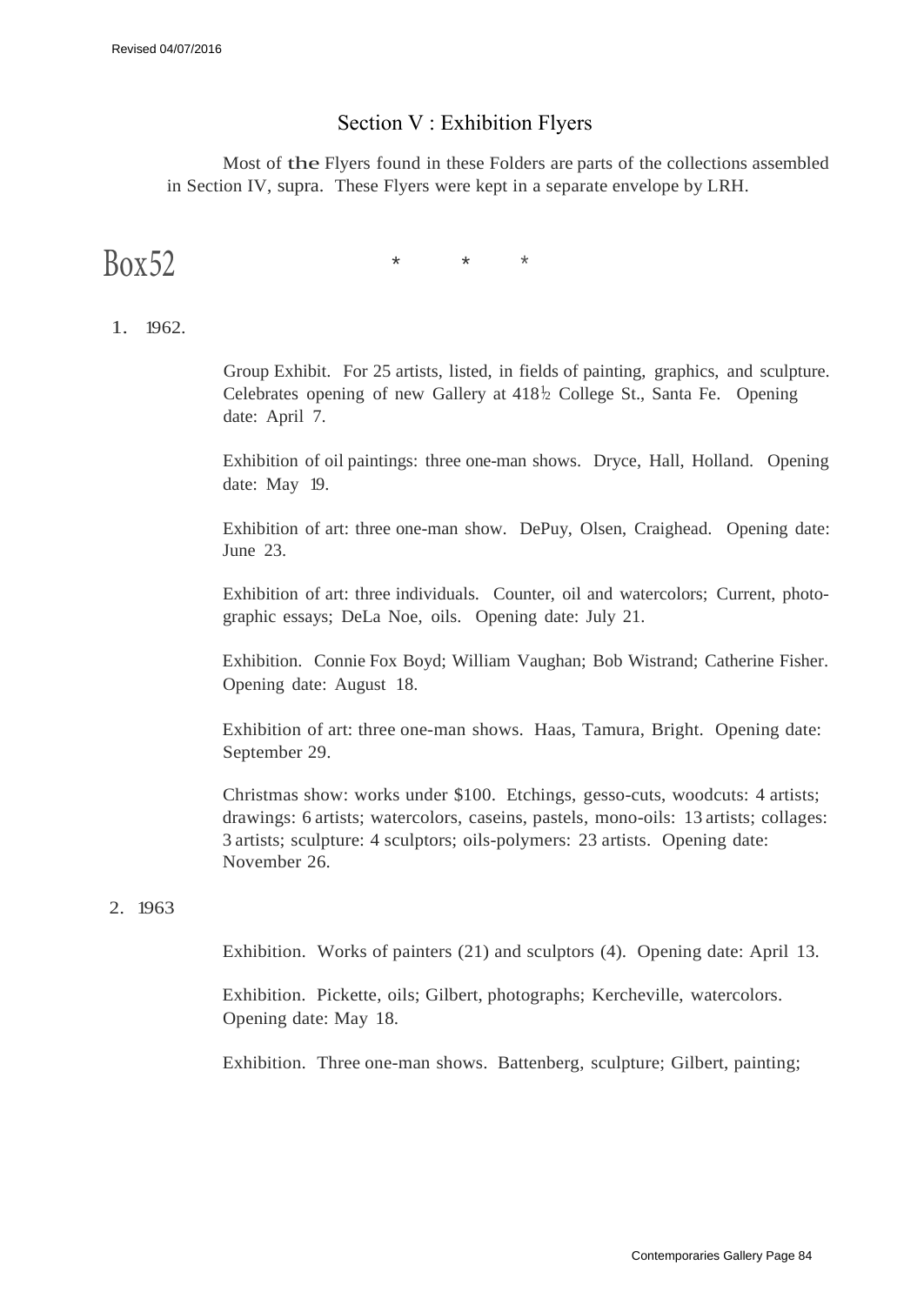## Section V : Exhibition Flyers

Most of the Flyers found in these Folders are parts of the collections assembled in Section IV, supra. These Flyers were kept in a separate envelope by LRH.

# Box52

\* \* \*

1. 1962.

Group Exhibit. For 25 artists, listed, in fields of painting, graphics, and sculpture. Celebrates opening of new Gallery at 418½ College St., Santa Fe. Opening date: April 7.

Exhibition of oil paintings: three one-man shows. Dryce, Hall, Holland. Opening date: May 19.

Exhibition of art: three one-man show. DePuy, Olsen, Craighead. Opening date: June 23.

Exhibition of art: three individuals. Counter, oil and watercolors; Current, photographic essays; DeLa Noe, oils. Opening date: July 21.

Exhibition. Connie Fox Boyd; William Vaughan; Bob Wistrand; Catherine Fisher. Opening date: August 18.

Exhibition of art: three one-man shows. Haas, Tamura, Bright. Opening date: September 29.

Christmas show: works under $100. Etchings, gesso-cuts, woodcuts: 4 artists; drawings: 6 artists; watercolors, caseins, pastels, mono-oils: 13 artists; collages: 3 artists; sculpture: 4 sculptors; oils-polymers: 23 artists. Opening date: November 26.

2. 1963

Exhibition. Works of painters (21) and sculptors (4). Opening date: April 13.

Exhibition. Pickette, oils; Gilbert, photographs; Kercheville, watercolors. Opening date: May 18.

Exhibition. Three one-man shows. Battenberg, sculpture; Gilbert, painting;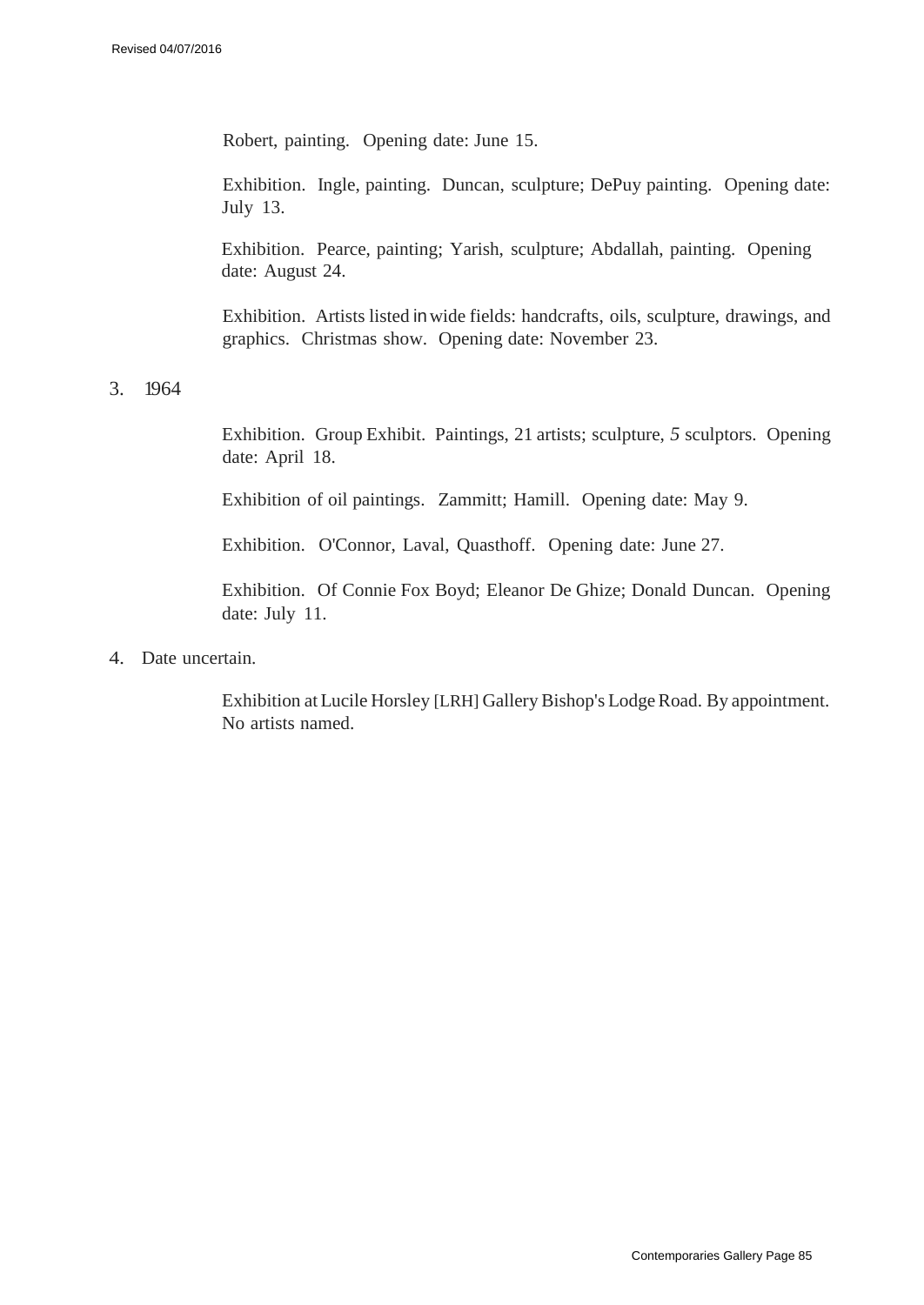Robert, painting. Opening date: June 15.

Exhibition. Ingle, painting. Duncan, sculpture; DePuy painting. Opening date: July 13.

Exhibition. Pearce, painting; Yarish, sculpture; Abdallah, painting. Opening date: August 24.

Exhibition. Artists listed in wide fields: handcrafts, oils, sculpture, drawings, and graphics. Christmas show. Opening date: November 23.

3. 1964

Exhibition. Group Exhibit. Paintings, 21 artists; sculpture, *5* sculptors. Opening date: April 18.

Exhibition of oil paintings. Zammitt; Hamill. Opening date: May 9.

Exhibition. O'Connor, Laval, Quasthoff. Opening date: June 27.

Exhibition. Of Connie Fox Boyd; Eleanor De Ghize; Donald Duncan. Opening date: July 11.

4. Date uncertain.

Exhibition at Lucile Horsley [LRH] Gallery Bishop's Lodge Road. By appointment. No artists named.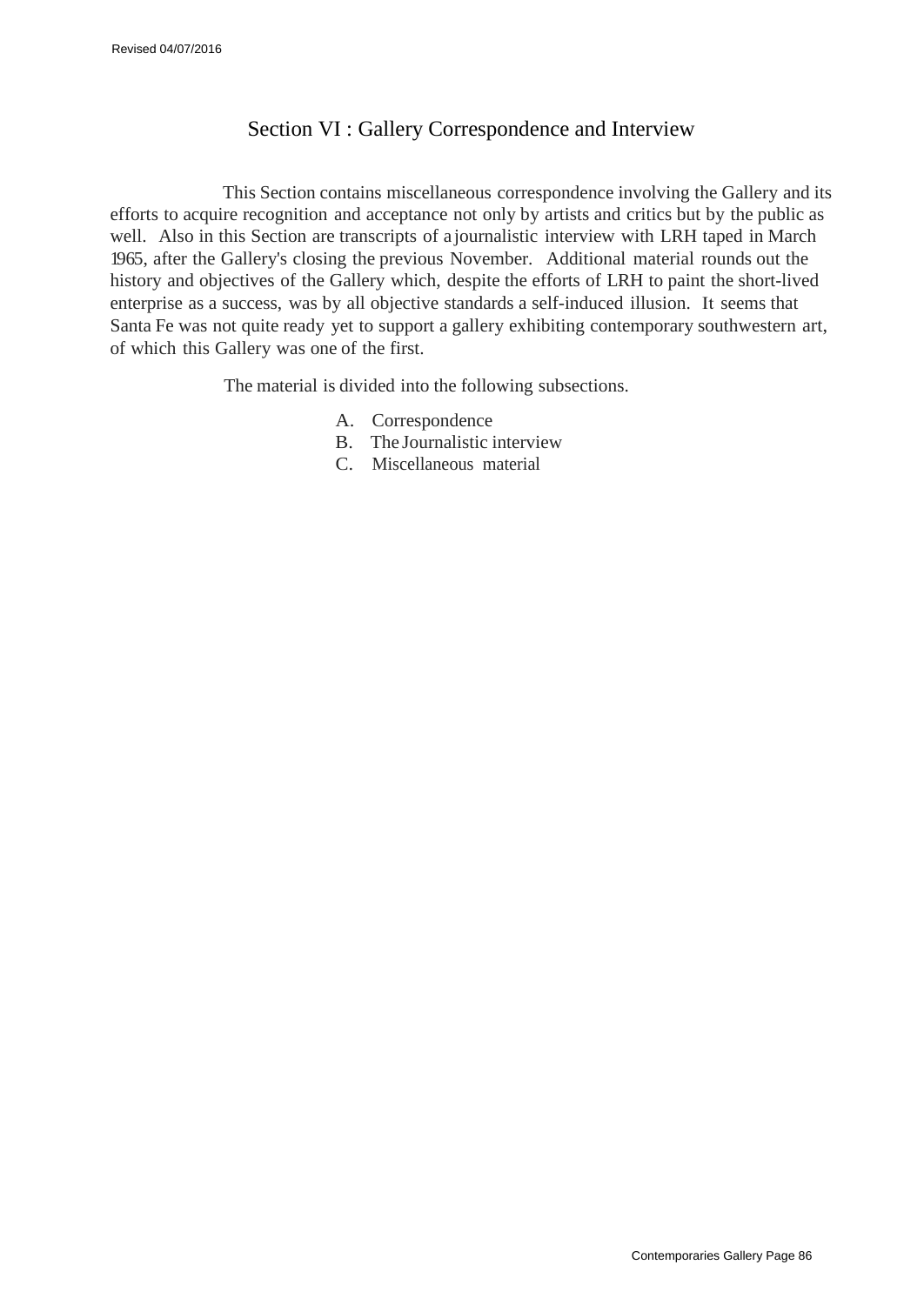# Section VI : Gallery Correspondence and Interview

This Section contains miscellaneous correspondence involving the Gallery and its efforts to acquire recognition and acceptance not only by artists and critics but by the public as well. Also in this Section are transcripts of a journalistic interview with LRH taped in March 1965, after the Gallery's closing the previous November. Additional material rounds out the history and objectives of the Gallery which, despite the efforts of LRH to paint the short-lived enterprise as a success, was by all objective standards a self-induced illusion. It seems that Santa Fe was not quite ready yet to support a gallery exhibiting contemporary southwestern art, of which this Gallery was one of the first.

The material is divided into the following subsections.

A. Correspondence
B. The Journalistic interview
C. Miscellaneous material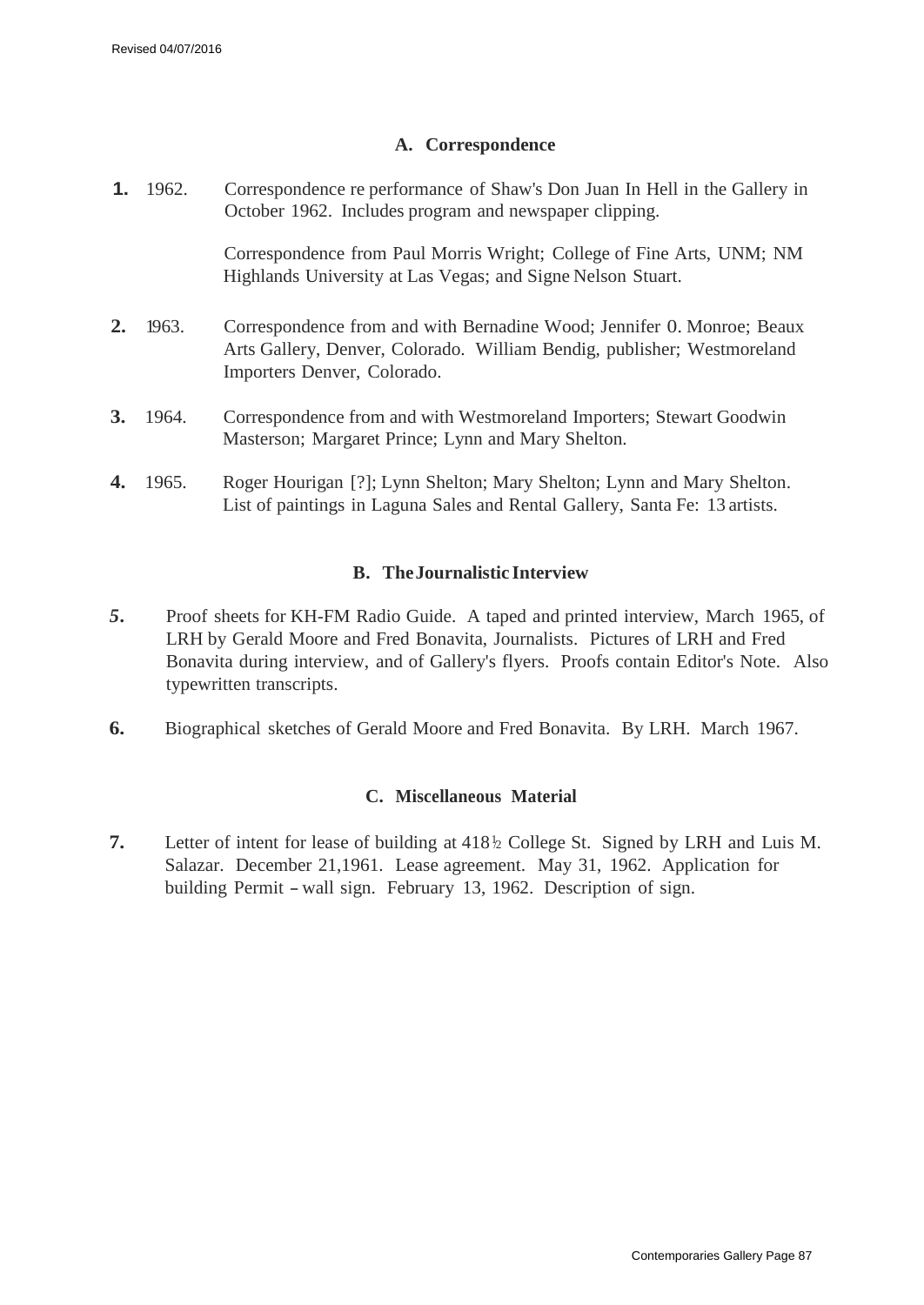### A. Correspondence

**1.** 1962. Correspondence re performance of Shaw's Don Juan In Hell in the Gallery in October 1962. Includes program and newspaper clipping.

Correspondence from Paul Morris Wright; College of Fine Arts, UNM; NM Highlands University at Las Vegas; and Signe Nelson Stuart.

**2.** 1963. Correspondence from and with Bernadine Wood; Jennifer 0. Monroe; Beaux Arts Gallery, Denver, Colorado. William Bendig, publisher; Westmoreland Importers Denver, Colorado.

**3.** 1964. Correspondence from and with Westmoreland Importers; Stewart Goodwin Masterson; Margaret Prince; Lynn and Mary Shelton.

**4.** 1965. Roger Hourigan [?]; Lynn Shelton; Mary Shelton; Lynn and Mary Shelton. List of paintings in Laguna Sales and Rental Gallery, Santa Fe: 13 artists.

### B. The Journalistic Interview

**5.** Proof sheets for KH-FM Radio Guide. A taped and printed interview, March 1965, of LRH by Gerald Moore and Fred Bonavita, Journalists. Pictures of LRH and Fred Bonavita during interview, and of Gallery's flyers. Proofs contain Editor's Note. Also typewritten transcripts.

**6.** Biographical sketches of Gerald Moore and Fred Bonavita. By LRH. March 1967.

### C. Miscellaneous Material

**7.** Letter of intent for lease of building at 418½ College St. Signed by LRH and Luis M. Salazar. December 21,1961. Lease agreement. May 31, 1962. Application for building Permit – wall sign. February 13, 1962. Description of sign.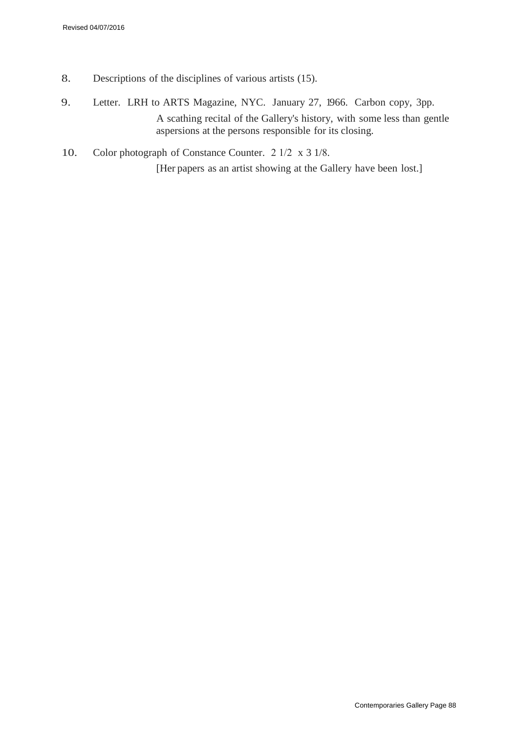8. Descriptions of the disciplines of various artists (15).

9. Letter. LRH to ARTS Magazine, NYC. January 27, 1966. Carbon copy, 3pp.

   A scathing recital of the Gallery's history, with some less than gentle aspersions at the persons responsible for its closing.

10. Color photograph of Constance Counter. 2 1/2 x 3 1/8.

    [Her papers as an artist showing at the Gallery have been lost.]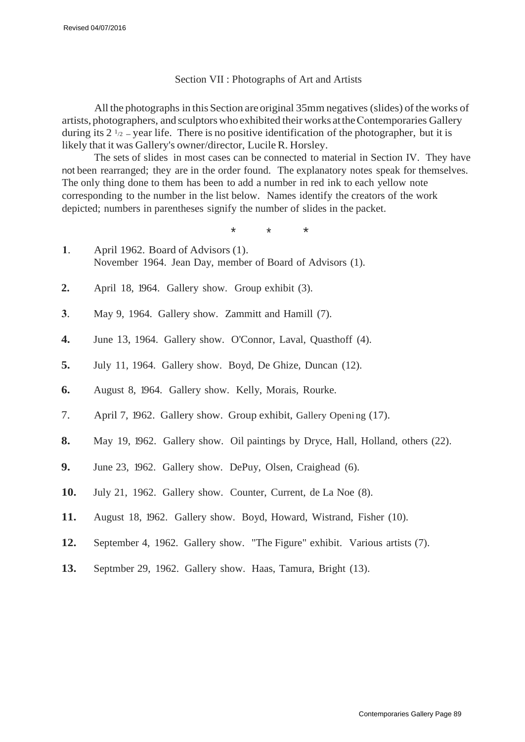## Section VII : Photographs of Art and Artists

All the photographs in this Section are original 35mm negatives (slides) of the works of artists, photographers, and sculptors who exhibited their works at the Contemporaries Gallery during its 2 ½ – year life. There is no positive identification of the photographer, but it is likely that it was Gallery's owner/director, Lucile R. Horsley.

The sets of slides in most cases can be connected to material in Section IV. They have not been rearranged; they are in the order found. The explanatory notes speak for themselves. The only thing done to them has been to add a number in red ink to each yellow note corresponding to the number in the list below. Names identify the creators of the work depicted; numbers in parentheses signify the number of slides in the packet.

\* \* \*

**1**. April 1962. Board of Advisors (1).
November 1964. Jean Day, member of Board of Advisors (1).

**2.** April 18, 1964. Gallery show. Group exhibit (3).

**3**. May 9, 1964. Gallery show. Zammitt and Hamill (7).

**4.** June 13, 1964. Gallery show. O'Connor, Laval, Quasthoff (4).

**5.** July 11, 1964. Gallery show. Boyd, De Ghize, Duncan (12).

**6.** August 8, 1964. Gallery show. Kelly, Morais, Rourke.

7. April 7, 1962. Gallery show. Group exhibit, Gallery Opening (17).

**8.** May 19, 1962. Gallery show. Oil paintings by Dryce, Hall, Holland, others (22).

**9.** June 23, 1962. Gallery show. DePuy, Olsen, Craighead (6).

**10.** July 21, 1962. Gallery show. Counter, Current, de La Noe (8).

**11.** August 18, 1962. Gallery show. Boyd, Howard, Wistrand, Fisher (10).

**12.** September 4, 1962. Gallery show. "The Figure" exhibit. Various artists (7).

**13.** Septmber 29, 1962. Gallery show. Haas, Tamura, Bright (13).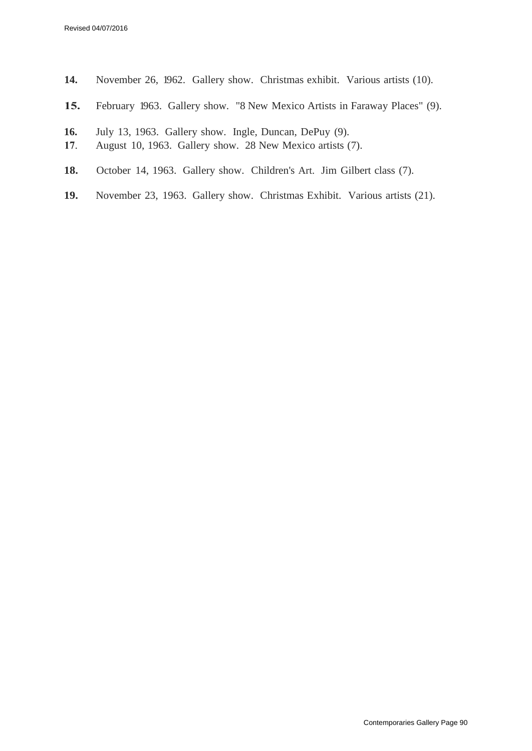**14.** November 26, 1962. Gallery show. Christmas exhibit. Various artists (10).

**15.** February 1963. Gallery show. "8 New Mexico Artists in Faraway Places" (9).

**16.** July 13, 1963. Gallery show. Ingle, Duncan, DePuy (9).

**17**. August 10, 1963. Gallery show. 28 New Mexico artists (7).

**18.** October 14, 1963. Gallery show. Children's Art. Jim Gilbert class (7).

**19.** November 23, 1963. Gallery show. Christmas Exhibit. Various artists (21).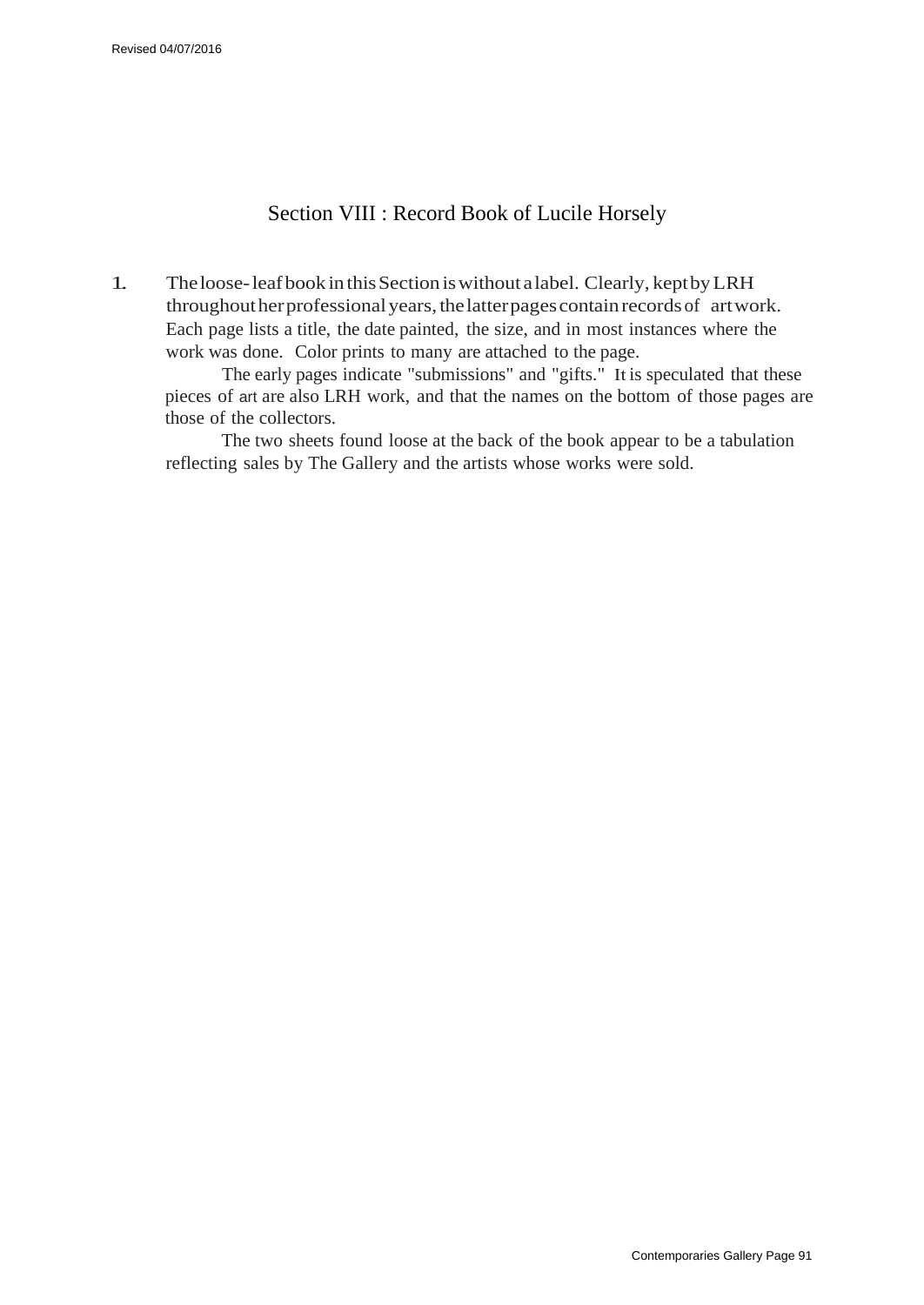## Section VIII : Record Book of Lucile Horsely

1. The loose-leaf book in this Section is without a label. Clearly, kept by LRH throughout her professional years, the latter pages contain records of art work. Each page lists a title, the date painted, the size, and in most instances where the work was done. Color prints to many are attached to the page.

   The early pages indicate "submissions" and "gifts." It is speculated that these pieces of art are also LRH work, and that the names on the bottom of those pages are those of the collectors.

   The two sheets found loose at the back of the book appear to be a tabulation reflecting sales by The Gallery and the artists whose works were sold.